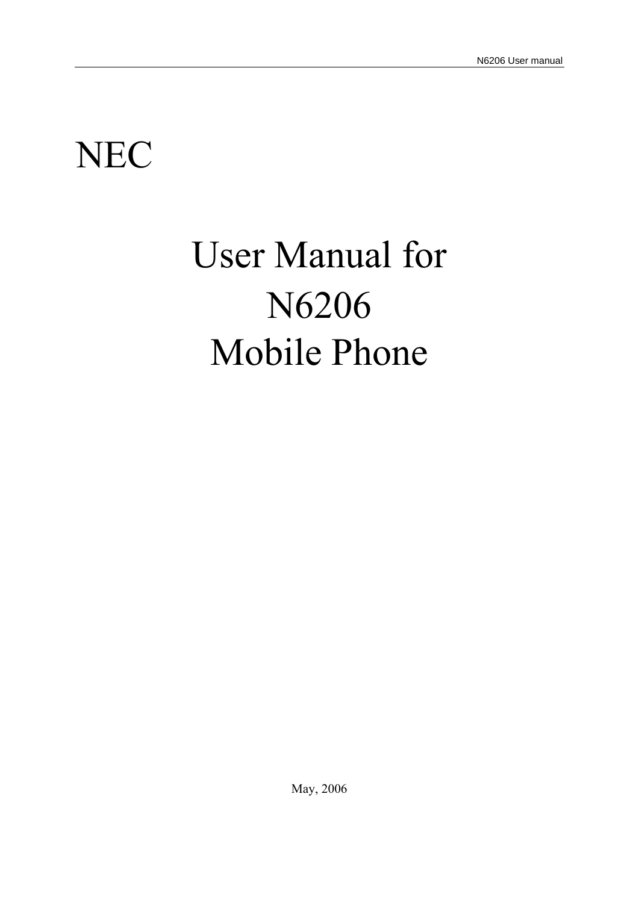NEC

# User Manual for
# N6206
# Mobile Phone

May, 2006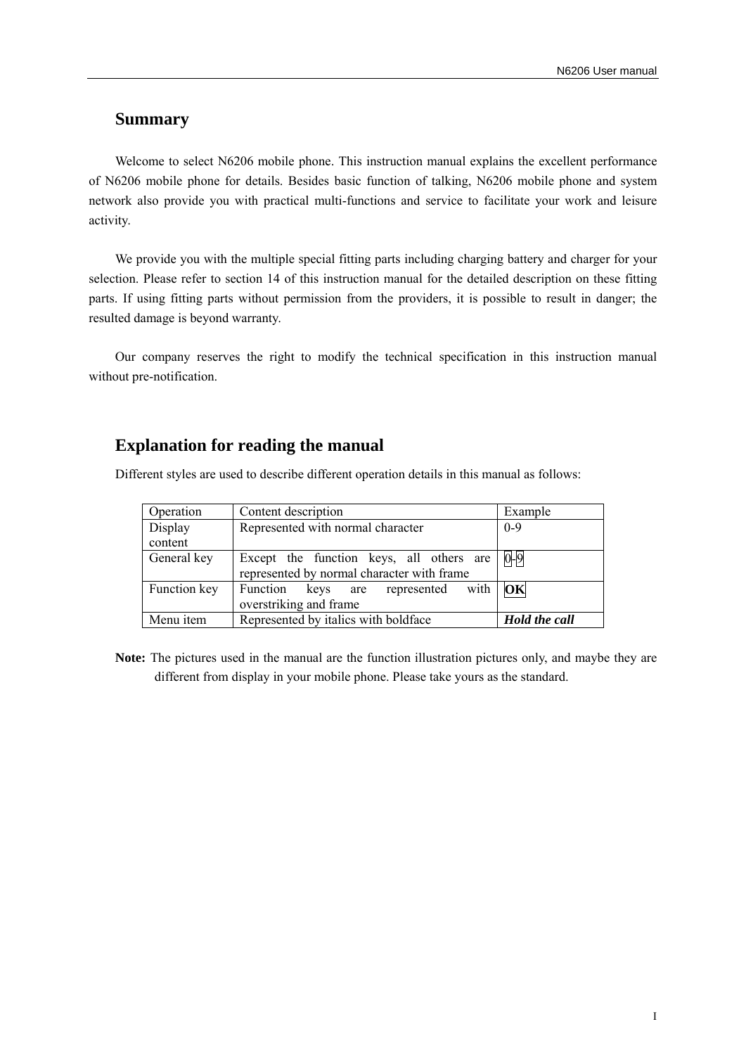## Summary

Welcome to select N6206 mobile phone. This instruction manual explains the excellent performance of N6206 mobile phone for details. Besides basic function of talking, N6206 mobile phone and system network also provide you with practical multi-functions and service to facilitate your work and leisure activity.

We provide you with the multiple special fitting parts including charging battery and charger for your selection. Please refer to section 14 of this instruction manual for the detailed description on these fitting parts. If using fitting parts without permission from the providers, it is possible to result in danger; the resulted damage is beyond warranty.

Our company reserves the right to modify the technical specification in this instruction manual without pre-notification.

## Explanation for reading the manual

Different styles are used to describe different operation details in this manual as follows:

| Operation | Content description | Example |
|---|---|---|
| Display content | Represented with normal character | 0-9 |
| General key | Except the function keys, all others are represented by normal character with frame | 0-9 |
| Function key | Function keys are represented with overstriking and frame | **OK** |
| Menu item | Represented by italics with boldface | ***Hold the call*** |

**Note:** The pictures used in the manual are the function illustration pictures only, and maybe they are different from display in your mobile phone. Please take yours as the standard.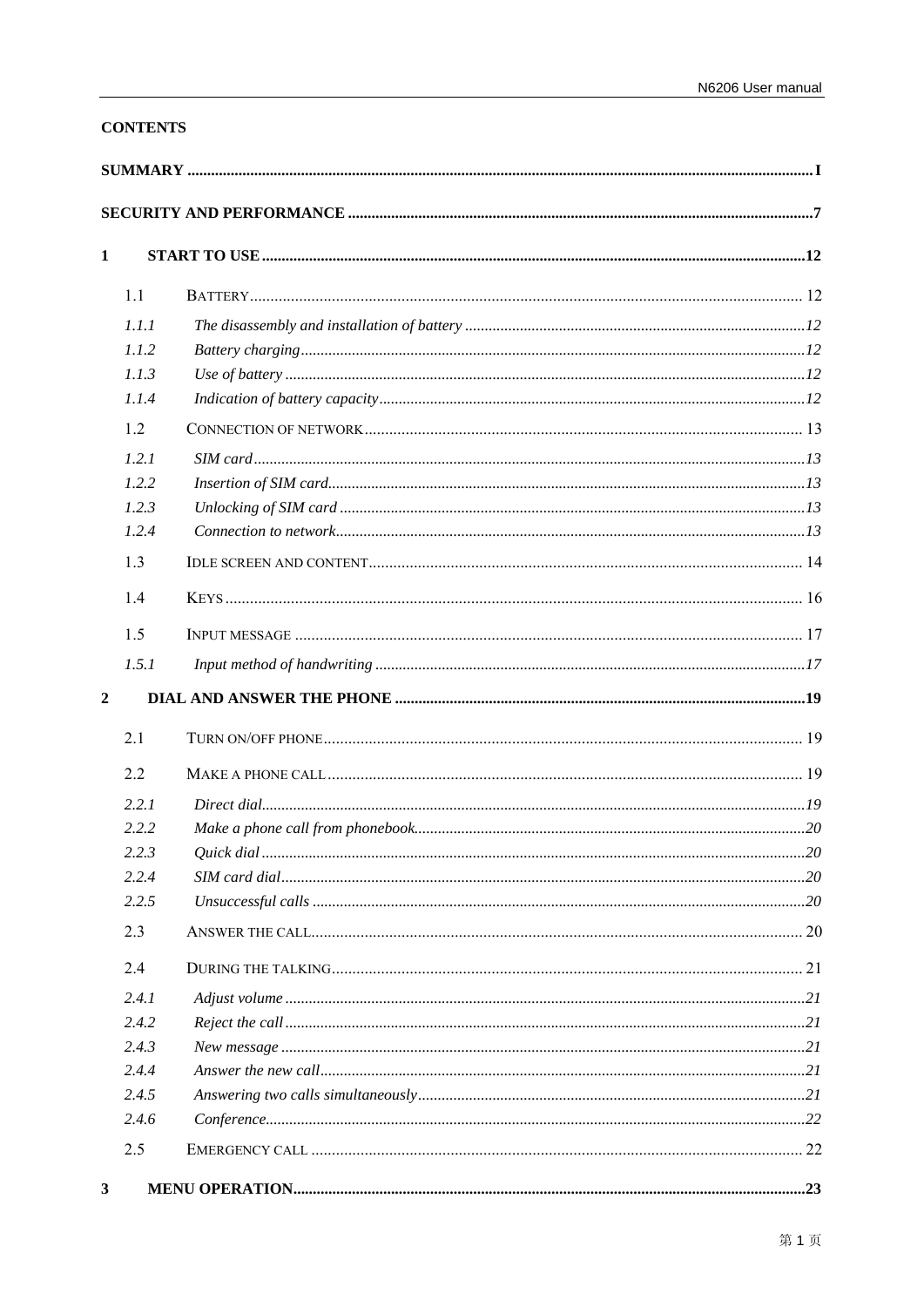**CONTENTS**

**SUMMARY ............................................................ I**

**SECURITY AND PERFORMANCE ............................................................ 7**

**1 START TO USE ............................................................ 12**

- 1.1 BATTERY ............................................................ 12
  - *1.1.1 The disassembly and installation of battery ............................................................ 12*
  - *1.1.2 Battery charging ............................................................ 12*
  - *1.1.3 Use of battery ............................................................ 12*
  - *1.1.4 Indication of battery capacity ............................................................ 12*
- 1.2 CONNECTION OF NETWORK ............................................................ 13
  - *1.2.1 SIM card ............................................................ 13*
  - *1.2.2 Insertion of SIM card ............................................................ 13*
  - *1.2.3 Unlocking of SIM card ............................................................ 13*
  - *1.2.4 Connection to network ............................................................ 13*
- 1.3 IDLE SCREEN AND CONTENT ............................................................ 14
- 1.4 KEYS ............................................................ 16
- 1.5 INPUT MESSAGE ............................................................ 17
  - *1.5.1 Input method of handwriting ............................................................ 17*

**2 DIAL AND ANSWER THE PHONE ............................................................ 19**

- 2.1 TURN ON/OFF PHONE ............................................................ 19
- 2.2 MAKE A PHONE CALL ............................................................ 19
  - *2.2.1 Direct dial ............................................................ 19*
  - *2.2.2 Make a phone call from phonebook ............................................................ 20*
  - *2.2.3 Quick dial ............................................................ 20*
  - *2.2.4 SIM card dial ............................................................ 20*
  - *2.2.5 Unsuccessful calls ............................................................ 20*
- 2.3 ANSWER THE CALL ............................................................ 20
- 2.4 DURING THE TALKING ............................................................ 21
  - *2.4.1 Adjust volume ............................................................ 21*
  - *2.4.2 Reject the call ............................................................ 21*
  - *2.4.3 New message ............................................................ 21*
  - *2.4.4 Answer the new call ............................................................ 21*
  - *2.4.5 Answering two calls simultaneously ............................................................ 21*
  - *2.4.6 Conference ............................................................ 22*
- 2.5 EMERGENCY CALL ............................................................ 22

**3 MENU OPERATION ............................................................ 23**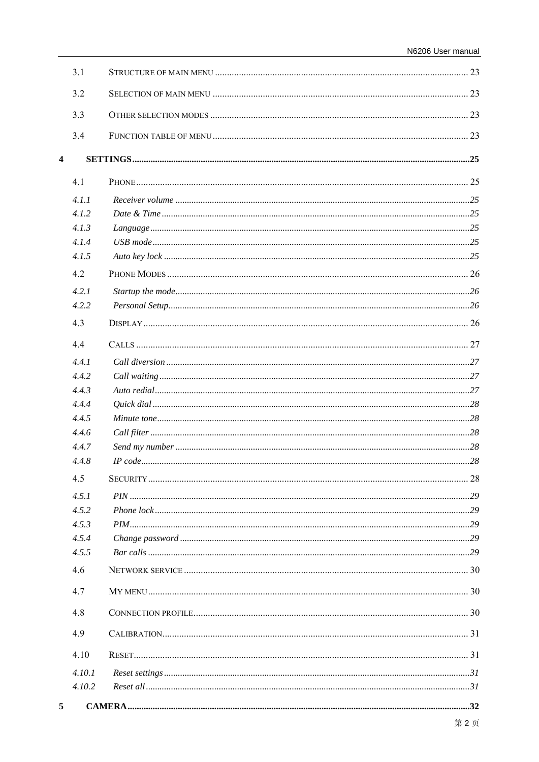3.1 STRUCTURE OF MAIN MENU .......... 23

3.2 SELECTION OF MAIN MENU .......... 23

3.3 OTHER SELECTION MODES .......... 23

3.4 FUNCTION TABLE OF MENU .......... 23

**4 SETTINGS .......... 25**

4.1 PHONE .......... 25

*4.1.1 Receiver volume .......... 25*
*4.1.2 Date & Time .......... 25*
*4.1.3 Language .......... 25*
*4.1.4 USB mode .......... 25*
*4.1.5 Auto key lock .......... 25*

4.2 PHONE MODES .......... 26

*4.2.1 Startup the mode .......... 26*
*4.2.2 Personal Setup .......... 26*

4.3 DISPLAY .......... 26

4.4 CALLS .......... 27

*4.4.1 Call diversion .......... 27*
*4.4.2 Call waiting .......... 27*
*4.4.3 Auto redial .......... 27*
*4.4.4 Quick dial .......... 28*
*4.4.5 Minute tone .......... 28*
*4.4.6 Call filter .......... 28*
*4.4.7 Send my number .......... 28*
*4.4.8 IP code .......... 28*

4.5 SECURITY .......... 28

*4.5.1 PIN .......... 29*
*4.5.2 Phone lock .......... 29*
*4.5.3 PIM .......... 29*
*4.5.4 Change password .......... 29*
*4.5.5 Bar calls .......... 29*

4.6 NETWORK SERVICE .......... 30

4.7 MY MENU .......... 30

4.8 CONNECTION PROFILE .......... 30

4.9 CALIBRATION .......... 31

4.10 RESET .......... 31

*4.10.1 Reset settings .......... 31*
*4.10.2 Reset all .......... 31*

**5 CAMERA .......... 32**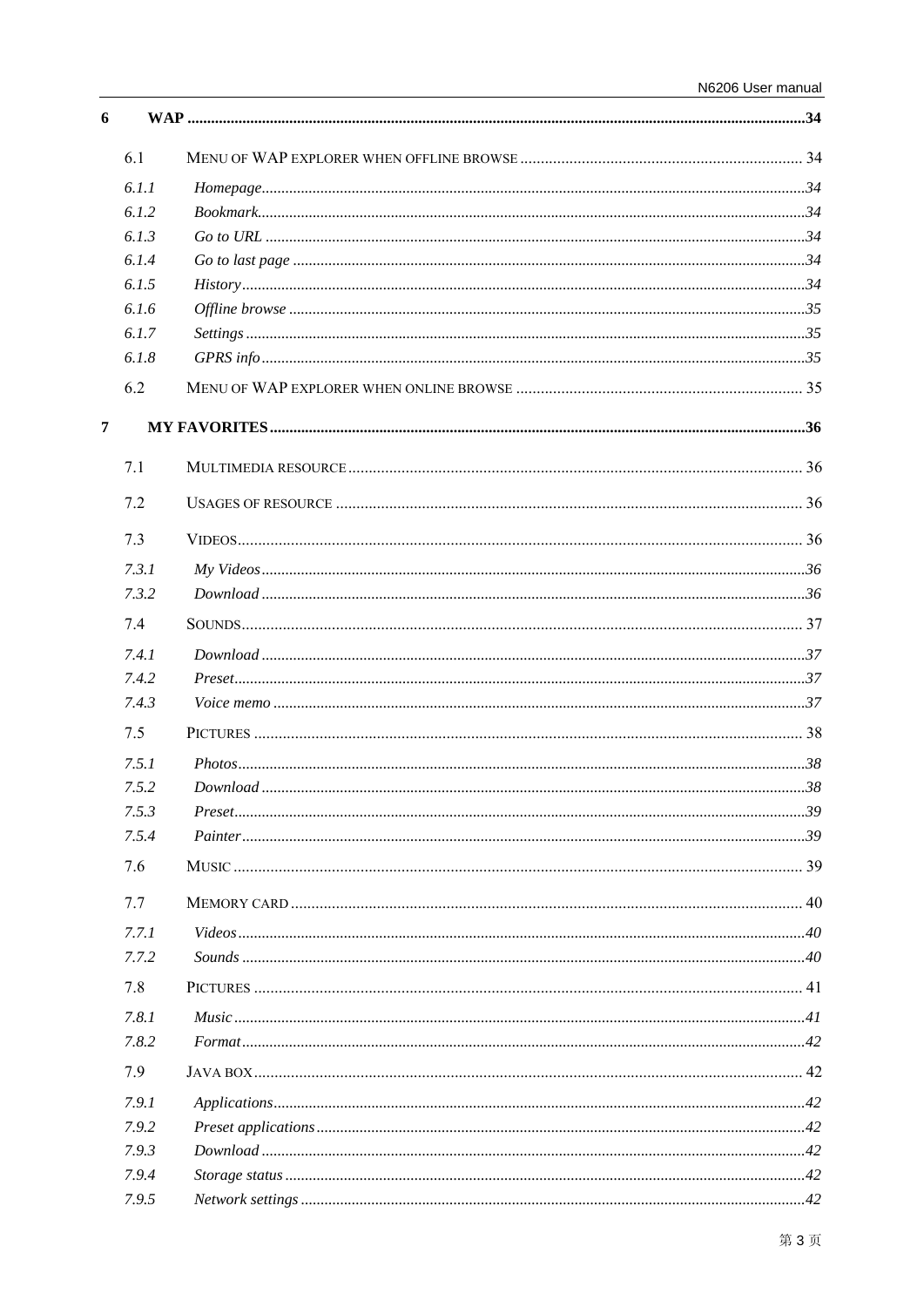**6 WAP ....................................................................................................................................................34**

6.1 MENU OF WAP EXPLORER WHEN OFFLINE BROWSE .................................................................... 34

*6.1.1 Homepage.........................................................................................................................34*

*6.1.2 Bookmark..........................................................................................................................34*

*6.1.3 Go to URL ........................................................................................................................34*

*6.1.4 Go to last page .................................................................................................................34*

*6.1.5 History..............................................................................................................................34*

*6.1.6 Offline browse ..................................................................................................................35*

*6.1.7 Settings .............................................................................................................................35*

*6.1.8 GPRS info.........................................................................................................................35*

6.2 MENU OF WAP EXPLORER WHEN ONLINE BROWSE ..................................................................... 35

**7 MY FAVORITES.......................................................................................................................................36**

7.1 MULTIMEDIA RESOURCE ............................................................................................................... 36

7.2 USAGES OF RESOURCE .................................................................................................................. 36

7.3 VIDEOS........................................................................................................................................... 36

*7.3.1 My Videos........................................................................................................................36*

*7.3.2 Download ........................................................................................................................36*

7.4 SOUNDS.......................................................................................................................................... 37

*7.4.1 Download ........................................................................................................................37*

*7.4.2 Preset................................................................................................................................37*

*7.4.3 Voice memo ......................................................................................................................37*

7.5 PICTURES ....................................................................................................................................... 38

*7.5.1 Photos...............................................................................................................................38*

*7.5.2 Download .........................................................................................................................38*

*7.5.3 Preset................................................................................................................................39*

*7.5.4 Painter..............................................................................................................................39*

7.6 MUSIC ............................................................................................................................................ 39

7.7 MEMORY CARD .............................................................................................................................. 40

*7.7.1 Videos...............................................................................................................................40*

*7.7.2 Sounds .............................................................................................................................40*

7.8 PICTURES ....................................................................................................................................... 41

*7.8.1 Music ................................................................................................................................41*

*7.8.2 Format..............................................................................................................................42*

7.9 JAVA BOX........................................................................................................................................ 42

*7.9.1 Applications......................................................................................................................42*

*7.9.2 Preset applications...........................................................................................................42*

*7.9.3 Download .........................................................................................................................42*

*7.9.4 Storage status ...................................................................................................................42*

*7.9.5 Network settings ...............................................................................................................42*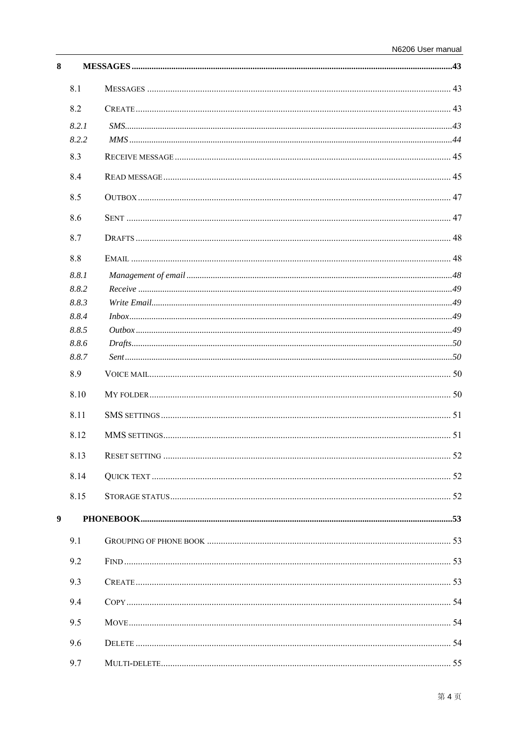**8 MESSAGES .....43**

8.1 MESSAGES ..... 43

8.2 CREATE ..... 43

*8.2.1 SMS.....43*

*8.2.2 MMS .....44*

8.3 RECEIVE MESSAGE ..... 45

8.4 READ MESSAGE ..... 45

8.5 OUTBOX ..... 47

8.6 SENT ..... 47

8.7 DRAFTS ..... 48

8.8 EMAIL ..... 48

*8.8.1 Management of email .....48*

*8.8.2 Receive .....49*

*8.8.3 Write Email.....49*

*8.8.4 Inbox.....49*

*8.8.5 Outbox .....49*

*8.8.6 Drafts.....50*

*8.8.7 Sent.....50*

8.9 VOICE MAIL..... 50

8.10 MY FOLDER..... 50

8.11 SMS SETTINGS ..... 51

8.12 MMS SETTINGS..... 51

8.13 RESET SETTING ..... 52

8.14 QUICK TEXT ..... 52

8.15 STORAGE STATUS..... 52

**9 PHONEBOOK.....53**

9.1 GROUPING OF PHONE BOOK ..... 53

9.2 FIND ..... 53

9.3 CREATE..... 53

9.4 COPY..... 54

9.5 MOVE..... 54

9.6 DELETE ..... 54

9.7 MULTI-DELETE..... 55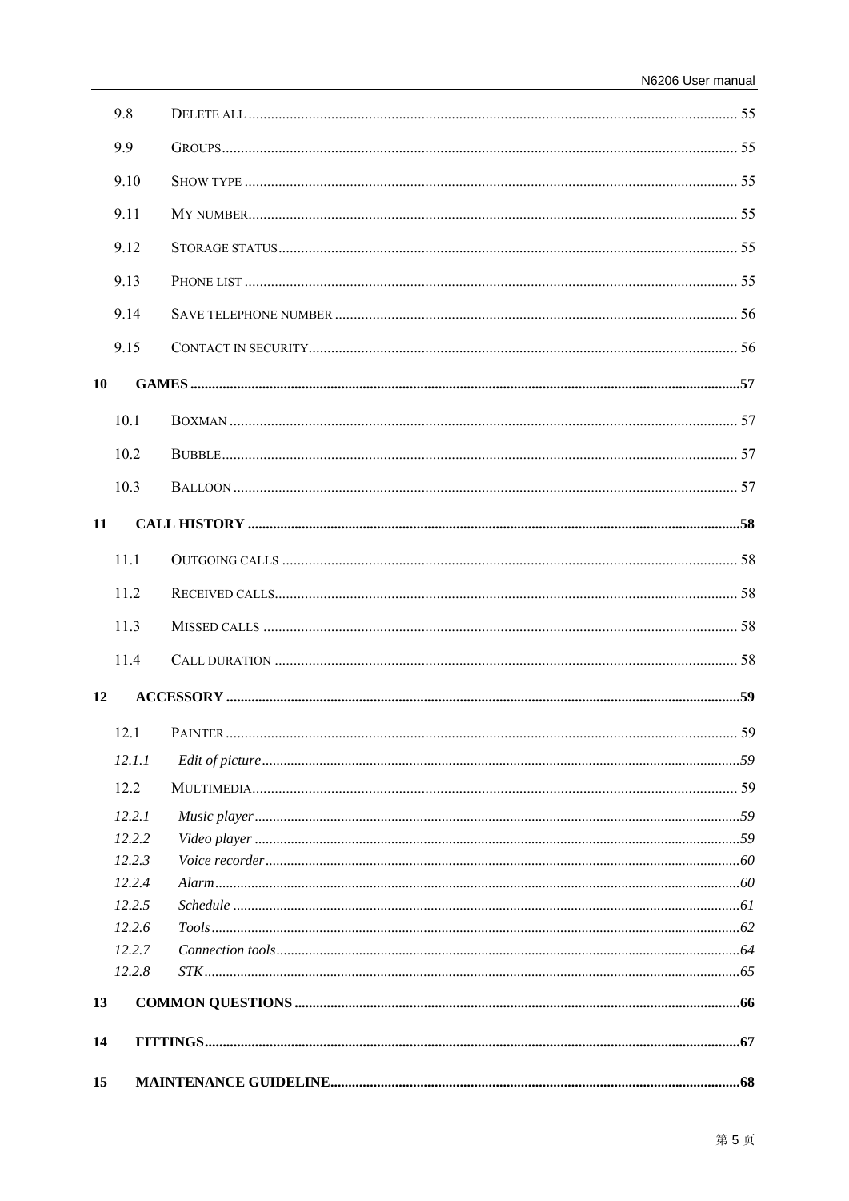9.8 DELETE ALL ........ 55

9.9 GROUPS ........ 55

9.10 SHOW TYPE ........ 55

9.11 MY NUMBER ........ 55

9.12 STORAGE STATUS ........ 55

9.13 PHONE LIST ........ 55

9.14 SAVE TELEPHONE NUMBER ........ 56

9.15 CONTACT IN SECURITY ........ 56

**10 GAMES ........ 57**

10.1 BOXMAN ........ 57

10.2 BUBBLE ........ 57

10.3 BALLOON ........ 57

**11 CALL HISTORY ........ 58**

11.1 OUTGOING CALLS ........ 58

11.2 RECEIVED CALLS ........ 58

11.3 MISSED CALLS ........ 58

11.4 CALL DURATION ........ 58

**12 ACCESSORY ........ 59**

12.1 PAINTER ........ 59

*12.1.1 Edit of picture ........ 59*

12.2 MULTIMEDIA ........ 59

*12.2.1 Music player ........ 59*

*12.2.2 Video player ........ 59*

*12.2.3 Voice recorder ........ 60*

*12.2.4 Alarm ........ 60*

*12.2.5 Schedule ........ 61*

*12.2.6 Tools ........ 62*

*12.2.7 Connection tools ........ 64*

*12.2.8 STK ........ 65*

**13 COMMON QUESTIONS ........ 66**

**14 FITTINGS ........ 67**

**15 MAINTENANCE GUIDELINE ........ 68**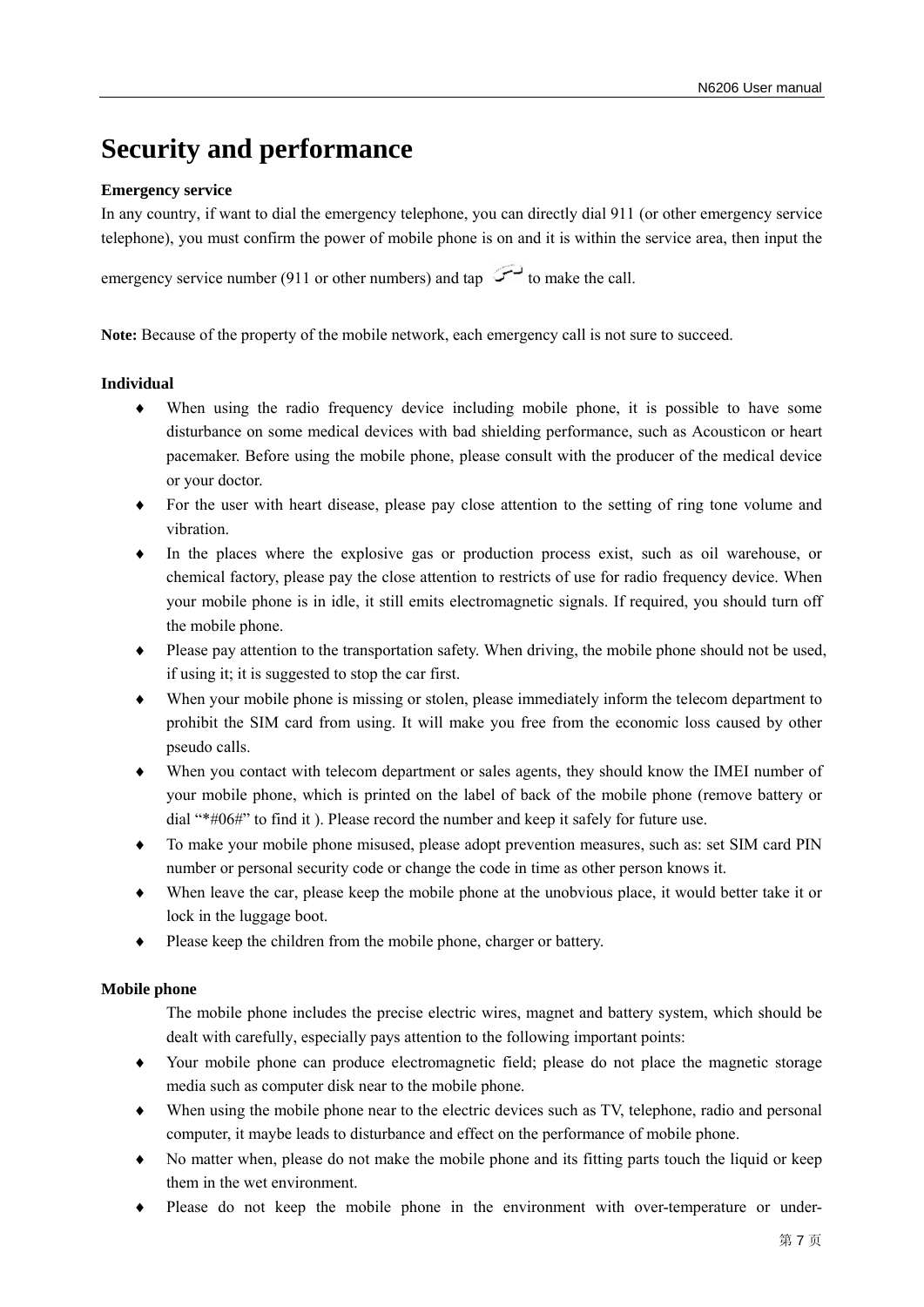# Security and performance

**Emergency service**

In any country, if want to dial the emergency telephone, you can directly dial 911 (or other emergency service telephone), you must confirm the power of mobile phone is on and it is within the service area, then input the emergency service number (911 or other numbers) and tap to make the call.

**Note:** Because of the property of the mobile network, each emergency call is not sure to succeed.

**Individual**

- When using the radio frequency device including mobile phone, it is possible to have some disturbance on some medical devices with bad shielding performance, such as Acousticon or heart pacemaker. Before using the mobile phone, please consult with the producer of the medical device or your doctor.
- For the user with heart disease, please pay close attention to the setting of ring tone volume and vibration.
- In the places where the explosive gas or production process exist, such as oil warehouse, or chemical factory, please pay the close attention to restricts of use for radio frequency device. When your mobile phone is in idle, it still emits electromagnetic signals. If required, you should turn off the mobile phone.
- Please pay attention to the transportation safety. When driving, the mobile phone should not be used, if using it; it is suggested to stop the car first.
- When your mobile phone is missing or stolen, please immediately inform the telecom department to prohibit the SIM card from using. It will make you free from the economic loss caused by other pseudo calls.
- When you contact with telecom department or sales agents, they should know the IMEI number of your mobile phone, which is printed on the label of back of the mobile phone (remove battery or dial "*#06#" to find it ). Please record the number and keep it safely for future use.
- To make your mobile phone misused, please adopt prevention measures, such as: set SIM card PIN number or personal security code or change the code in time as other person knows it.
- When leave the car, please keep the mobile phone at the unobvious place, it would better take it or lock in the luggage boot.
- Please keep the children from the mobile phone, charger or battery.

**Mobile phone**

The mobile phone includes the precise electric wires, magnet and battery system, which should be dealt with carefully, especially pays attention to the following important points:

- Your mobile phone can produce electromagnetic field; please do not place the magnetic storage media such as computer disk near to the mobile phone.
- When using the mobile phone near to the electric devices such as TV, telephone, radio and personal computer, it maybe leads to disturbance and effect on the performance of mobile phone.
- No matter when, please do not make the mobile phone and its fitting parts touch the liquid or keep them in the wet environment.
- Please do not keep the mobile phone in the environment with over-temperature or under-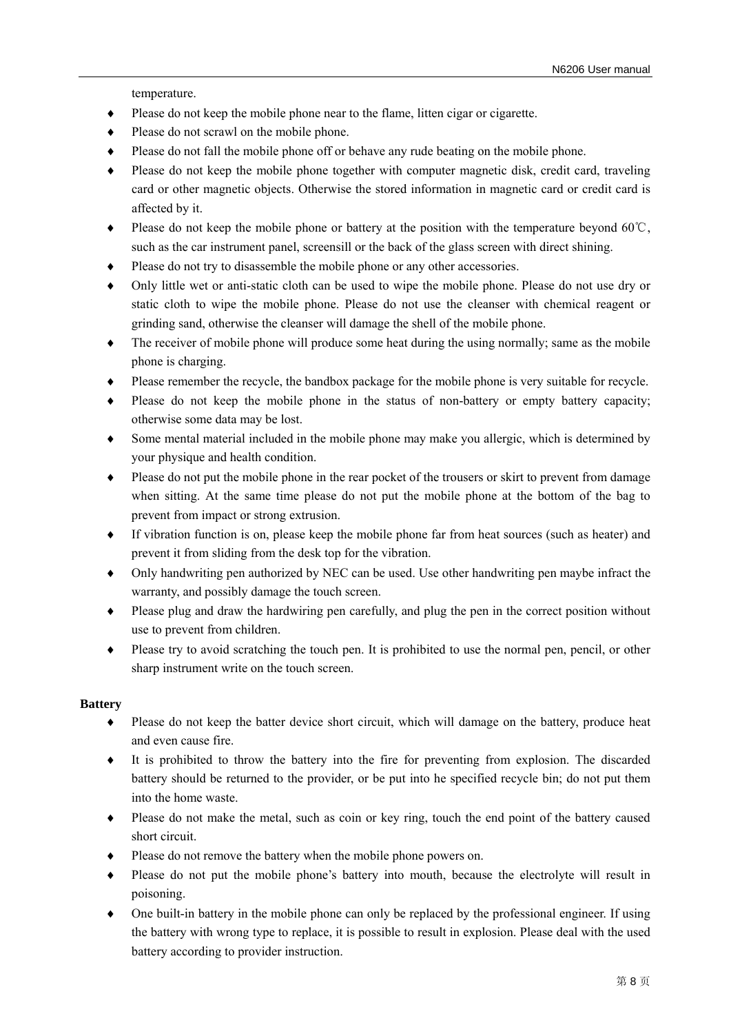temperature.

- Please do not keep the mobile phone near to the flame, litten cigar or cigarette.
- Please do not scrawl on the mobile phone.
- Please do not fall the mobile phone off or behave any rude beating on the mobile phone.
- Please do not keep the mobile phone together with computer magnetic disk, credit card, traveling card or other magnetic objects. Otherwise the stored information in magnetic card or credit card is affected by it.
- Please do not keep the mobile phone or battery at the position with the temperature beyond 60℃, such as the car instrument panel, screensill or the back of the glass screen with direct shining.
- Please do not try to disassemble the mobile phone or any other accessories.
- Only little wet or anti-static cloth can be used to wipe the mobile phone. Please do not use dry or static cloth to wipe the mobile phone. Please do not use the cleanser with chemical reagent or grinding sand, otherwise the cleanser will damage the shell of the mobile phone.
- The receiver of mobile phone will produce some heat during the using normally; same as the mobile phone is charging.
- Please remember the recycle, the bandbox package for the mobile phone is very suitable for recycle.
- Please do not keep the mobile phone in the status of non-battery or empty battery capacity; otherwise some data may be lost.
- Some mental material included in the mobile phone may make you allergic, which is determined by your physique and health condition.
- Please do not put the mobile phone in the rear pocket of the trousers or skirt to prevent from damage when sitting. At the same time please do not put the mobile phone at the bottom of the bag to prevent from impact or strong extrusion.
- If vibration function is on, please keep the mobile phone far from heat sources (such as heater) and prevent it from sliding from the desk top for the vibration.
- Only handwriting pen authorized by NEC can be used. Use other handwriting pen maybe infract the warranty, and possibly damage the touch screen.
- Please plug and draw the hardwiring pen carefully, and plug the pen in the correct position without use to prevent from children.
- Please try to avoid scratching the touch pen. It is prohibited to use the normal pen, pencil, or other sharp instrument write on the touch screen.

**Battery**

- Please do not keep the batter device short circuit, which will damage on the battery, produce heat and even cause fire.
- It is prohibited to throw the battery into the fire for preventing from explosion. The discarded battery should be returned to the provider, or be put into he specified recycle bin; do not put them into the home waste.
- Please do not make the metal, such as coin or key ring, touch the end point of the battery caused short circuit.
- Please do not remove the battery when the mobile phone powers on.
- Please do not put the mobile phone's battery into mouth, because the electrolyte will result in poisoning.
- One built-in battery in the mobile phone can only be replaced by the professional engineer. If using the battery with wrong type to replace, it is possible to result in explosion. Please deal with the used battery according to provider instruction.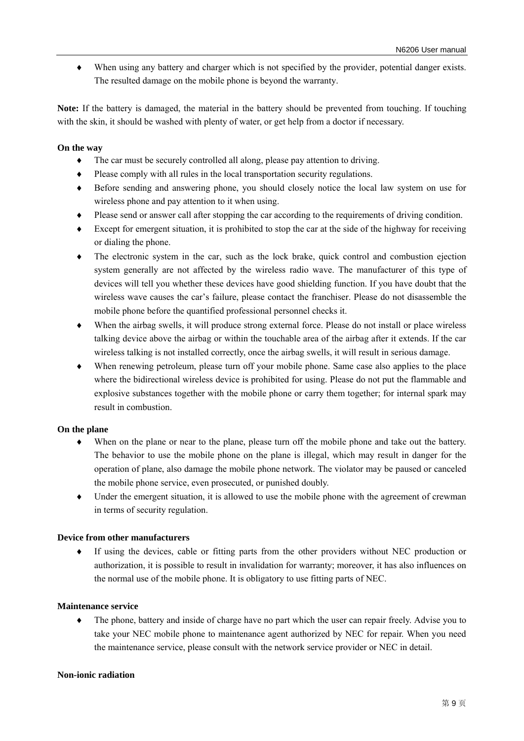- When using any battery and charger which is not specified by the provider, potential danger exists. The resulted damage on the mobile phone is beyond the warranty.

**Note:** If the battery is damaged, the material in the battery should be prevented from touching. If touching with the skin, it should be washed with plenty of water, or get help from a doctor if necessary.

**On the way**

- The car must be securely controlled all along, please pay attention to driving.
- Please comply with all rules in the local transportation security regulations.
- Before sending and answering phone, you should closely notice the local law system on use for wireless phone and pay attention to it when using.
- Please send or answer call after stopping the car according to the requirements of driving condition.
- Except for emergent situation, it is prohibited to stop the car at the side of the highway for receiving or dialing the phone.
- The electronic system in the car, such as the lock brake, quick control and combustion ejection system generally are not affected by the wireless radio wave. The manufacturer of this type of devices will tell you whether these devices have good shielding function. If you have doubt that the wireless wave causes the car's failure, please contact the franchiser. Please do not disassemble the mobile phone before the quantified professional personnel checks it.
- When the airbag swells, it will produce strong external force. Please do not install or place wireless talking device above the airbag or within the touchable area of the airbag after it extends. If the car wireless talking is not installed correctly, once the airbag swells, it will result in serious damage.
- When renewing petroleum, please turn off your mobile phone. Same case also applies to the place where the bidirectional wireless device is prohibited for using. Please do not put the flammable and explosive substances together with the mobile phone or carry them together; for internal spark may result in combustion.

**On the plane**

- When on the plane or near to the plane, please turn off the mobile phone and take out the battery. The behavior to use the mobile phone on the plane is illegal, which may result in danger for the operation of plane, also damage the mobile phone network. The violator may be paused or canceled the mobile phone service, even prosecuted, or punished doubly.
- Under the emergent situation, it is allowed to use the mobile phone with the agreement of crewman in terms of security regulation.

**Device from other manufacturers**

- If using the devices, cable or fitting parts from the other providers without NEC production or authorization, it is possible to result in invalidation for warranty; moreover, it has also influences on the normal use of the mobile phone. It is obligatory to use fitting parts of NEC.

**Maintenance service**

- The phone, battery and inside of charge have no part which the user can repair freely. Advise you to take your NEC mobile phone to maintenance agent authorized by NEC for repair. When you need the maintenance service, please consult with the network service provider or NEC in detail.

**Non-ionic radiation**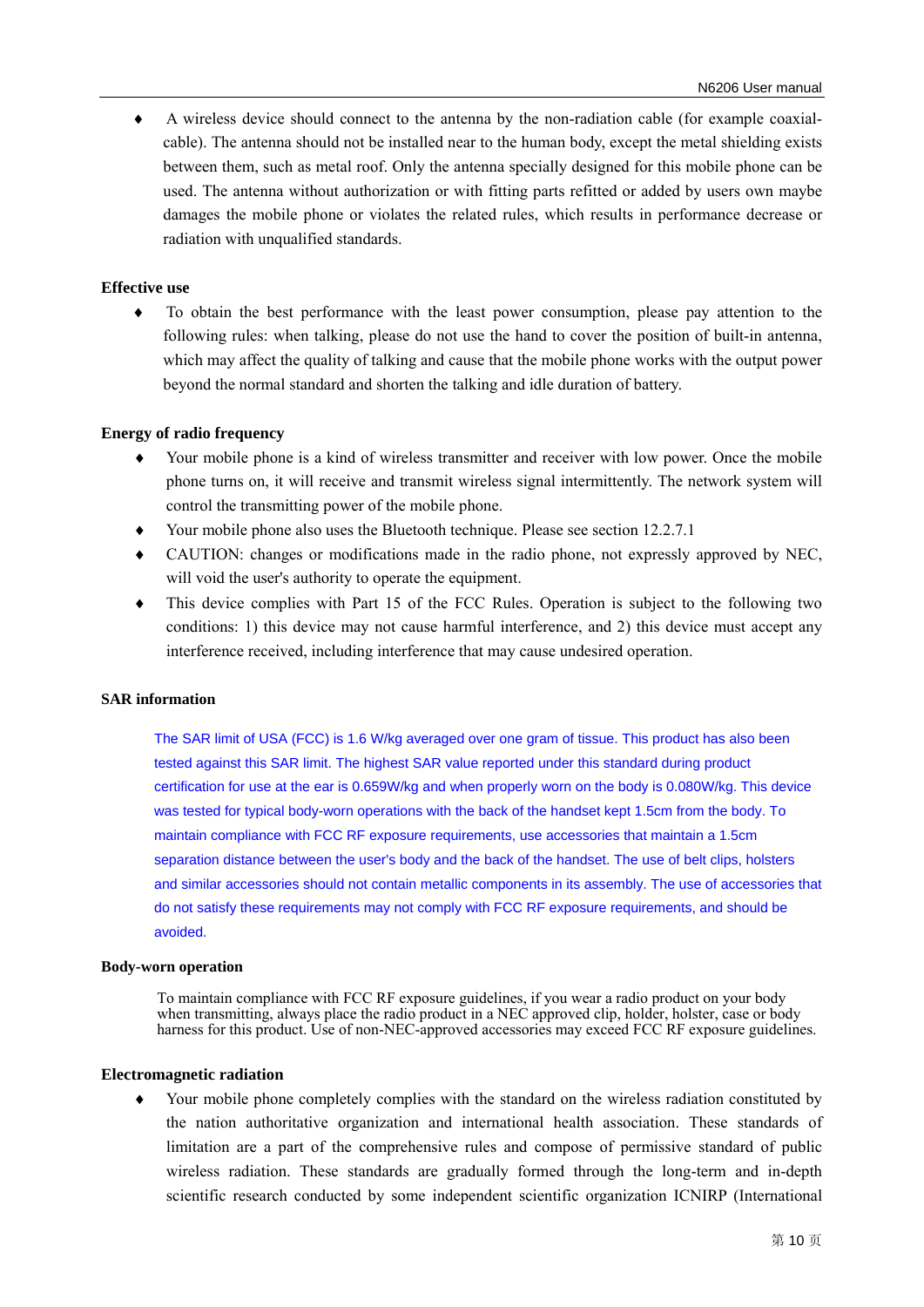- A wireless device should connect to the antenna by the non-radiation cable (for example coaxial-cable). The antenna should not be installed near to the human body, except the metal shielding exists between them, such as metal roof. Only the antenna specially designed for this mobile phone can be used. The antenna without authorization or with fitting parts refitted or added by users own maybe damages the mobile phone or violates the related rules, which results in performance decrease or radiation with unqualified standards.

**Effective use**

- To obtain the best performance with the least power consumption, please pay attention to the following rules: when talking, please do not use the hand to cover the position of built-in antenna, which may affect the quality of talking and cause that the mobile phone works with the output power beyond the normal standard and shorten the talking and idle duration of battery.

**Energy of radio frequency**

- Your mobile phone is a kind of wireless transmitter and receiver with low power. Once the mobile phone turns on, it will receive and transmit wireless signal intermittently. The network system will control the transmitting power of the mobile phone.
- Your mobile phone also uses the Bluetooth technique. Please see section 12.2.7.1
- CAUTION: changes or modifications made in the radio phone, not expressly approved by NEC, will void the user's authority to operate the equipment.
- This device complies with Part 15 of the FCC Rules. Operation is subject to the following two conditions: 1) this device may not cause harmful interference, and 2) this device must accept any interference received, including interference that may cause undesired operation.

**SAR information**

The SAR limit of USA (FCC) is 1.6 W/kg averaged over one gram of tissue. This product has also been tested against this SAR limit. The highest SAR value reported under this standard during product certification for use at the ear is 0.659W/kg and when properly worn on the body is 0.080W/kg. This device was tested for typical body-worn operations with the back of the handset kept 1.5cm from the body. To maintain compliance with FCC RF exposure requirements, use accessories that maintain a 1.5cm separation distance between the user's body and the back of the handset. The use of belt clips, holsters and similar accessories should not contain metallic components in its assembly. The use of accessories that do not satisfy these requirements may not comply with FCC RF exposure requirements, and should be avoided.

**Body-worn operation**

To maintain compliance with FCC RF exposure guidelines, if you wear a radio product on your body when transmitting, always place the radio product in a NEC approved clip, holder, holster, case or body harness for this product. Use of non-NEC-approved accessories may exceed FCC RF exposure guidelines.

**Electromagnetic radiation**

- Your mobile phone completely complies with the standard on the wireless radiation constituted by the nation authoritative organization and international health association. These standards of limitation are a part of the comprehensive rules and compose of permissive standard of public wireless radiation. These standards are gradually formed through the long-term and in-depth scientific research conducted by some independent scientific organization ICNIRP (International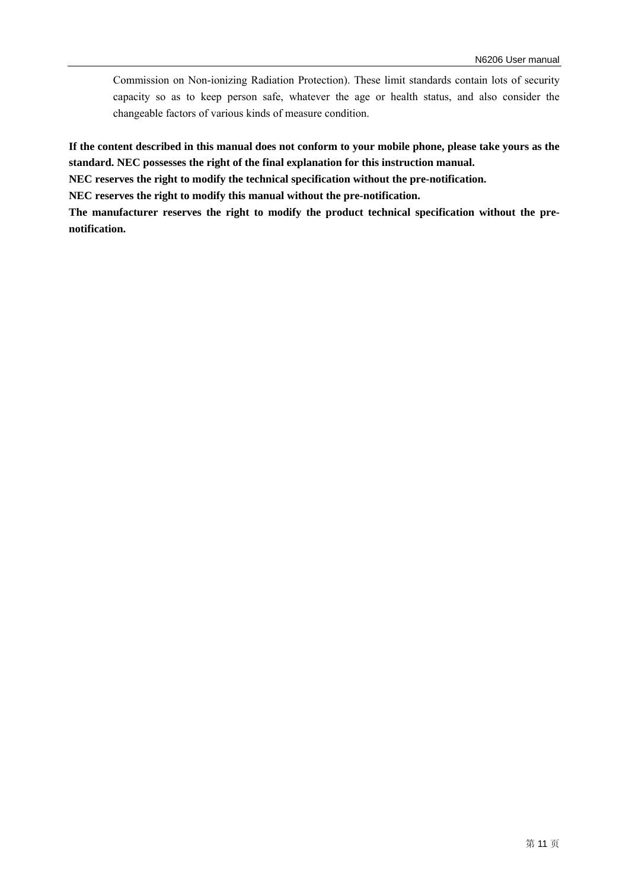Commission on Non-ionizing Radiation Protection). These limit standards contain lots of security capacity so as to keep person safe, whatever the age or health status, and also consider the changeable factors of various kinds of measure condition.

**If the content described in this manual does not conform to your mobile phone, please take yours as the standard. NEC possesses the right of the final explanation for this instruction manual.**

**NEC reserves the right to modify the technical specification without the pre-notification.**

**NEC reserves the right to modify this manual without the pre-notification.**

**The manufacturer reserves the right to modify the product technical specification without the pre-notification.**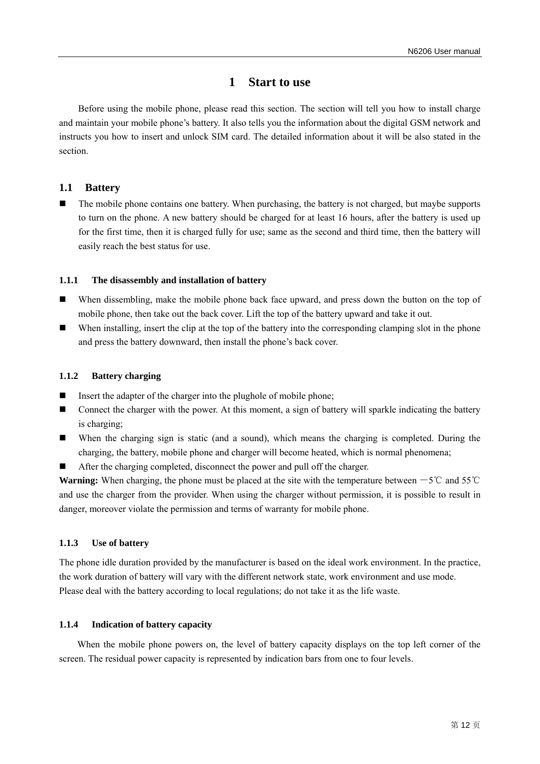# 1 Start to use

Before using the mobile phone, please read this section. The section will tell you how to install charge and maintain your mobile phone's battery. It also tells you the information about the digital GSM network and instructs you how to insert and unlock SIM card. The detailed information about it will be also stated in the section.

## 1.1 Battery

- The mobile phone contains one battery. When purchasing, the battery is not charged, but maybe supports to turn on the phone. A new battery should be charged for at least 16 hours, after the battery is used up for the first time, then it is charged fully for use; same as the second and third time, then the battery will easily reach the best status for use.

### 1.1.1 The disassembly and installation of battery

- When dissembling, make the mobile phone back face upward, and press down the button on the top of mobile phone, then take out the back cover. Lift the top of the battery upward and take it out.
- When installing, insert the clip at the top of the battery into the corresponding clamping slot in the phone and press the battery downward, then install the phone's back cover.

### 1.1.2 Battery charging

- Insert the adapter of the charger into the plughole of mobile phone;
- Connect the charger with the power. At this moment, a sign of battery will sparkle indicating the battery is charging;
- When the charging sign is static (and a sound), which means the charging is completed. During the charging, the battery, mobile phone and charger will become heated, which is normal phenomena;
- After the charging completed, disconnect the power and pull off the charger.

**Warning:** When charging, the phone must be placed at the site with the temperature between －5℃ and 55℃ and use the charger from the provider. When using the charger without permission, it is possible to result in danger, moreover violate the permission and terms of warranty for mobile phone.

### 1.1.3 Use of battery

The phone idle duration provided by the manufacturer is based on the ideal work environment. In the practice, the work duration of battery will vary with the different network state, work environment and use mode.
Please deal with the battery according to local regulations; do not take it as the life waste.

### 1.1.4 Indication of battery capacity

When the mobile phone powers on, the level of battery capacity displays on the top left corner of the screen. The residual power capacity is represented by indication bars from one to four levels.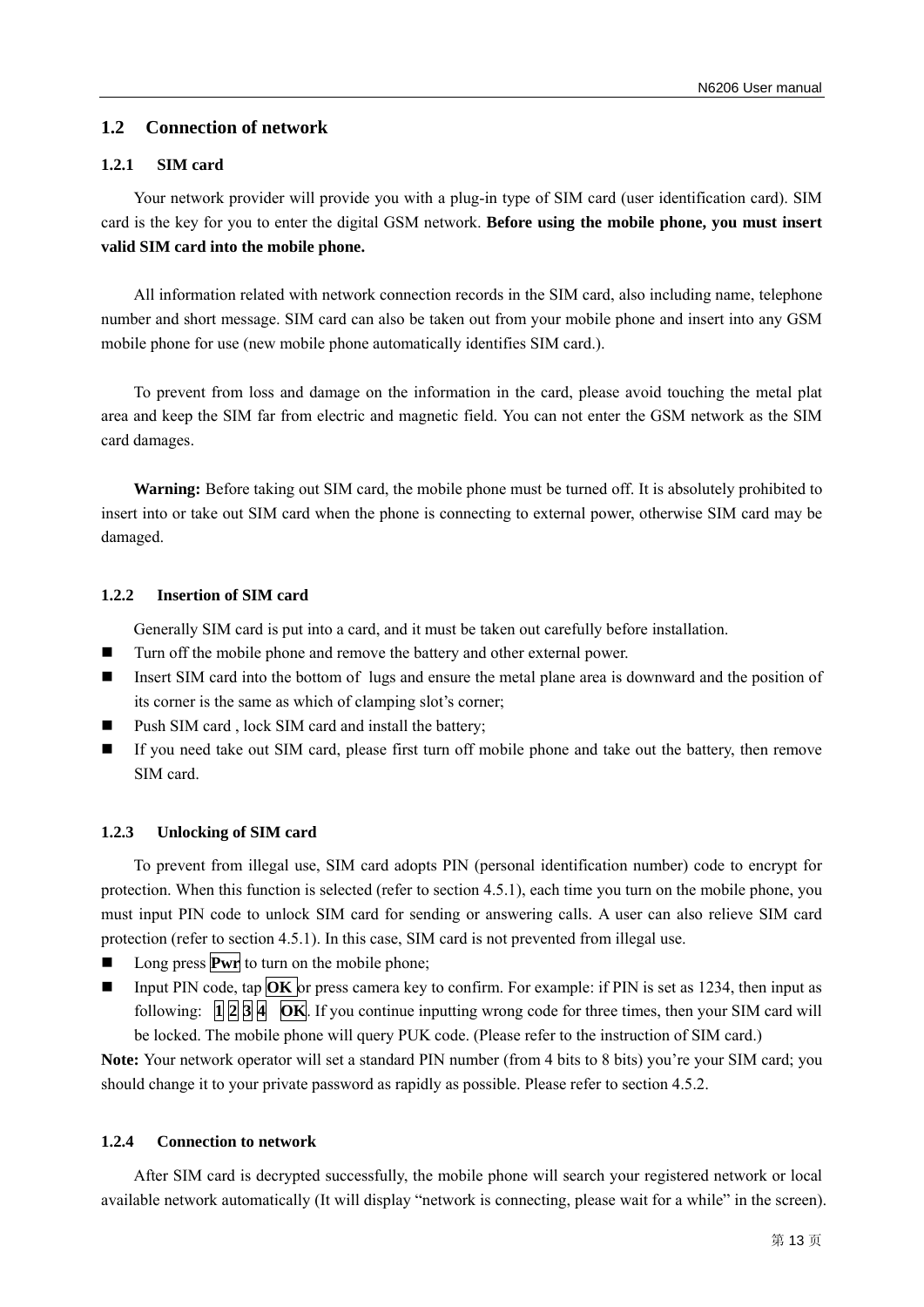## 1.2 Connection of network

### 1.2.1 SIM card

Your network provider will provide you with a plug-in type of SIM card (user identification card). SIM card is the key for you to enter the digital GSM network. **Before using the mobile phone, you must insert valid SIM card into the mobile phone.**

All information related with network connection records in the SIM card, also including name, telephone number and short message. SIM card can also be taken out from your mobile phone and insert into any GSM mobile phone for use (new mobile phone automatically identifies SIM card.).

To prevent from loss and damage on the information in the card, please avoid touching the metal plat area and keep the SIM far from electric and magnetic field. You can not enter the GSM network as the SIM card damages.

**Warning:** Before taking out SIM card, the mobile phone must be turned off. It is absolutely prohibited to insert into or take out SIM card when the phone is connecting to external power, otherwise SIM card may be damaged.

### 1.2.2 Insertion of SIM card

Generally SIM card is put into a card, and it must be taken out carefully before installation.

- Turn off the mobile phone and remove the battery and other external power.
- Insert SIM card into the bottom of lugs and ensure the metal plane area is downward and the position of its corner is the same as which of clamping slot's corner;
- Push SIM card , lock SIM card and install the battery;
- If you need take out SIM card, please first turn off mobile phone and take out the battery, then remove SIM card.

### 1.2.3 Unlocking of SIM card

To prevent from illegal use, SIM card adopts PIN (personal identification number) code to encrypt for protection. When this function is selected (refer to section 4.5.1), each time you turn on the mobile phone, you must input PIN code to unlock SIM card for sending or answering calls. A user can also relieve SIM card protection (refer to section 4.5.1). In this case, SIM card is not prevented from illegal use.

- Long press **Pwr** to turn on the mobile phone;
- Input PIN code, tap **OK** or press camera key to confirm. For example: if PIN is set as 1234, then input as following: **1** **2** **3** **4** **OK**. If you continue inputting wrong code for three times, then your SIM card will be locked. The mobile phone will query PUK code. (Please refer to the instruction of SIM card.)

**Note:** Your network operator will set a standard PIN number (from 4 bits to 8 bits) you're your SIM card; you should change it to your private password as rapidly as possible. Please refer to section 4.5.2.

### 1.2.4 Connection to network

After SIM card is decrypted successfully, the mobile phone will search your registered network or local available network automatically (It will display "network is connecting, please wait for a while" in the screen).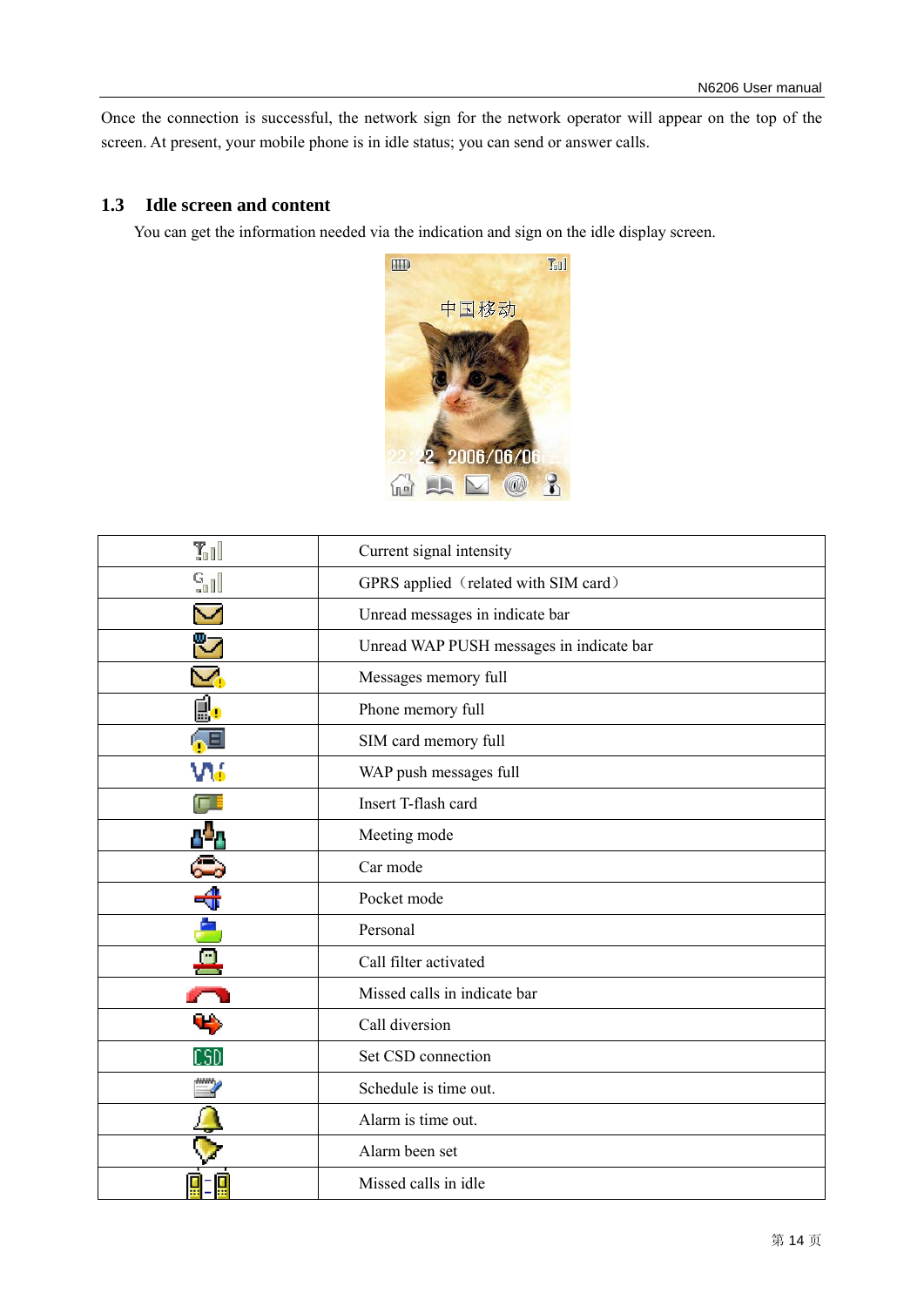Once the connection is successful, the network sign for the network operator will appear on the top of the screen. At present, your mobile phone is in idle status; you can send or answer calls.

## 1.3 Idle screen and content

You can get the information needed via the indication and sign on the idle display screen.

| | |
|---|---|
| | Current signal intensity |
| | GPRS applied（related with SIM card） |
| | Unread messages in indicate bar |
| | Unread WAP PUSH messages in indicate bar |
| | Messages memory full |
| | Phone memory full |
| | SIM card memory full |
| | WAP push messages full |
| | Insert T-flash card |
| | Meeting mode |
| | Car mode |
| | Pocket mode |
| | Personal |
| | Call filter activated |
| | Missed calls in indicate bar |
| | Call diversion |
| CSD | Set CSD connection |
| | Schedule is time out. |
| | Alarm is time out. |
| | Alarm been set |
| | Missed calls in idle |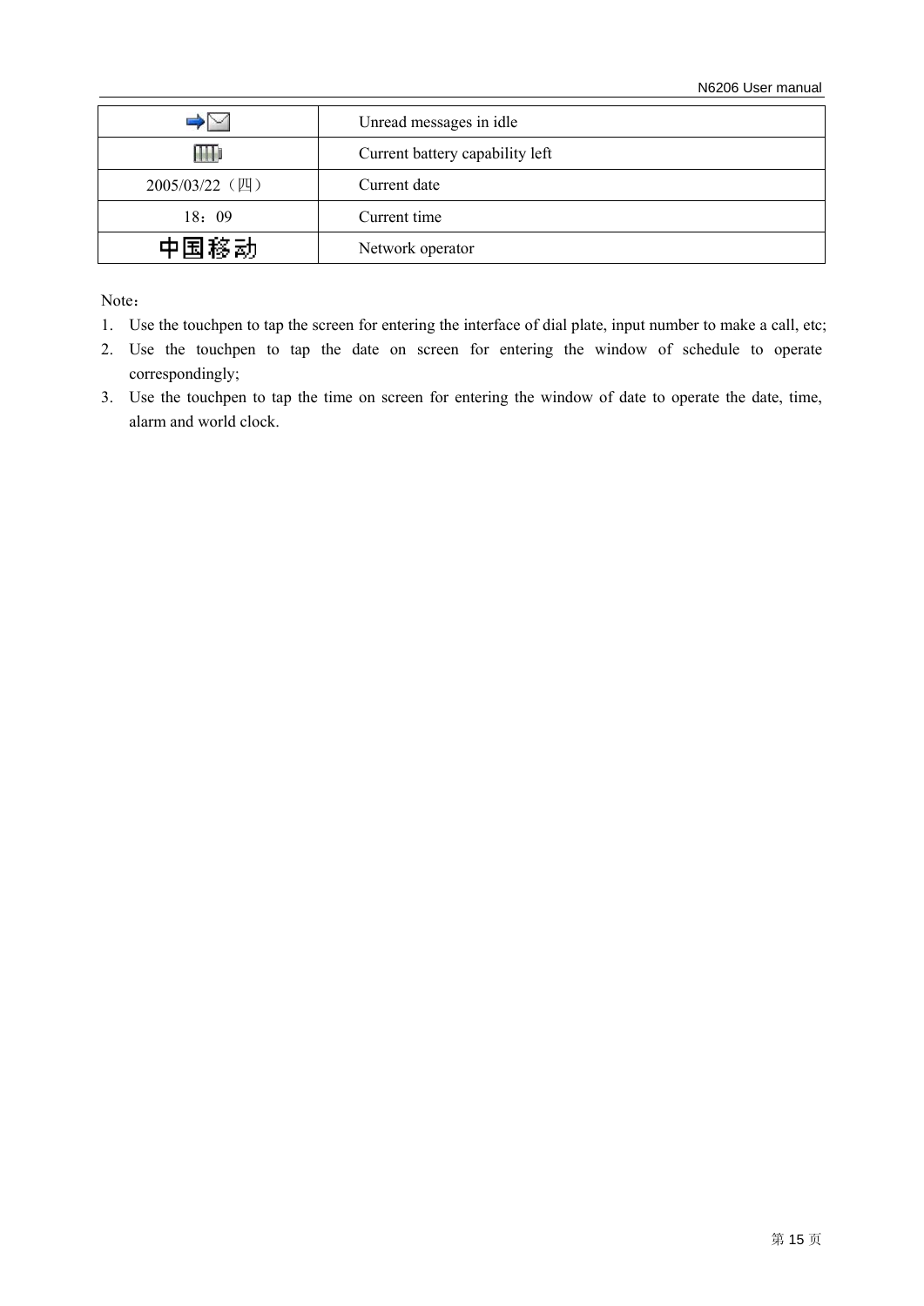| | |
|---|---|
| ➡✉ | Unread messages in idle |
| 🔋 | Current battery capability left |
| 2005/03/22（四） | Current date |
| 18：09 | Current time |
| 中国移动 | Network operator |

Note：

1. Use the touchpen to tap the screen for entering the interface of dial plate, input number to make a call, etc;
2. Use the touchpen to tap the date on screen for entering the window of schedule to operate correspondingly;
3. Use the touchpen to tap the time on screen for entering the window of date to operate the date, time, alarm and world clock.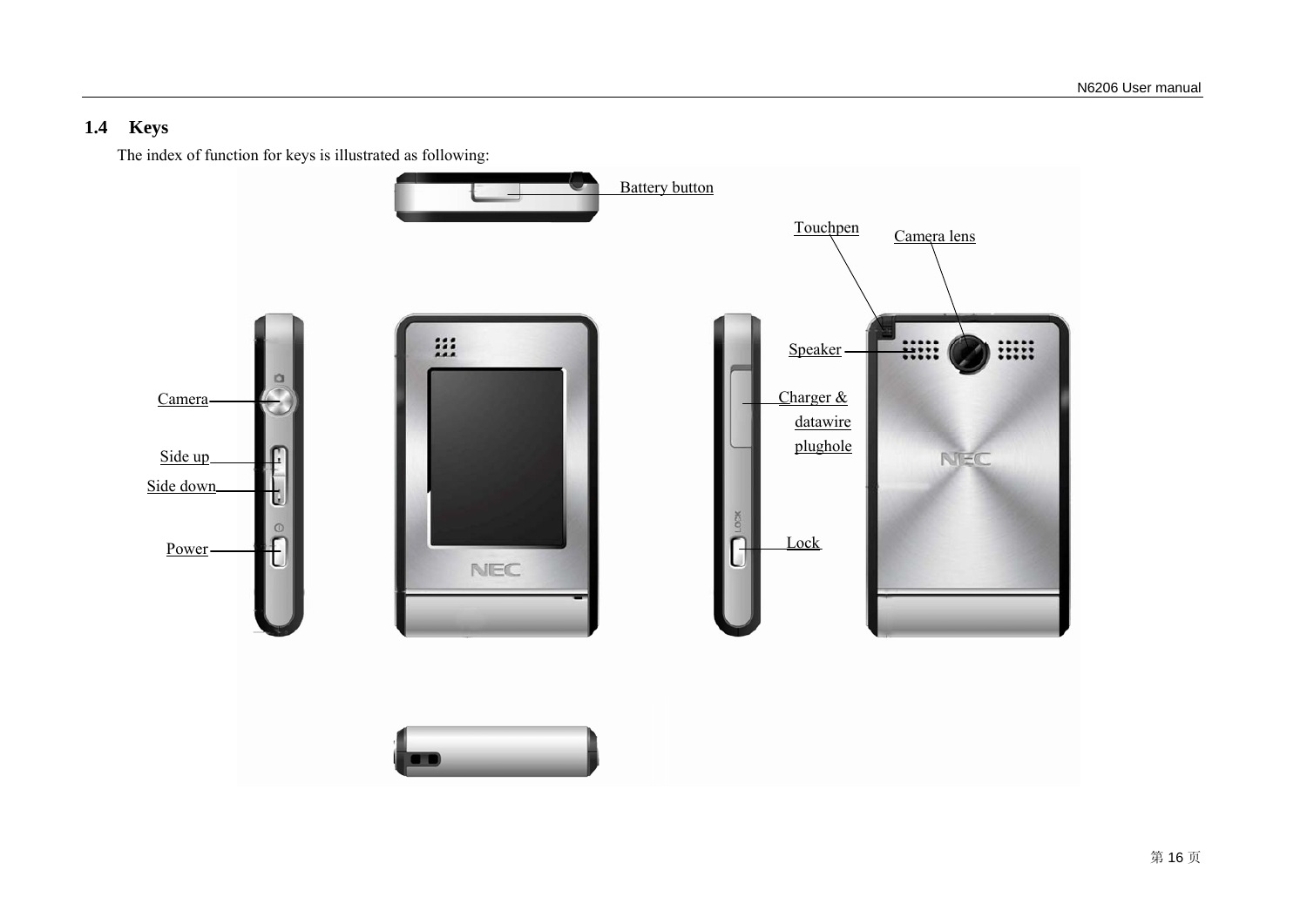## 1.4 Keys

The index of function for keys is illustrated as following:

Battery button

Touchpen

Camera lens

Speaker

Camera

Charger & datawire plughole

Side up

Side down

Power

Lock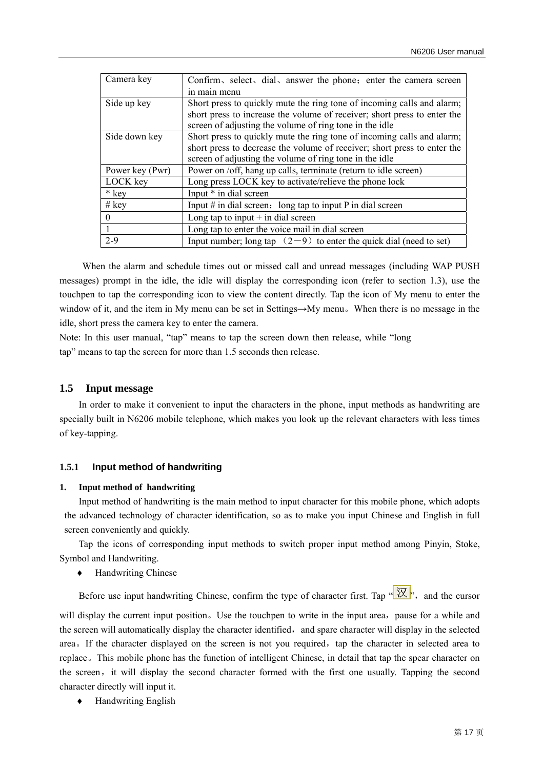| Camera key | Confirm、select、dial、answer the phone；enter the camera screen in main menu |
| --- | --- |
| Side up key | Short press to quickly mute the ring tone of incoming calls and alarm; short press to increase the volume of receiver; short press to enter the screen of adjusting the volume of ring tone in the idle |
| Side down key | Short press to quickly mute the ring tone of incoming calls and alarm; short press to decrease the volume of receiver; short press to enter the screen of adjusting the volume of ring tone in the idle |
| Power key (Pwr) | Power on /off, hang up calls, terminate (return to idle screen) |
| LOCK key | Long press LOCK key to activate/relieve the phone lock |
| * key | Input * in dial screen |
| # key | Input # in dial screen；long tap to input P in dial screen |
| 0 | Long tap to input + in dial screen |
| 1 | Long tap to enter the voice mail in dial screen |
| 2-9 | Input number; long tap （2－9）to enter the quick dial (need to set) |

When the alarm and schedule times out or missed call and unread messages (including WAP PUSH messages) prompt in the idle, the idle will display the corresponding icon (refer to section 1.3), use the touchpen to tap the corresponding icon to view the content directly. Tap the icon of My menu to enter the window of it, and the item in My menu can be set in Settings→My menu。When there is no message in the idle, short press the camera key to enter the camera.

Note: In this user manual, "tap" means to tap the screen down then release, while "long tap" means to tap the screen for more than 1.5 seconds then release.

## 1.5 Input message

In order to make it convenient to input the characters in the phone, input methods as handwriting are specially built in N6206 mobile telephone, which makes you look up the relevant characters with less times of key-tapping.

### 1.5.1 Input method of handwriting

**1. Input method of handwriting**

Input method of handwriting is the main method to input character for this mobile phone, which adopts the advanced technology of character identification, so as to make you input Chinese and English in full screen conveniently and quickly.

Tap the icons of corresponding input methods to switch proper input method among Pinyin, Stoke, Symbol and Handwriting.

- Handwriting Chinese

Before use input handwriting Chinese, confirm the type of character first. Tap "汉", and the cursor will display the current input position。Use the touchpen to write in the input area，pause for a while and the screen will automatically display the character identified，and spare character will display in the selected area。If the character displayed on the screen is not you required，tap the character in selected area to replace。This mobile phone has the function of intelligent Chinese, in detail that tap the spear character on the screen，it will display the second character formed with the first one usually. Tapping the second character directly will input it.

- Handwriting English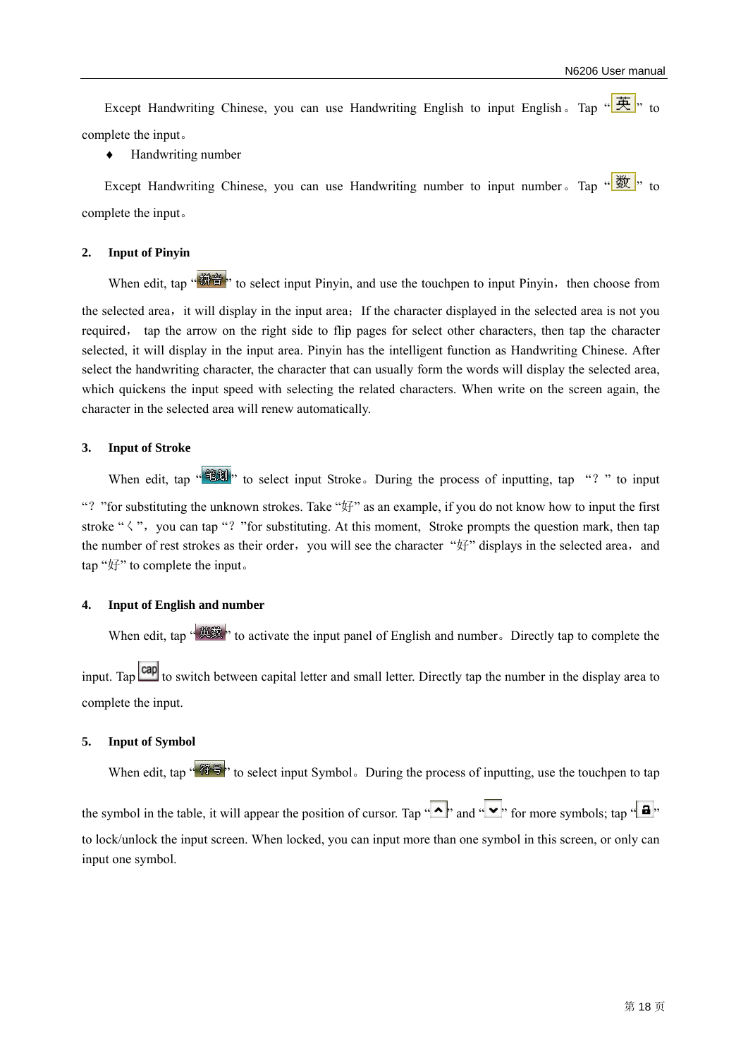Except Handwriting Chinese, you can use Handwriting English to input English。Tap "英" to complete the input。

- Handwriting number

Except Handwriting Chinese, you can use Handwriting number to input number。Tap "数" to complete the input。

**2. Input of Pinyin**

When edit, tap "拼音" to select input Pinyin, and use the touchpen to input Pinyin，then choose from the selected area，it will display in the input area；If the character displayed in the selected area is not you required， tap the arrow on the right side to flip pages for select other characters, then tap the character selected, it will display in the input area. Pinyin has the intelligent function as Handwriting Chinese. After select the handwriting character, the character that can usually form the words will display the selected area, which quickens the input speed with selecting the related characters. When write on the screen again, the character in the selected area will renew automatically.

**3. Input of Stroke**

When edit, tap "笔划" to select input Stroke。During the process of inputting, tap "？" to input "？"for substituting the unknown strokes. Take "好" as an example, if you do not know how to input the first stroke "㇛"，you can tap "？"for substituting. At this moment, Stroke prompts the question mark, then tap the number of rest strokes as their order，you will see the character "好" displays in the selected area，and tap "好" to complete the input。

**4. Input of English and number**

When edit, tap "英数" to activate the input panel of English and number。Directly tap to complete the input. Tap "cap" to switch between capital letter and small letter. Directly tap the number in the display area to complete the input.

**5. Input of Symbol**

When edit, tap "符号" to select input Symbol。During the process of inputting, use the touchpen to tap the symbol in the table, it will appear the position of cursor. Tap "^" and "v" for more symbols; tap "🔒" to lock/unlock the input screen. When locked, you can input more than one symbol in this screen, or only can input one symbol.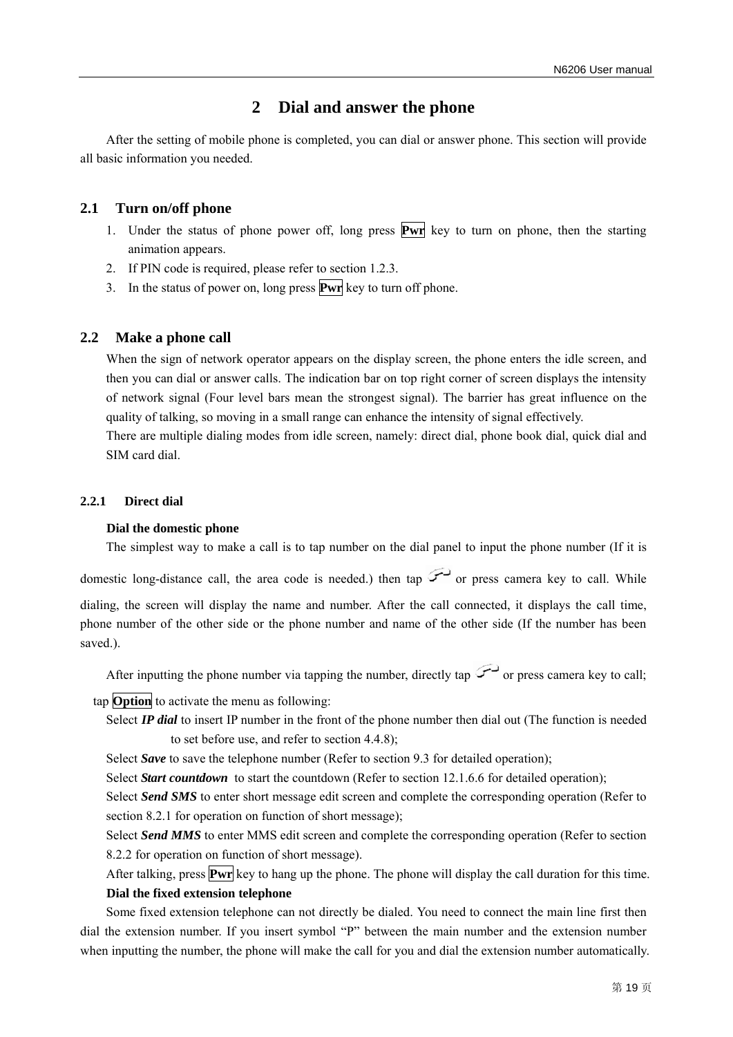# 2 Dial and answer the phone

After the setting of mobile phone is completed, you can dial or answer phone. This section will provide all basic information you needed.

## 2.1 Turn on/off phone

1. Under the status of phone power off, long press **Pwr** key to turn on phone, then the starting animation appears.
2. If PIN code is required, please refer to section 1.2.3.
3. In the status of power on, long press **Pwr** key to turn off phone.

## 2.2 Make a phone call

When the sign of network operator appears on the display screen, the phone enters the idle screen, and then you can dial or answer calls. The indication bar on top right corner of screen displays the intensity of network signal (Four level bars mean the strongest signal). The barrier has great influence on the quality of talking, so moving in a small range can enhance the intensity of signal effectively.

There are multiple dialing modes from idle screen, namely: direct dial, phone book dial, quick dial and SIM card dial.

### 2.2.1 Direct dial

**Dial the domestic phone**

The simplest way to make a call is to tap number on the dial panel to input the phone number (If it is domestic long-distance call, the area code is needed.) then tap or press camera key to call. While dialing, the screen will display the name and number. After the call connected, it displays the call time, phone number of the other side or the phone number and name of the other side (If the number has been saved.).

After inputting the phone number via tapping the number, directly tap or press camera key to call; tap **Option** to activate the menu as following:

Select ***IP dial*** to insert IP number in the front of the phone number then dial out (The function is needed to set before use, and refer to section 4.4.8);

Select ***Save*** to save the telephone number (Refer to section 9.3 for detailed operation);

Select ***Start countdown*** to start the countdown (Refer to section 12.1.6.6 for detailed operation);

Select ***Send SMS*** to enter short message edit screen and complete the corresponding operation (Refer to section 8.2.1 for operation on function of short message);

Select ***Send MMS*** to enter MMS edit screen and complete the corresponding operation (Refer to section 8.2.2 for operation on function of short message).

After talking, press **Pwr** key to hang up the phone. The phone will display the call duration for this time.

**Dial the fixed extension telephone**

Some fixed extension telephone can not directly be dialed. You need to connect the main line first then dial the extension number. If you insert symbol "P" between the main number and the extension number when inputting the number, the phone will make the call for you and dial the extension number automatically.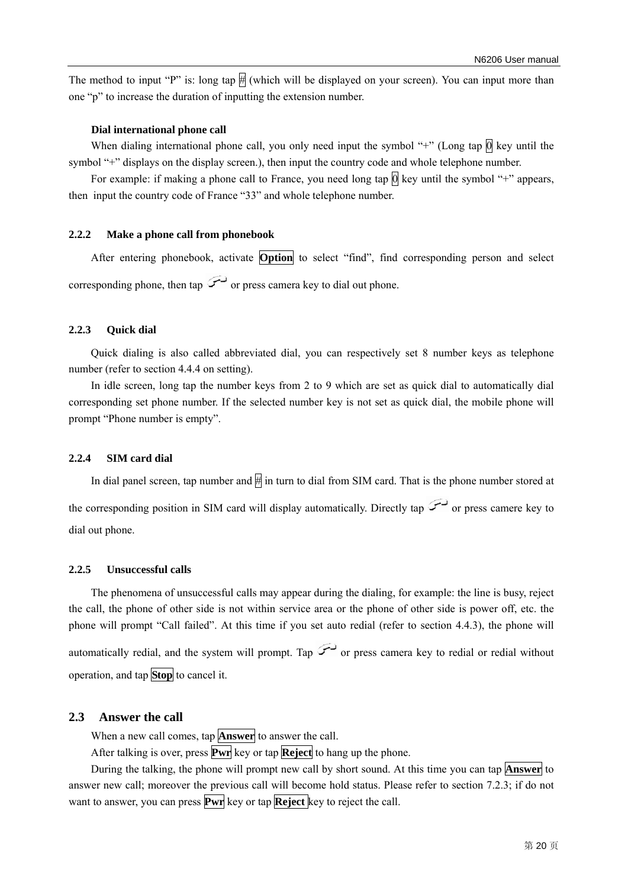The method to input “P” is: long tap # (which will be displayed on your screen). You can input more than one “p” to increase the duration of inputting the extension number.

**Dial international phone call**

When dialing international phone call, you only need input the symbol “+” (Long tap 0 key until the symbol “+” displays on the display screen.), then input the country code and whole telephone number.

For example: if making a phone call to France, you need long tap 0 key until the symbol “+” appears, then input the country code of France “33” and whole telephone number.

### 2.2.2 Make a phone call from phonebook

After entering phonebook, activate **Option** to select “find”, find corresponding person and select corresponding phone, then tap or press camera key to dial out phone.

### 2.2.3 Quick dial

Quick dialing is also called abbreviated dial, you can respectively set 8 number keys as telephone number (refer to section 4.4.4 on setting).

In idle screen, long tap the number keys from 2 to 9 which are set as quick dial to automatically dial corresponding set phone number. If the selected number key is not set as quick dial, the mobile phone will prompt “Phone number is empty”.

### 2.2.4 SIM card dial

In dial panel screen, tap number and # in turn to dial from SIM card. That is the phone number stored at the corresponding position in SIM card will display automatically. Directly tap or press camere key to dial out phone.

### 2.2.5 Unsuccessful calls

The phenomena of unsuccessful calls may appear during the dialing, for example: the line is busy, reject the call, the phone of other side is not within service area or the phone of other side is power off, etc. the phone will prompt “Call failed”. At this time if you set auto redial (refer to section 4.4.3), the phone will automatically redial, and the system will prompt. Tap or press camera key to redial or redial without operation, and tap **Stop** to cancel it.

## 2.3 Answer the call

When a new call comes, tap **Answer** to answer the call.

After talking is over, press **Pwr** key or tap **Reject** to hang up the phone.

During the talking, the phone will prompt new call by short sound. At this time you can tap **Answer** to answer new call; moreover the previous call will become hold status. Please refer to section 7.2.3; if do not want to answer, you can press **Pwr** key or tap **Reject** key to reject the call.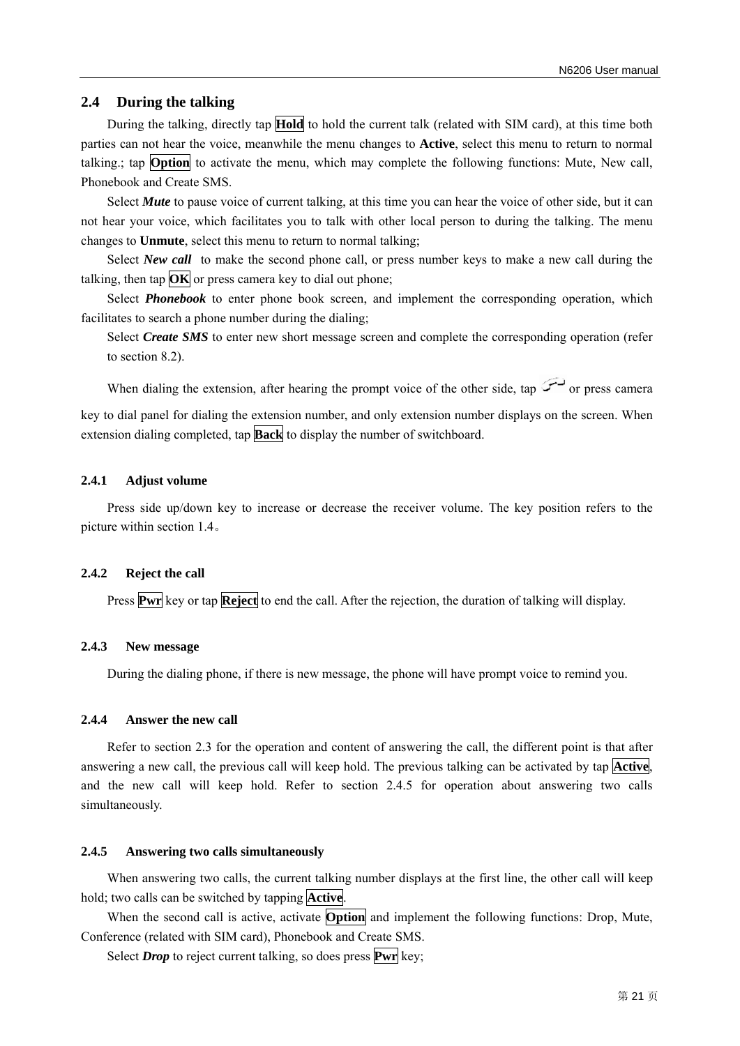## 2.4 During the talking

During the talking, directly tap **Hold** to hold the current talk (related with SIM card), at this time both parties can not hear the voice, meanwhile the menu changes to **Active**, select this menu to return to normal talking.; tap **Option** to activate the menu, which may complete the following functions: Mute, New call, Phonebook and Create SMS.

Select ***Mute*** to pause voice of current talking, at this time you can hear the voice of other side, but it can not hear your voice, which facilitates you to talk with other local person to during the talking. The menu changes to **Unmute**, select this menu to return to normal talking;

Select ***New call*** to make the second phone call, or press number keys to make a new call during the talking, then tap **OK** or press camera key to dial out phone;

Select ***Phonebook*** to enter phone book screen, and implement the corresponding operation, which facilitates to search a phone number during the dialing;

Select ***Create SMS*** to enter new short message screen and complete the corresponding operation (refer to section 8.2).

When dialing the extension, after hearing the prompt voice of the other side, tap  or press camera key to dial panel for dialing the extension number, and only extension number displays on the screen. When extension dialing completed, tap **Back** to display the number of switchboard.

### 2.4.1 Adjust volume

Press side up/down key to increase or decrease the receiver volume. The key position refers to the picture within section 1.4。

### 2.4.2 Reject the call

Press **Pwr** key or tap **Reject** to end the call. After the rejection, the duration of talking will display.

### 2.4.3 New message

During the dialing phone, if there is new message, the phone will have prompt voice to remind you.

### 2.4.4 Answer the new call

Refer to section 2.3 for the operation and content of answering the call, the different point is that after answering a new call, the previous call will keep hold. The previous talking can be activated by tap **Active**, and the new call will keep hold. Refer to section 2.4.5 for operation about answering two calls simultaneously.

### 2.4.5 Answering two calls simultaneously

When answering two calls, the current talking number displays at the first line, the other call will keep hold; two calls can be switched by tapping **Active**.

When the second call is active, activate **Option** and implement the following functions: Drop, Mute, Conference (related with SIM card), Phonebook and Create SMS.

Select ***Drop*** to reject current talking, so does press **Pwr** key;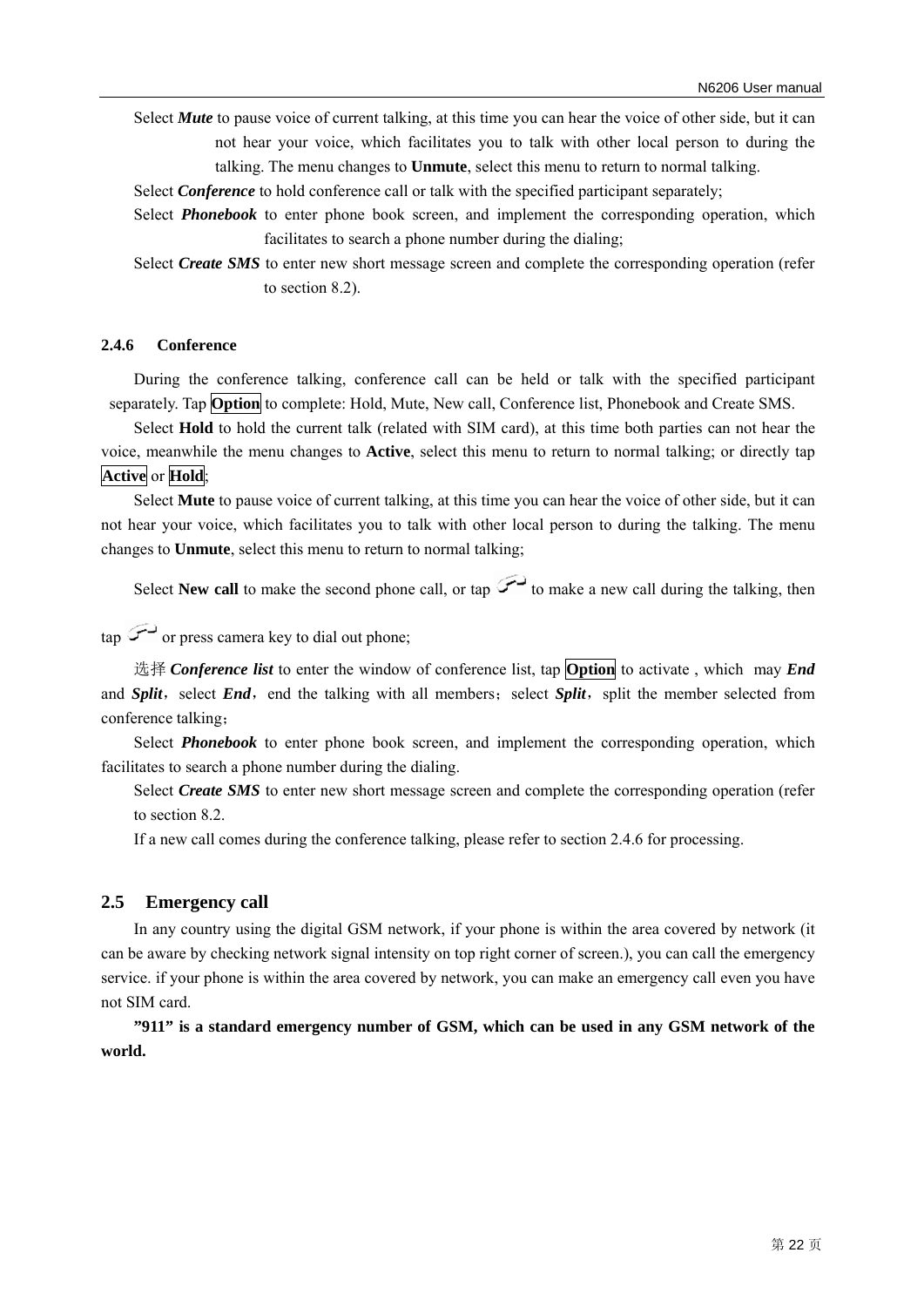Select ***Mute*** to pause voice of current talking, at this time you can hear the voice of other side, but it can not hear your voice, which facilitates you to talk with other local person to during the talking. The menu changes to **Unmute**, select this menu to return to normal talking.

Select ***Conference*** to hold conference call or talk with the specified participant separately;

Select ***Phonebook*** to enter phone book screen, and implement the corresponding operation, which facilitates to search a phone number during the dialing;

Select ***Create SMS*** to enter new short message screen and complete the corresponding operation (refer to section 8.2).

### 2.4.6 Conference

During the conference talking, conference call can be held or talk with the specified participant separately. Tap **Option** to complete: Hold, Mute, New call, Conference list, Phonebook and Create SMS.

Select **Hold** to hold the current talk (related with SIM card), at this time both parties can not hear the voice, meanwhile the menu changes to **Active**, select this menu to return to normal talking; or directly tap **Active** or **Hold**;

Select **Mute** to pause voice of current talking, at this time you can hear the voice of other side, but it can not hear your voice, which facilitates you to talk with other local person to during the talking. The menu changes to **Unmute**, select this menu to return to normal talking;

Select **New call** to make the second phone call, or tap to make a new call during the talking, then tap or press camera key to dial out phone;

选择 ***Conference list*** to enter the window of conference list, tap **Option** to activate , which may ***End*** and ***Split***，select ***End***，end the talking with all members；select ***Split***，split the member selected from conference talking；

Select ***Phonebook*** to enter phone book screen, and implement the corresponding operation, which facilitates to search a phone number during the dialing.

Select ***Create SMS*** to enter new short message screen and complete the corresponding operation (refer to section 8.2.

If a new call comes during the conference talking, please refer to section 2.4.6 for processing.

## 2.5 Emergency call

In any country using the digital GSM network, if your phone is within the area covered by network (it can be aware by checking network signal intensity on top right corner of screen.), you can call the emergency service. if your phone is within the area covered by network, you can make an emergency call even you have not SIM card.

**”911” is a standard emergency number of GSM, which can be used in any GSM network of the world.**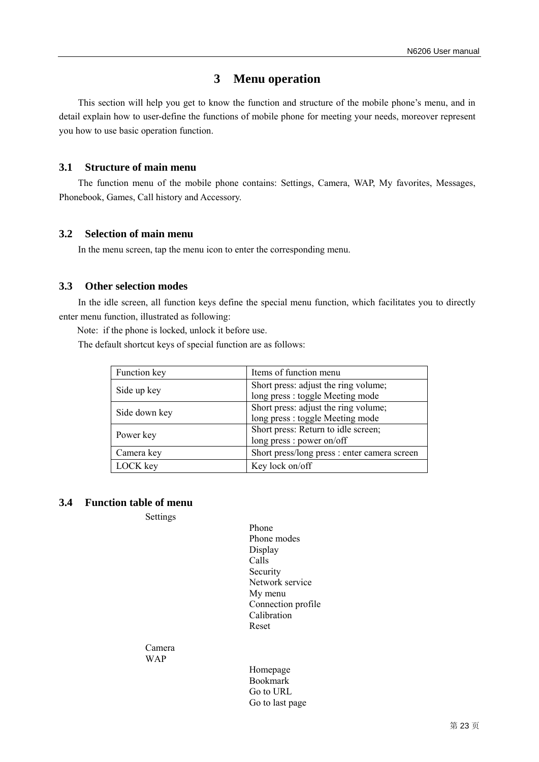# 3 Menu operation

This section will help you get to know the function and structure of the mobile phone's menu, and in detail explain how to user-define the functions of mobile phone for meeting your needs, moreover represent you how to use basic operation function.

## 3.1 Structure of main menu

The function menu of the mobile phone contains: Settings, Camera, WAP, My favorites, Messages, Phonebook, Games, Call history and Accessory.

## 3.2 Selection of main menu

In the menu screen, tap the menu icon to enter the corresponding menu.

## 3.3 Other selection modes

In the idle screen, all function keys define the special menu function, which facilitates you to directly enter menu function, illustrated as following:

Note: if the phone is locked, unlock it before use.

The default shortcut keys of special function are as follows:

| Function key | Items of function menu |
| --- | --- |
| Side up key | Short press: adjust the ring volume;<br>long press : toggle Meeting mode |
| Side down key | Short press: adjust the ring volume;<br>long press : toggle Meeting mode |
| Power key | Short press: Return to idle screen;<br>long press : power on/off |
| Camera key | Short press/long press : enter camera screen |
| LOCK key | Key lock on/off |

## 3.4 Function table of menu

- Settings
  - Phone
  - Phone modes
  - Display
  - Calls
  - Security
  - Network service
  - My menu
  - Connection profile
  - Calibration
  - Reset
- Camera
- WAP
  - Homepage
  - Bookmark
  - Go to URL
  - Go to last page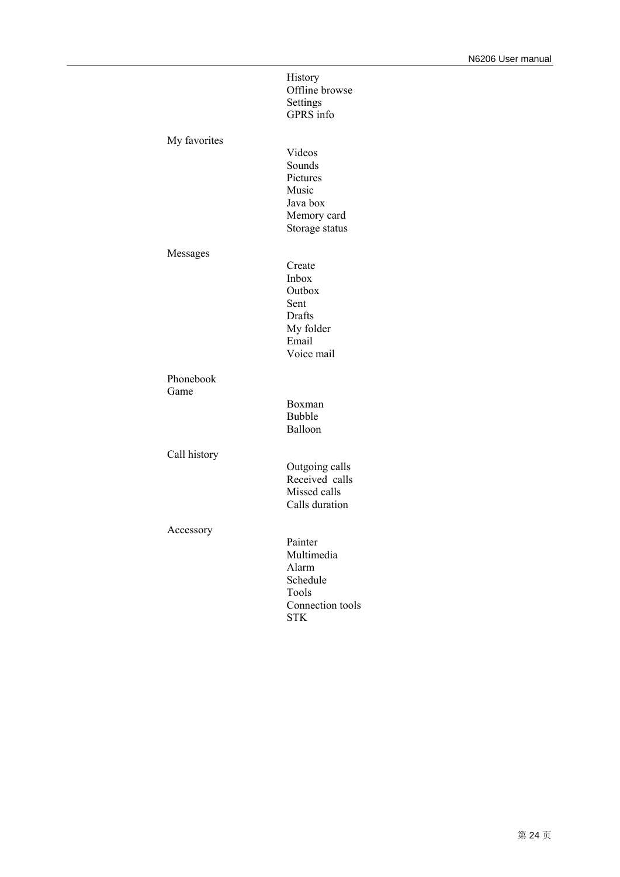| | |
|---|---|
| | History |
| | Offline browse |
| | Settings |
| | GPRS info |
| My favorites | |
| | Videos |
| | Sounds |
| | Pictures |
| | Music |
| | Java box |
| | Memory card |
| | Storage status |
| Messages | |
| | Create |
| | Inbox |
| | Outbox |
| | Sent |
| | Drafts |
| | My folder |
| | Email |
| | Voice mail |
| Phonebook | |
| Game | |
| | Boxman |
| | Bubble |
| | Balloon |
| Call history | |
| | Outgoing calls |
| | Received calls |
| | Missed calls |
| | Calls duration |
| Accessory | |
| | Painter |
| | Multimedia |
| | Alarm |
| | Schedule |
| | Tools |
| | Connection tools |
| | STK |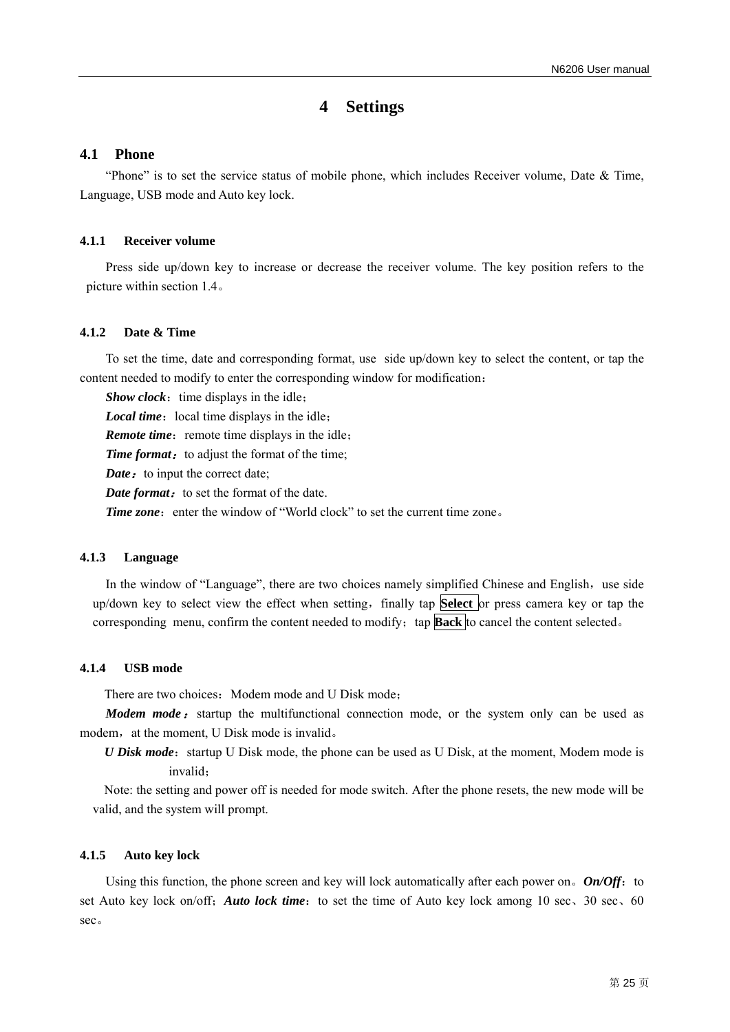# 4 Settings

## 4.1 Phone

"Phone" is to set the service status of mobile phone, which includes Receiver volume, Date & Time, Language, USB mode and Auto key lock.

### 4.1.1 Receiver volume

Press side up/down key to increase or decrease the receiver volume. The key position refers to the picture within section 1.4。

### 4.1.2 Date & Time

To set the time, date and corresponding format, use side up/down key to select the content, or tap the content needed to modify to enter the corresponding window for modification：

***Show clock***：time displays in the idle；

***Local time***：local time displays in the idle；

***Remote time***：remote time displays in the idle；

***Time format；***to adjust the format of the time;

***Date；***to input the correct date;

***Date format；***to set the format of the date.

***Time zone***：enter the window of "World clock" to set the current time zone。

### 4.1.3 Language

In the window of "Language", there are two choices namely simplified Chinese and English，use side up/down key to select view the effect when setting，finally tap **Select** or press camera key or tap the corresponding menu, confirm the content needed to modify；tap **Back** to cancel the content selected。

### 4.1.4 USB mode

There are two choices：Modem mode and U Disk mode；

***Modem mode；***startup the multifunctional connection mode, or the system only can be used as modem，at the moment, U Disk mode is invalid。

***U Disk mode***：startup U Disk mode, the phone can be used as U Disk, at the moment, Modem mode is invalid；

Note: the setting and power off is needed for mode switch. After the phone resets, the new mode will be valid, and the system will prompt.

### 4.1.5 Auto key lock

Using this function, the phone screen and key will lock automatically after each power on。***On/Off***：to set Auto key lock on/off；***Auto lock time***：to set the time of Auto key lock among 10 sec、30 sec、60 sec。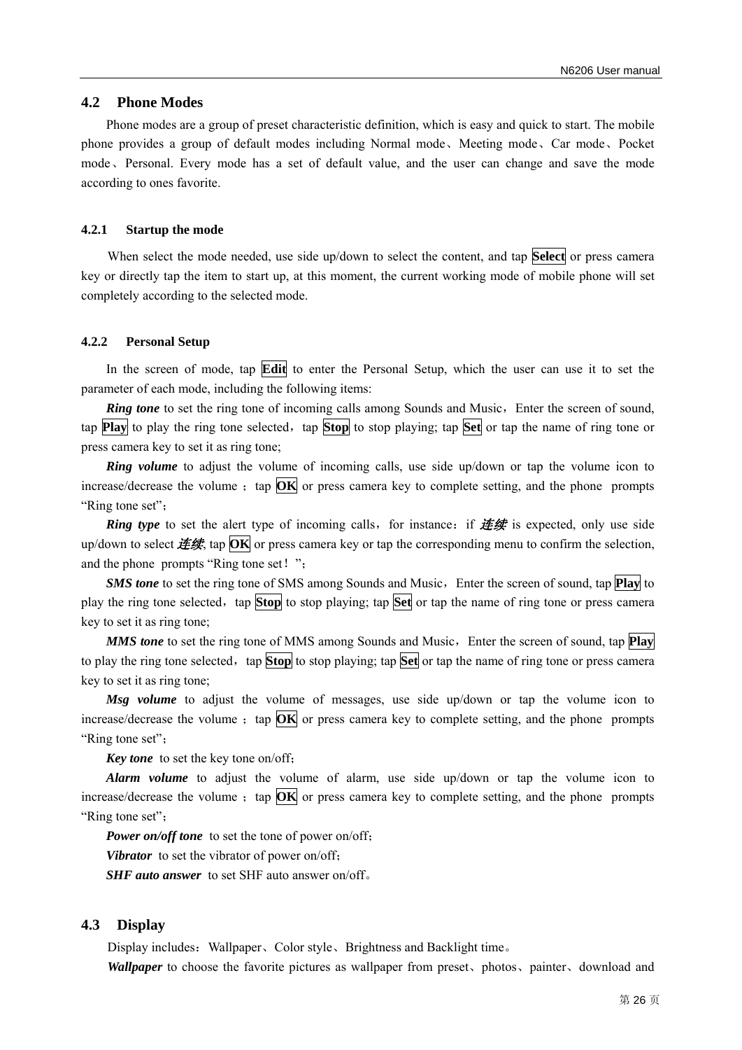## 4.2 Phone Modes

Phone modes are a group of preset characteristic definition, which is easy and quick to start. The mobile phone provides a group of default modes including Normal mode、Meeting mode、Car mode、Pocket mode、Personal. Every mode has a set of default value, and the user can change and save the mode according to ones favorite.

### 4.2.1 Startup the mode

When select the mode needed, use side up/down to select the content, and tap **Select** or press camera key or directly tap the item to start up, at this moment, the current working mode of mobile phone will set completely according to the selected mode.

### 4.2.2 Personal Setup

In the screen of mode, tap **Edit** to enter the Personal Setup, which the user can use it to set the parameter of each mode, including the following items:

***Ring tone*** to set the ring tone of incoming calls among Sounds and Music，Enter the screen of sound, tap **Play** to play the ring tone selected，tap **Stop** to stop playing; tap **Set** or tap the name of ring tone or press camera key to set it as ring tone;

***Ring volume*** to adjust the volume of incoming calls, use side up/down or tap the volume icon to increase/decrease the volume ；tap **OK** or press camera key to complete setting, and the phone prompts "Ring tone set"；

***Ring type*** to set the alert type of incoming calls，for instance：if ***连续*** is expected, only use side up/down to select ***连续***, tap **OK** or press camera key or tap the corresponding menu to confirm the selection, and the phone prompts "Ring tone set！"；

***SMS tone*** to set the ring tone of SMS among Sounds and Music，Enter the screen of sound, tap **Play** to play the ring tone selected，tap **Stop** to stop playing; tap **Set** or tap the name of ring tone or press camera key to set it as ring tone;

***MMS tone*** to set the ring tone of MMS among Sounds and Music，Enter the screen of sound, tap **Play** to play the ring tone selected，tap **Stop** to stop playing; tap **Set** or tap the name of ring tone or press camera key to set it as ring tone;

***Msg volume*** to adjust the volume of messages, use side up/down or tap the volume icon to increase/decrease the volume ；tap **OK** or press camera key to complete setting, and the phone prompts "Ring tone set"；

***Key tone*** to set the key tone on/off；

***Alarm volume*** to adjust the volume of alarm, use side up/down or tap the volume icon to increase/decrease the volume ；tap **OK** or press camera key to complete setting, and the phone prompts "Ring tone set"；

***Power on/off tone*** to set the tone of power on/off；

***Vibrator*** to set the vibrator of power on/off；

***SHF auto answer*** to set SHF auto answer on/off。

## 4.3 Display

Display includes：Wallpaper、Color style、Brightness and Backlight time。

***Wallpaper*** to choose the favorite pictures as wallpaper from preset、photos、painter、download and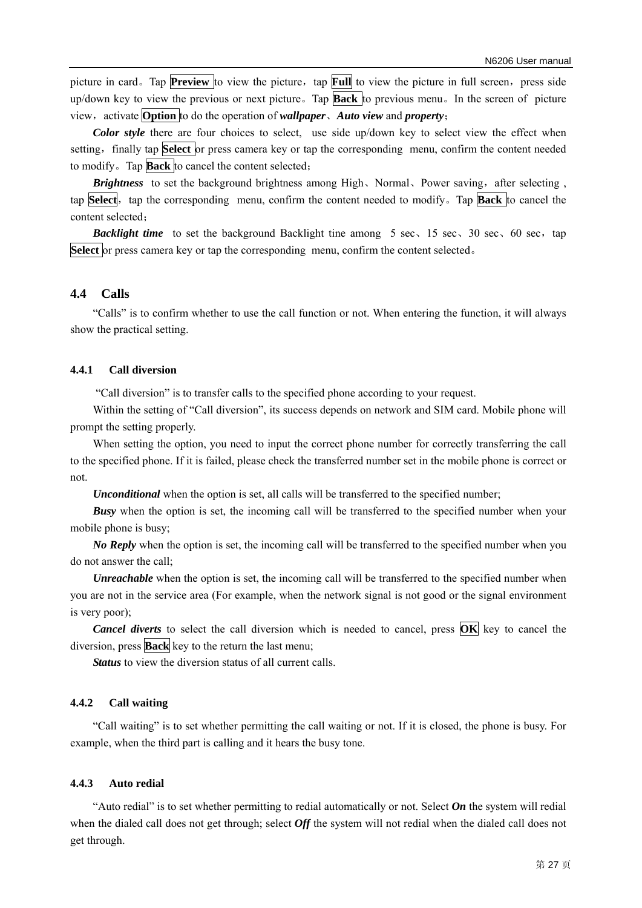picture in card。Tap **Preview** to view the picture，tap **Full** to view the picture in full screen，press side up/down key to view the previous or next picture。Tap **Back** to previous menu。In the screen of picture view，activate **Option** to do the operation of ***wallpaper***、***Auto view*** and ***property***；

***Color style*** there are four choices to select, use side up/down key to select view the effect when setting，finally tap **Select** or press camera key or tap the corresponding menu, confirm the content needed to modify。Tap **Back** to cancel the content selected；

***Brightness*** to set the background brightness among High、Normal、Power saving，after selecting , tap **Select**，tap the corresponding menu, confirm the content needed to modify。Tap **Back** to cancel the content selected；

***Backlight time*** to set the background Backlight tine among 5 sec、15 sec、30 sec、60 sec，tap **Select** or press camera key or tap the corresponding menu, confirm the content selected。

## 4.4 Calls

"Calls" is to confirm whether to use the call function or not. When entering the function, it will always show the practical setting.

### 4.4.1 Call diversion

"Call diversion" is to transfer calls to the specified phone according to your request.

Within the setting of "Call diversion", its success depends on network and SIM card. Mobile phone will prompt the setting properly.

When setting the option, you need to input the correct phone number for correctly transferring the call to the specified phone. If it is failed, please check the transferred number set in the mobile phone is correct or not.

***Unconditional*** when the option is set, all calls will be transferred to the specified number;

***Busy*** when the option is set, the incoming call will be transferred to the specified number when your mobile phone is busy;

***No Reply*** when the option is set, the incoming call will be transferred to the specified number when you do not answer the call;

***Unreachable*** when the option is set, the incoming call will be transferred to the specified number when you are not in the service area (For example, when the network signal is not good or the signal environment is very poor);

***Cancel diverts*** to select the call diversion which is needed to cancel, press **OK** key to cancel the diversion, press **Back** key to the return the last menu;

***Status*** to view the diversion status of all current calls.

### 4.4.2 Call waiting

"Call waiting" is to set whether permitting the call waiting or not. If it is closed, the phone is busy. For example, when the third part is calling and it hears the busy tone.

### 4.4.3 Auto redial

"Auto redial" is to set whether permitting to redial automatically or not. Select ***On*** the system will redial when the dialed call does not get through; select ***Off*** the system will not redial when the dialed call does not get through.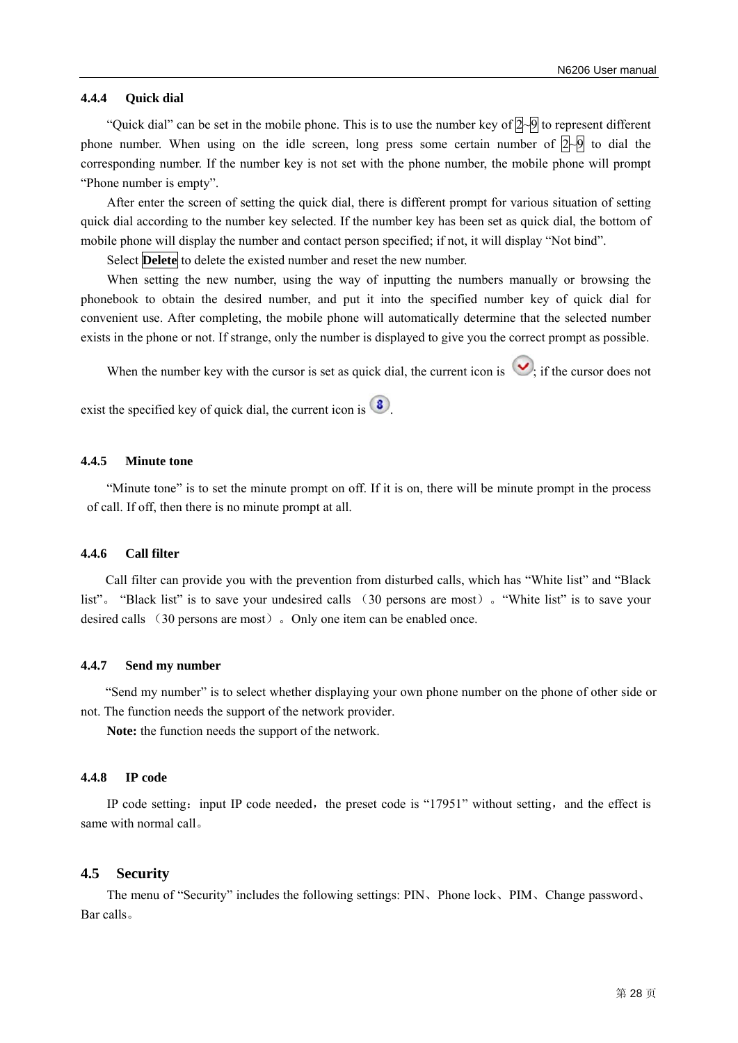#### 4.4.4 Quick dial

"Quick dial" can be set in the mobile phone. This is to use the number key of 2~9 to represent different phone number. When using on the idle screen, long press some certain number of 2~9 to dial the corresponding number. If the number key is not set with the phone number, the mobile phone will prompt "Phone number is empty".

After enter the screen of setting the quick dial, there is different prompt for various situation of setting quick dial according to the number key selected. If the number key has been set as quick dial, the bottom of mobile phone will display the number and contact person specified; if not, it will display "Not bind".

Select **Delete** to delete the existed number and reset the new number.

When setting the new number, using the way of inputting the numbers manually or browsing the phonebook to obtain the desired number, and put it into the specified number key of quick dial for convenient use. After completing, the mobile phone will automatically determine that the selected number exists in the phone or not. If strange, only the number is displayed to give you the correct prompt as possible.

When the number key with the cursor is set as quick dial, the current icon is ; if the cursor does not exist the specified key of quick dial, the current icon is .

#### 4.4.5 Minute tone

"Minute tone" is to set the minute prompt on off. If it is on, there will be minute prompt in the process of call. If off, then there is no minute prompt at all.

#### 4.4.6 Call filter

Call filter can provide you with the prevention from disturbed calls, which has "White list" and "Black list"。 "Black list" is to save your undesired calls （30 persons are most）。"White list" is to save your desired calls （30 persons are most）。Only one item can be enabled once.

#### 4.4.7 Send my number

"Send my number" is to select whether displaying your own phone number on the phone of other side or not. The function needs the support of the network provider.

**Note:** the function needs the support of the network.

#### 4.4.8 IP code

IP code setting：input IP code needed，the preset code is "17951" without setting，and the effect is same with normal call。

### 4.5 Security

The menu of "Security" includes the following settings: PIN、Phone lock、PIM、Change password、Bar calls。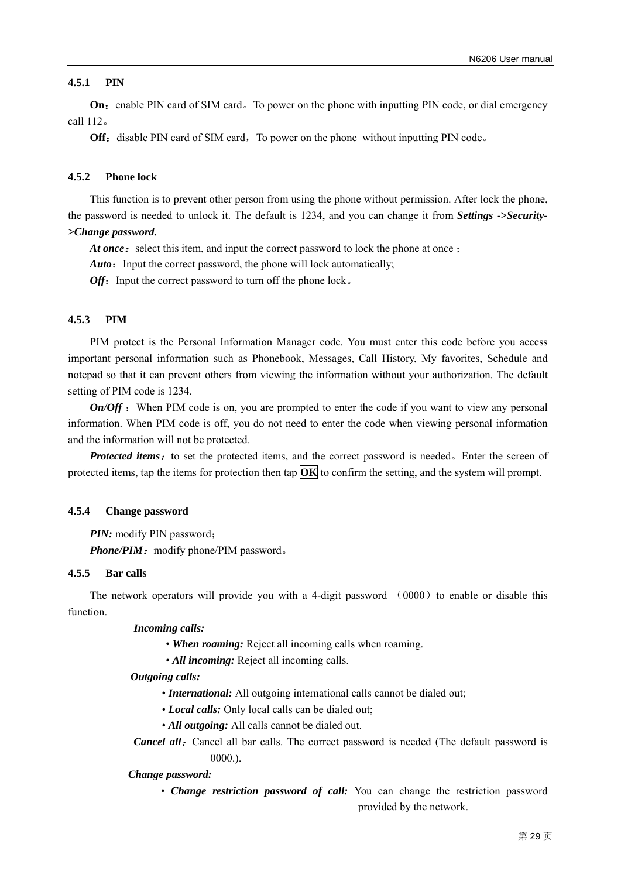### 4.5.1 PIN

**On**：enable PIN card of SIM card。To power on the phone with inputting PIN code, or dial emergency call 112。

**Off**：disable PIN card of SIM card，To power on the phone without inputting PIN code。

### 4.5.2 Phone lock

This function is to prevent other person from using the phone without permission. After lock the phone, the password is needed to unlock it. The default is 1234, and you can change it from ***Settings ->Security->Change password.***

***At once***：select this item, and input the correct password to lock the phone at once；

***Auto***：Input the correct password, the phone will lock automatically;

***Off***：Input the correct password to turn off the phone lock。

### 4.5.3 PIM

PIM protect is the Personal Information Manager code. You must enter this code before you access important personal information such as Phonebook, Messages, Call History, My favorites, Schedule and notepad so that it can prevent others from viewing the information without your authorization. The default setting of PIM code is 1234.

***On/Off***：When PIM code is on, you are prompted to enter the code if you want to view any personal information. When PIM code is off, you do not need to enter the code when viewing personal information and the information will not be protected.

***Protected items***：to set the protected items, and the correct password is needed。Enter the screen of protected items, tap the items for protection then tap **OK** to confirm the setting, and the system will prompt.

### 4.5.4 Change password

***PIN:*** modify PIN password；

***Phone/PIM***：modify phone/PIM password。

### 4.5.5 Bar calls

The network operators will provide you with a 4-digit password （0000）to enable or disable this function.

***Incoming calls:***

- ***When roaming:*** Reject all incoming calls when roaming.
- ***All incoming:*** Reject all incoming calls.

***Outgoing calls:***

- ***International:*** All outgoing international calls cannot be dialed out;
- ***Local calls:*** Only local calls can be dialed out;
- ***All outgoing:*** All calls cannot be dialed out.

***Cancel all***：Cancel all bar calls. The correct password is needed (The default password is 0000.).

***Change password:***

- ***Change restriction password of call:*** You can change the restriction password provided by the network.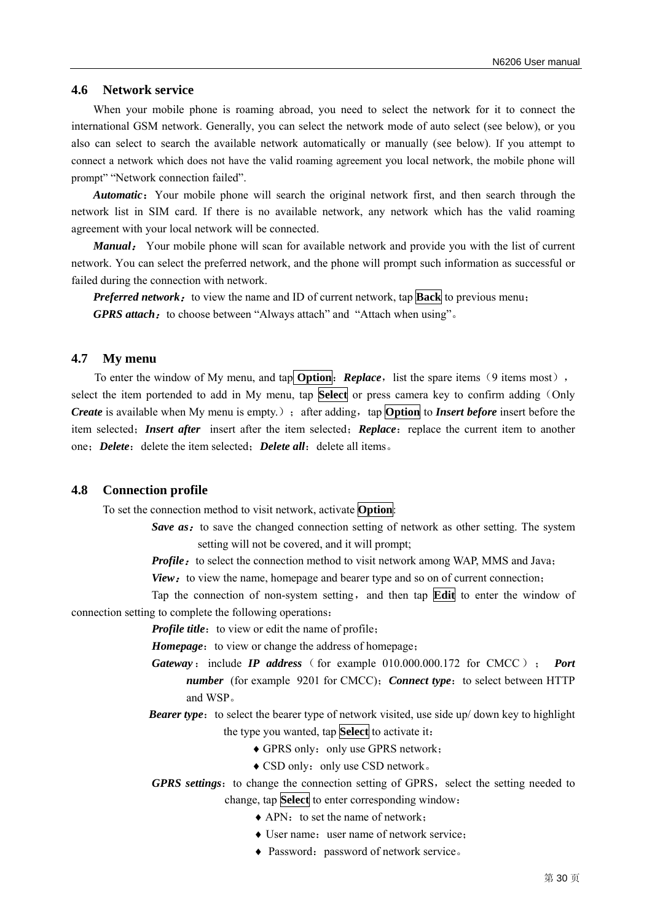## 4.6 Network service

When your mobile phone is roaming abroad, you need to select the network for it to connect the international GSM network. Generally, you can select the network mode of auto select (see below), or you also can select to search the available network automatically or manually (see below). If you attempt to connect a network which does not have the valid roaming agreement you local network, the mobile phone will prompt" "Network connection failed".

***Automatic***：Your mobile phone will search the original network first, and then search through the network list in SIM card. If there is no available network, any network which has the valid roaming agreement with your local network will be connected.

***Manual***：Your mobile phone will scan for available network and provide you with the list of current network. You can select the preferred network, and the phone will prompt such information as successful or failed during the connection with network.

***Preferred network***：to view the name and ID of current network, tap **Back** to previous menu；

***GPRS attach***：to choose between "Always attach" and "Attach when using"。

## 4.7 My menu

To enter the window of My menu, and tap **Option**：***Replace***，list the spare items（9 items most），select the item portended to add in My menu, tap **Select** or press camera key to confirm adding（Only ***Create*** is available when My menu is empty.）；after adding，tap **Option** to ***Insert before*** insert before the item selected；***Insert after*** insert after the item selected；***Replace***：replace the current item to another one；***Delete***：delete the item selected；***Delete all***：delete all items。

## 4.8 Connection profile

To set the connection method to visit network, activate **Option**:

***Save as***：to save the changed connection setting of network as other setting. The system setting will not be covered, and it will prompt;

***Profile***：to select the connection method to visit network among WAP, MMS and Java；

***View***：to view the name, homepage and bearer type and so on of current connection；

Tap the connection of non-system setting，and then tap **Edit** to enter the window of connection setting to complete the following operations：

***Profile title***：to view or edit the name of profile；

***Homepage***：to view or change the address of homepage；

***Gateway***：include ***IP address***（for example 010.000.000.172 for CMCC）；***Port number*** (for example 9201 for CMCC)；***Connect type***：to select between HTTP and WSP。

***Bearer type***：to select the bearer type of network visited, use side up/ down key to highlight the type you wanted, tap **Select** to activate it：

- ♦ GPRS only：only use GPRS network；
- ♦ CSD only：only use CSD network。

***GPRS settings***：to change the connection setting of GPRS，select the setting needed to change, tap **Select** to enter corresponding window：

- ♦ APN：to set the name of network；
- ♦ User name：user name of network service；
- ♦ Password：password of network service。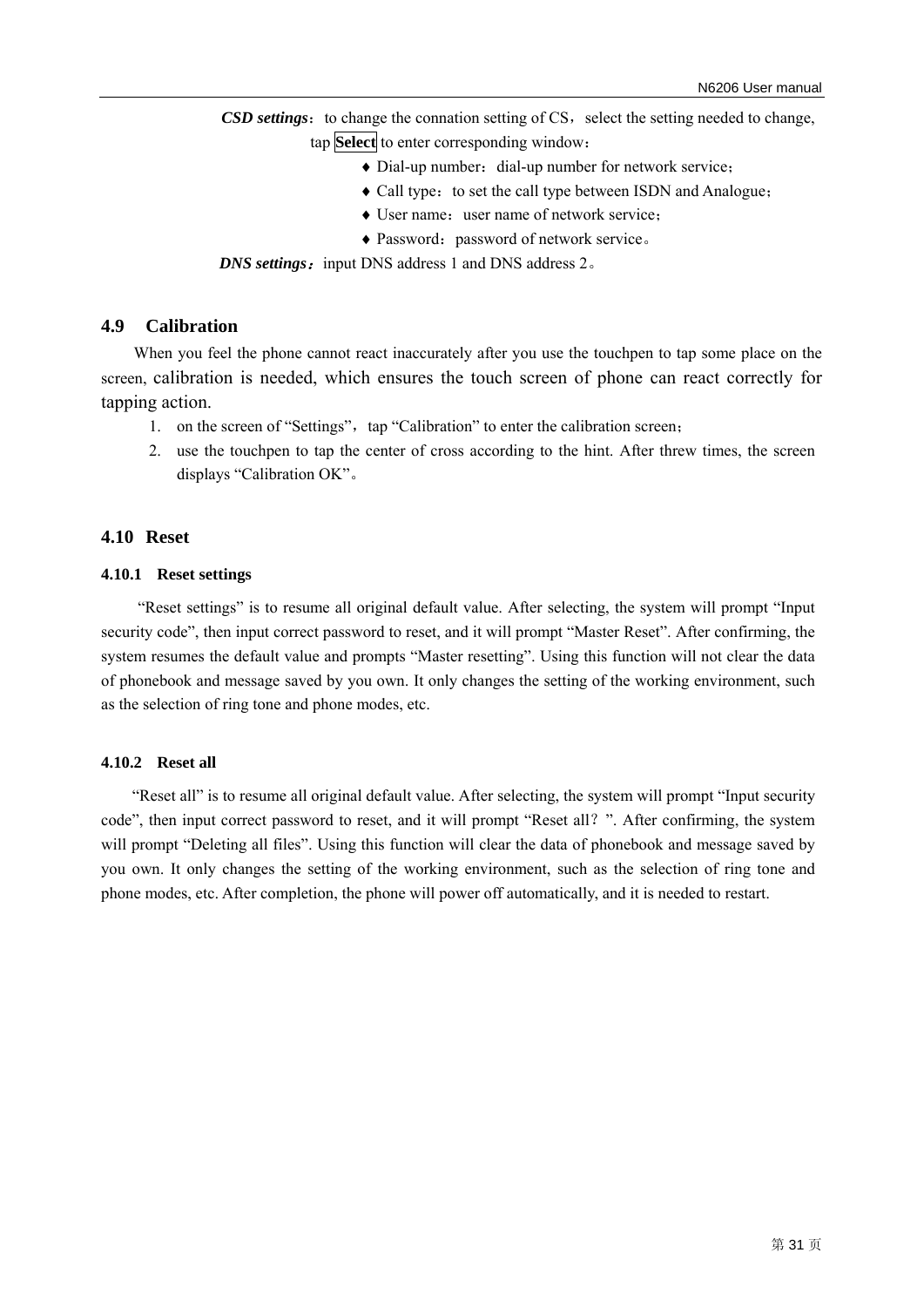***CSD settings***：to change the connation setting of CS，select the setting needed to change, tap **Select** to enter corresponding window：

- ♦ Dial-up number：dial-up number for network service；
- ♦ Call type：to set the call type between ISDN and Analogue；
- ♦ User name：user name of network service；
- ♦ Password：password of network service。

***DNS settings***：input DNS address 1 and DNS address 2。

## 4.9 Calibration

When you feel the phone cannot react inaccurately after you use the touchpen to tap some place on the screen, calibration is needed, which ensures the touch screen of phone can react correctly for tapping action.

1. on the screen of "Settings"，tap "Calibration" to enter the calibration screen；
2. use the touchpen to tap the center of cross according to the hint. After threw times, the screen displays "Calibration OK"。

## 4.10 Reset

### 4.10.1 Reset settings

"Reset settings" is to resume all original default value. After selecting, the system will prompt "Input security code", then input correct password to reset, and it will prompt "Master Reset". After confirming, the system resumes the default value and prompts "Master resetting". Using this function will not clear the data of phonebook and message saved by you own. It only changes the setting of the working environment, such as the selection of ring tone and phone modes, etc.

### 4.10.2 Reset all

"Reset all" is to resume all original default value. After selecting, the system will prompt "Input security code", then input correct password to reset, and it will prompt "Reset all？". After confirming, the system will prompt "Deleting all files". Using this function will clear the data of phonebook and message saved by you own. It only changes the setting of the working environment, such as the selection of ring tone and phone modes, etc. After completion, the phone will power off automatically, and it is needed to restart.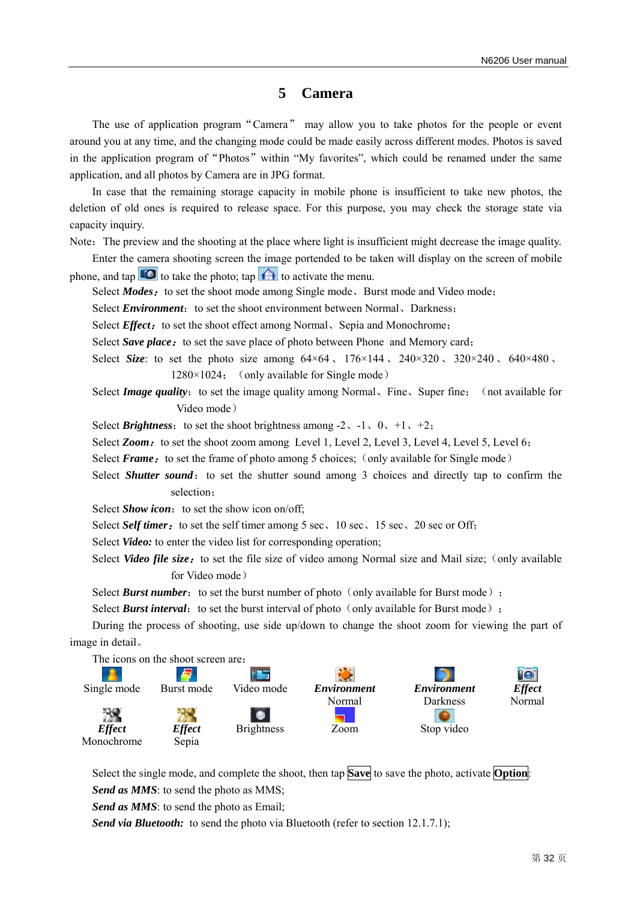# 5 Camera

The use of application program "Camera" may allow you to take photos for the people or event around you at any time, and the changing mode could be made easily across different modes. Photos is saved in the application program of "Photos" within "My favorites", which could be renamed under the same application, and all photos by Camera are in JPG format.

In case that the remaining storage capacity in mobile phone is insufficient to take new photos, the deletion of old ones is required to release space. For this purpose, you may check the storage state via capacity inquiry.

Note：The preview and the shooting at the place where light is insufficient might decrease the image quality.

Enter the camera shooting screen the image portended to be taken will display on the screen of mobile phone, and tap  to take the photo; tap  to activate the menu.

Select ***Modes***：to set the shoot mode among Single mode、Burst mode and Video mode；

Select ***Environment***：to set the shoot environment between Normal、Darkness；

Select ***Effect***：to set the shoot effect among Normal、Sepia and Monochrome；

Select ***Save place***：to set the save place of photo between Phone and Memory card；

Select ***Size***: to set the photo size among 64×64、176×144、240×320、320×240、640×480、1280×1024；（only available for Single mode）

Select ***Image quality***：to set the image quality among Normal、Fine、Super fine；（not available for Video mode）

Select ***Brightness***：to set the shoot brightness among -2、-1、0、+1、+2；

Select ***Zoom***：to set the shoot zoom among Level 1, Level 2, Level 3, Level 4, Level 5, Level 6；

Select ***Frame***：to set the frame of photo among 5 choices;（only available for Single mode）

Select ***Shutter sound***：to set the shutter sound among 3 choices and directly tap to confirm the selection；

Select ***Show icon***：to set the show icon on/off;

Select ***Self timer***：to set the self timer among 5 sec、10 sec、15 sec、20 sec or Off；

Select ***Video:*** to enter the video list for corresponding operation;

Select ***Video file size***：to set the file size of video among Normal size and Mail size;（only available for Video mode）

Select ***Burst number***：to set the burst number of photo（only available for Burst mode）；

Select ***Burst interval***：to set the burst interval of photo（only available for Burst mode）；

During the process of shooting, use side up/down to change the shoot zoom for viewing the part of image in detail。

The icons on the shoot screen are：

| Single mode | Burst mode | Video mode | ***Environment*** Normal | ***Environment*** Darkness | ***Effect*** Normal |
|---|---|---|---|---|---|
| ***Effect*** Monochrome | ***Effect*** Sepia | Brightness | Zoom | Stop video | |

Select the single mode, and complete the shoot, then tap **Save** to save the photo, activate **Option**:

***Send as MMS***: to send the photo as MMS;

***Send as MMS***: to send the photo as Email;

***Send via Bluetooth:*** to send the photo via Bluetooth (refer to section 12.1.7.1);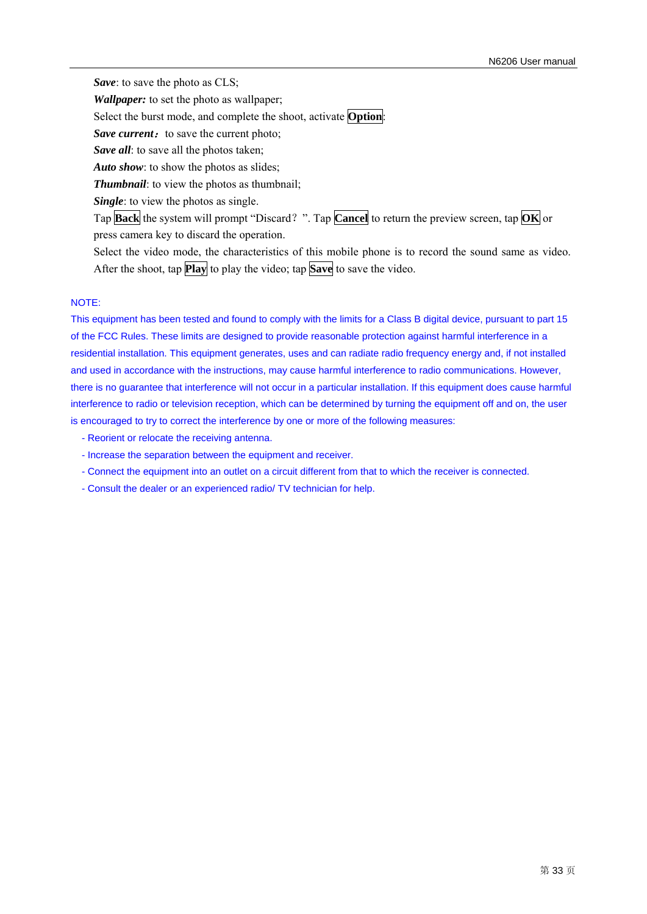***Save***: to save the photo as CLS;

***Wallpaper:*** to set the photo as wallpaper;

Select the burst mode, and complete the shoot, activate **Option**:

***Save current***： to save the current photo;

***Save all***: to save all the photos taken;

***Auto show***: to show the photos as slides;

***Thumbnail***: to view the photos as thumbnail;

***Single***: to view the photos as single.

Tap **Back** the system will prompt "Discard？". Tap **Cancel** to return the preview screen, tap **OK** or press camera key to discard the operation.

Select the video mode, the characteristics of this mobile phone is to record the sound same as video. After the shoot, tap **Play** to play the video; tap **Save** to save the video.

NOTE:

This equipment has been tested and found to comply with the limits for a Class B digital device, pursuant to part 15 of the FCC Rules. These limits are designed to provide reasonable protection against harmful interference in a residential installation. This equipment generates, uses and can radiate radio frequency energy and, if not installed and used in accordance with the instructions, may cause harmful interference to radio communications. However, there is no guarantee that interference will not occur in a particular installation. If this equipment does cause harmful interference to radio or television reception, which can be determined by turning the equipment off and on, the user is encouraged to try to correct the interference by one or more of the following measures:

- Reorient or relocate the receiving antenna.
- Increase the separation between the equipment and receiver.
- Connect the equipment into an outlet on a circuit different from that to which the receiver is connected.
- Consult the dealer or an experienced radio/ TV technician for help.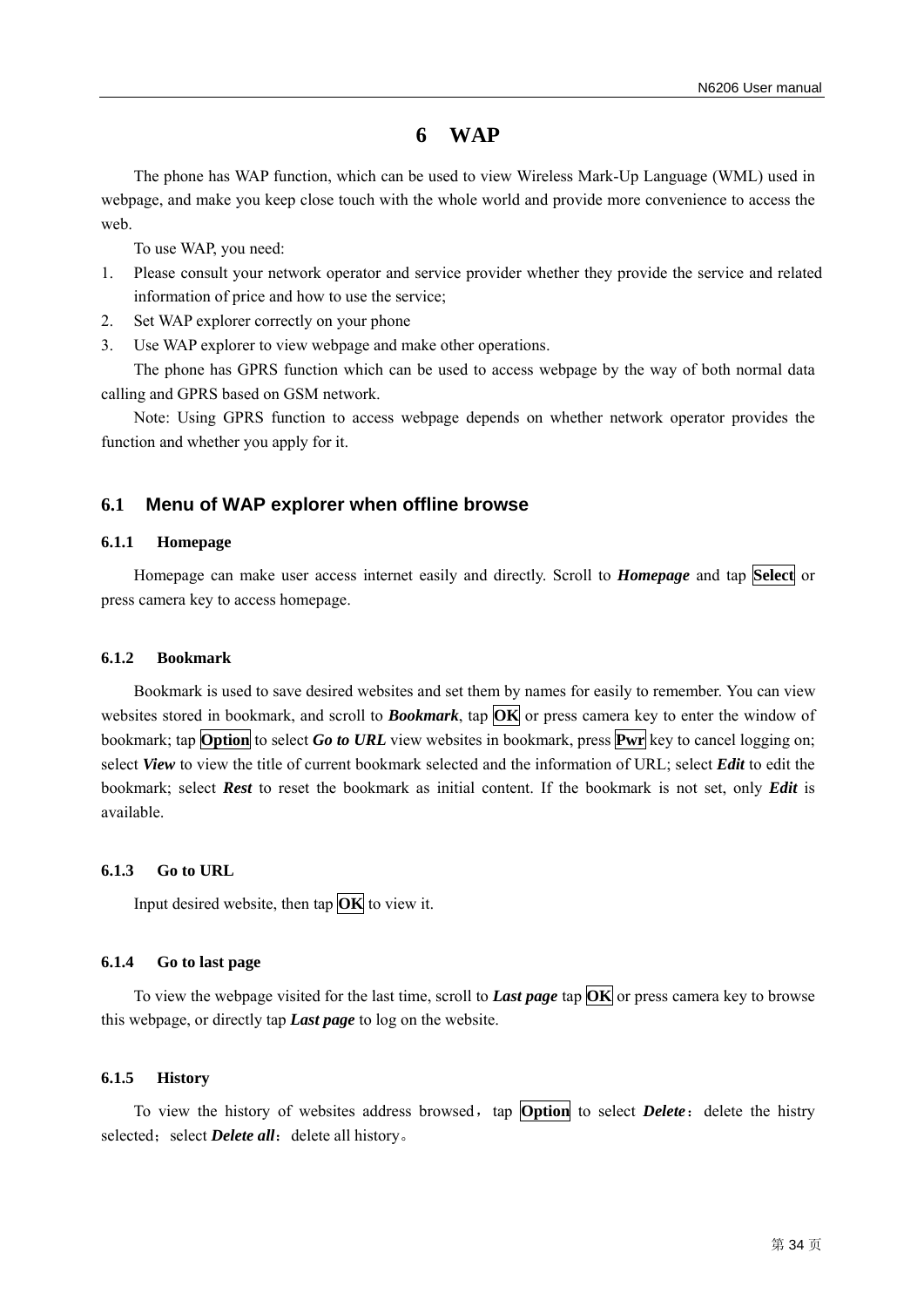# 6 WAP

The phone has WAP function, which can be used to view Wireless Mark-Up Language (WML) used in webpage, and make you keep close touch with the whole world and provide more convenience to access the web.

To use WAP, you need:

1. Please consult your network operator and service provider whether they provide the service and related information of price and how to use the service;
2. Set WAP explorer correctly on your phone
3. Use WAP explorer to view webpage and make other operations.

The phone has GPRS function which can be used to access webpage by the way of both normal data calling and GPRS based on GSM network.

Note: Using GPRS function to access webpage depends on whether network operator provides the function and whether you apply for it.

## 6.1 Menu of WAP explorer when offline browse

### 6.1.1 Homepage

Homepage can make user access internet easily and directly. Scroll to ***Homepage*** and tap **Select** or press camera key to access homepage.

### 6.1.2 Bookmark

Bookmark is used to save desired websites and set them by names for easily to remember. You can view websites stored in bookmark, and scroll to ***Bookmark***, tap **OK** or press camera key to enter the window of bookmark; tap **Option** to select ***Go to URL*** view websites in bookmark, press **Pwr** key to cancel logging on; select ***View*** to view the title of current bookmark selected and the information of URL; select ***Edit*** to edit the bookmark; select ***Rest*** to reset the bookmark as initial content. If the bookmark is not set, only ***Edit*** is available.

### 6.1.3 Go to URL

Input desired website, then tap **OK** to view it.

### 6.1.4 Go to last page

To view the webpage visited for the last time, scroll to ***Last page*** tap **OK** or press camera key to browse this webpage, or directly tap ***Last page*** to log on the website.

### 6.1.5 History

To view the history of websites address browsed，tap **Option** to select ***Delete***：delete the histry selected；select ***Delete all***：delete all history。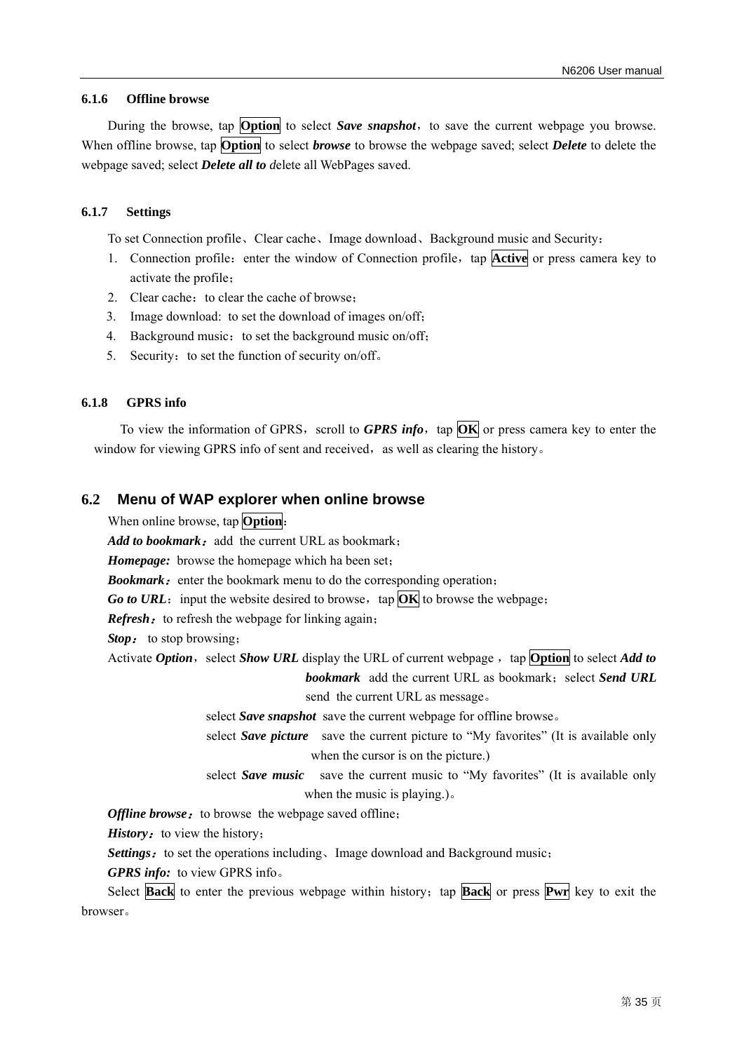#### 6.1.6 Offline browse

During the browse, tap **Option** to select ***Save snapshot***，to save the current webpage you browse. When offline browse, tap **Option** to select ***browse*** to browse the webpage saved; select ***Delete*** to delete the webpage saved; select ***Delete all to** d*elete all WebPages saved.

#### 6.1.7 Settings

To set Connection profile、Clear cache、Image download、Background music and Security：

1. Connection profile：enter the window of Connection profile，tap **Active** or press camera key to activate the profile；
2. Clear cache：to clear the cache of browse；
3. Image download: to set the download of images on/off；
4. Background music：to set the background music on/off；
5. Security：to set the function of security on/off。

#### 6.1.8 GPRS info

To view the information of GPRS，scroll to ***GPRS info***，tap **OK** or press camera key to enter the window for viewing GPRS info of sent and received，as well as clearing the history。

### 6.2 Menu of WAP explorer when online browse

When online browse, tap **Option**：

***Add to bookmark*：**add the current URL as bookmark；

***Homepage:*** browse the homepage which ha been set；

***Bookmark*：**enter the bookmark menu to do the corresponding operation；

***Go to URL***：input the website desired to browse，tap **OK** to browse the webpage；

***Refresh*：**to refresh the webpage for linking again；

***Stop*：** to stop browsing；

Activate ***Option***，select ***Show URL*** display the URL of current webpage，tap **Option** to select ***Add to bookmark*** add the current URL as bookmark；select ***Send URL*** send the current URL as message。

select ***Save snapshot*** save the current webpage for offline browse。

select ***Save picture*** save the current picture to "My favorites" (It is available only when the cursor is on the picture.)

select ***Save music*** save the current music to "My favorites" (It is available only when the music is playing.)。

***Offline browse*：**to browse the webpage saved offline；

***History*：**to view the history；

***Settings*：**to set the operations including、Image download and Background music；

***GPRS info:*** to view GPRS info。

Select **Back** to enter the previous webpage within history；tap **Back** or press **Pwr** key to exit the browser。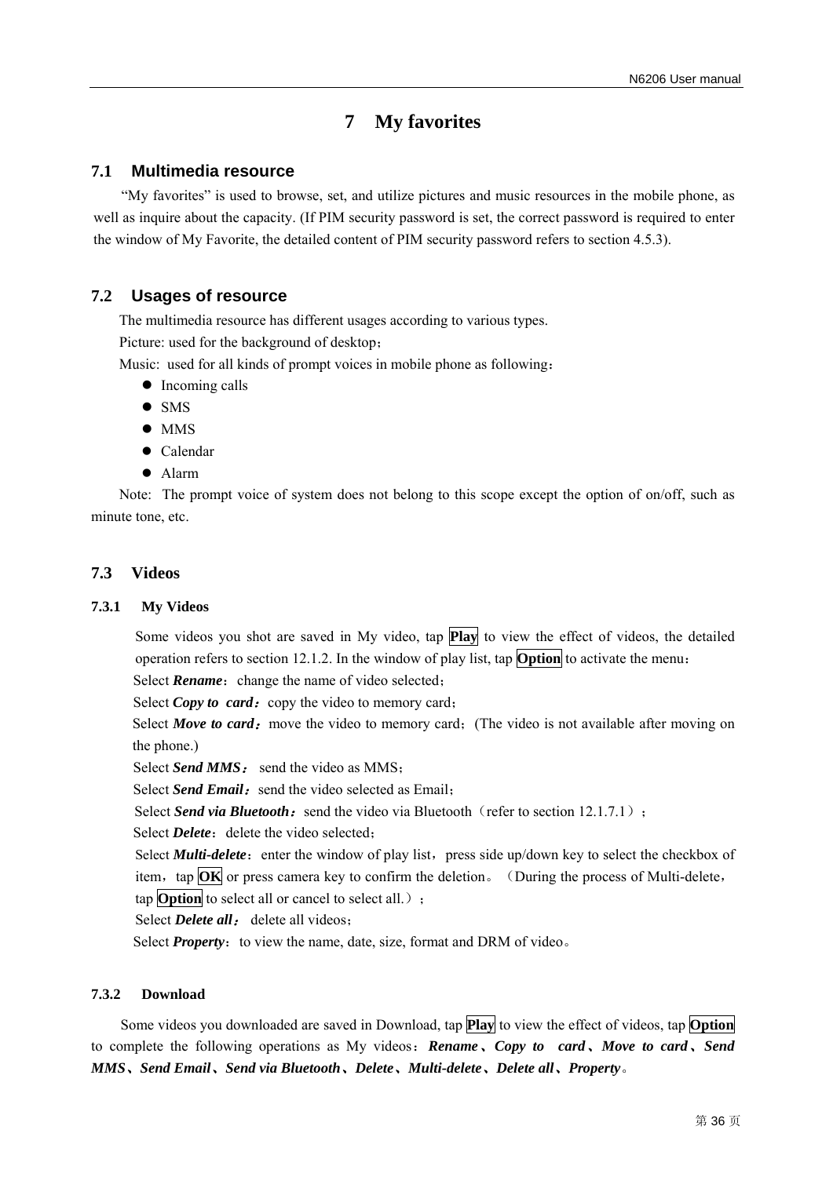# 7 My favorites

## 7.1 Multimedia resource

"My favorites" is used to browse, set, and utilize pictures and music resources in the mobile phone, as well as inquire about the capacity. (If PIM security password is set, the correct password is required to enter the window of My Favorite, the detailed content of PIM security password refers to section 4.5.3).

## 7.2 Usages of resource

The multimedia resource has different usages according to various types.

Picture: used for the background of desktop；

Music: used for all kinds of prompt voices in mobile phone as following：

- Incoming calls
- SMS
- MMS
- Calendar
- Alarm

Note: The prompt voice of system does not belong to this scope except the option of on/off, such as minute tone, etc.

## 7.3 Videos

### 7.3.1 My Videos

Some videos you shot are saved in My video, tap **Play** to view the effect of videos, the detailed operation refers to section 12.1.2. In the window of play list, tap **Option** to activate the menu：

Select ***Rename***：change the name of video selected；

Select ***Copy to card***：copy the video to memory card；

Select ***Move to card***：move the video to memory card；(The video is not available after moving on the phone.)

Select ***Send MMS***： send the video as MMS；

Select ***Send Email***：send the video selected as Email；

Select ***Send via Bluetooth***：send the video via Bluetooth（refer to section 12.1.7.1）；

Select ***Delete***：delete the video selected；

Select ***Multi-delete***：enter the window of play list，press side up/down key to select the checkbox of item，tap **OK** or press camera key to confirm the deletion。（During the process of Multi-delete，tap **Option** to select all or cancel to select all.）；

Select ***Delete all***： delete all videos；

Select ***Property***：to view the name, date, size, format and DRM of video。

### 7.3.2 Download

Some videos you downloaded are saved in Download, tap **Play** to view the effect of videos, tap **Option** to complete the following operations as My videos：***Rename***、***Copy to card***、***Move to card***、***Send MMS***、***Send Email***、***Send via Bluetooth***、***Delete***、***Multi-delete***、***Delete all***、***Property***。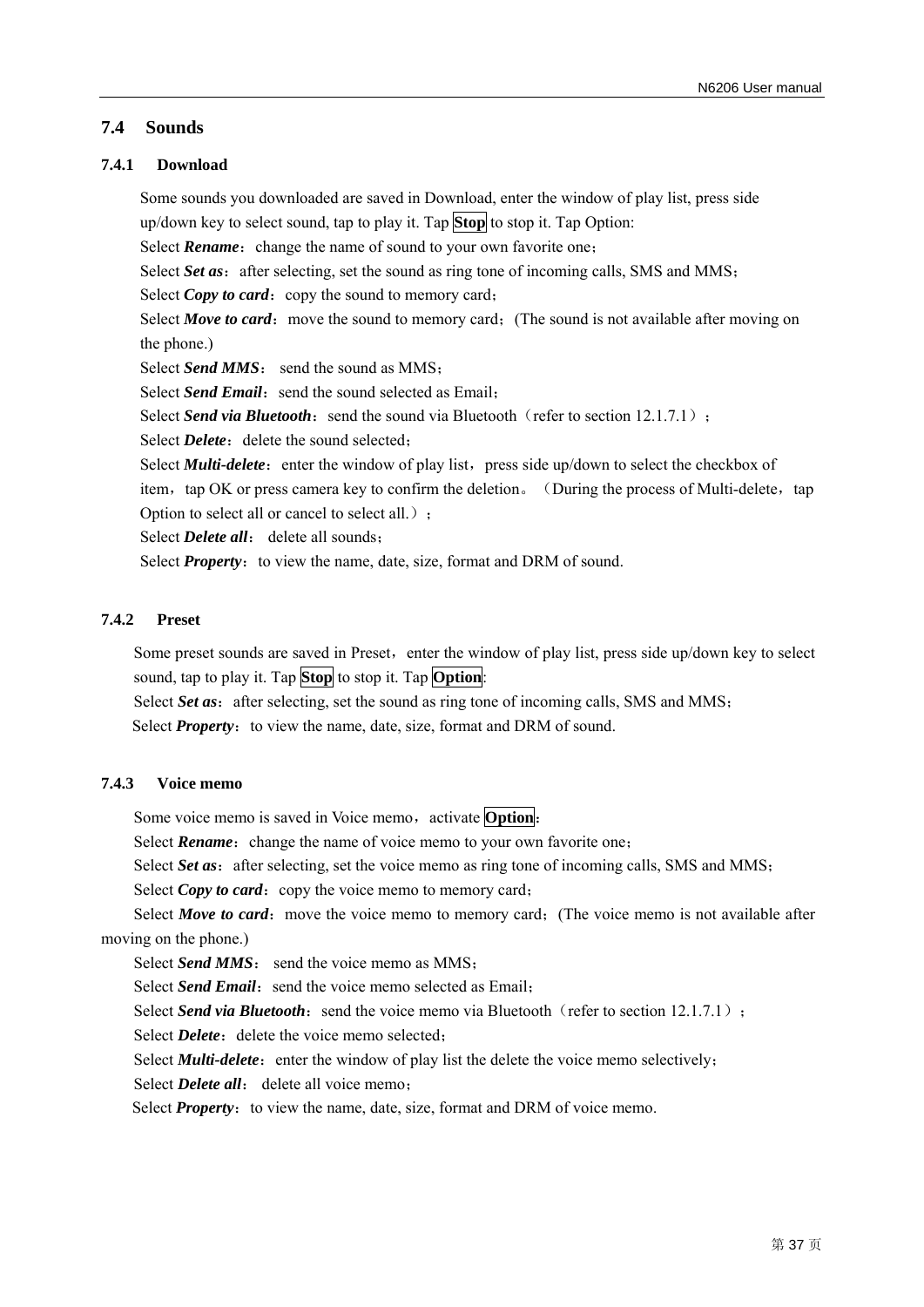## 7.4 Sounds

### 7.4.1 Download

Some sounds you downloaded are saved in Download, enter the window of play list, press side up/down key to select sound, tap to play it. Tap **Stop** to stop it. Tap Option:

Select ***Rename***：change the name of sound to your own favorite one；

Select ***Set as***：after selecting, set the sound as ring tone of incoming calls, SMS and MMS；

Select ***Copy to card***：copy the sound to memory card；

Select ***Move to card***：move the sound to memory card；(The sound is not available after moving on the phone.)

Select ***Send MMS***： send the sound as MMS；

Select ***Send Email***：send the sound selected as Email；

Select ***Send via Bluetooth***：send the sound via Bluetooth（refer to section 12.1.7.1）；

Select ***Delete***：delete the sound selected；

Select ***Multi-delete***：enter the window of play list，press side up/down to select the checkbox of item，tap OK or press camera key to confirm the deletion。（During the process of Multi-delete，tap Option to select all or cancel to select all.）；

Select ***Delete all***： delete all sounds；

Select ***Property***：to view the name, date, size, format and DRM of sound.

### 7.4.2 Preset

Some preset sounds are saved in Preset，enter the window of play list, press side up/down key to select sound, tap to play it. Tap **Stop** to stop it. Tap **Option**:

Select ***Set as***：after selecting, set the sound as ring tone of incoming calls, SMS and MMS；

Select ***Property***：to view the name, date, size, format and DRM of sound.

### 7.4.3 Voice memo

Some voice memo is saved in Voice memo，activate **Option**：

Select ***Rename***：change the name of voice memo to your own favorite one；

Select ***Set as***：after selecting, set the voice memo as ring tone of incoming calls, SMS and MMS；

Select ***Copy to card***：copy the voice memo to memory card；

Select ***Move to card***：move the voice memo to memory card；(The voice memo is not available after moving on the phone.)

Select ***Send MMS***： send the voice memo as MMS；

Select ***Send Email***：send the voice memo selected as Email；

Select ***Send via Bluetooth***：send the voice memo via Bluetooth（refer to section 12.1.7.1）；

Select ***Delete***：delete the voice memo selected；

Select ***Multi-delete***：enter the window of play list the delete the voice memo selectively；

Select ***Delete all***： delete all voice memo；

Select ***Property***：to view the name, date, size, format and DRM of voice memo.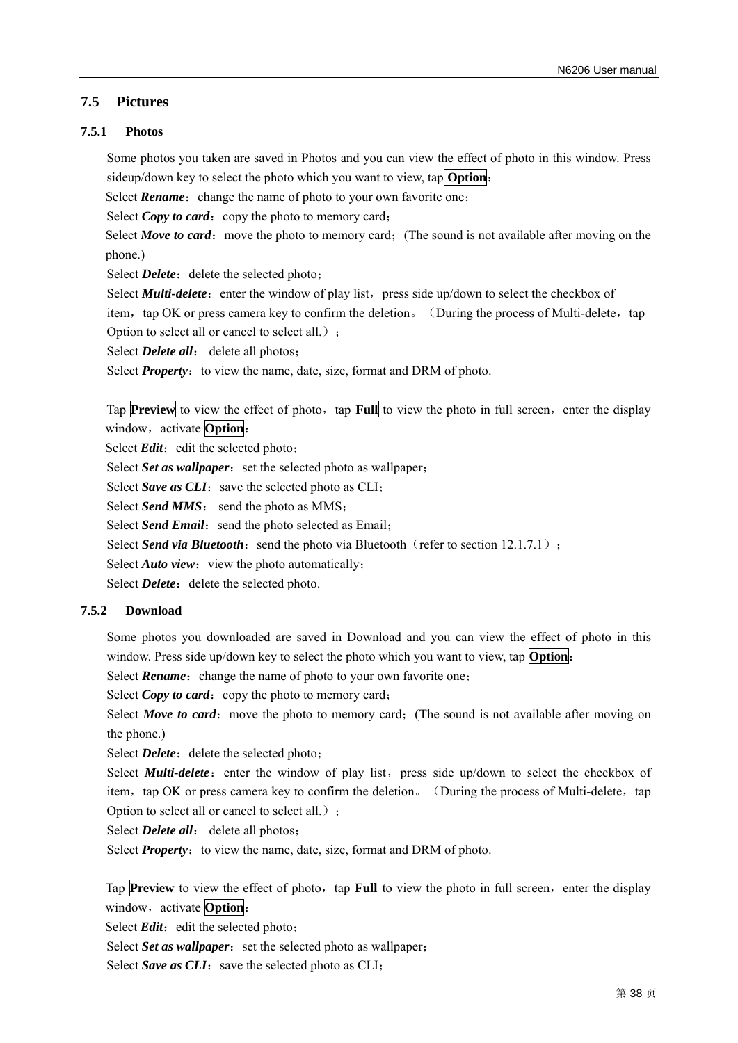## 7.5 Pictures

### 7.5.1 Photos

Some photos you taken are saved in Photos and you can view the effect of photo in this window. Press sideup/down key to select the photo which you want to view, tap **Option**：

Select ***Rename***：change the name of photo to your own favorite one；

Select ***Copy to card***：copy the photo to memory card；

Select ***Move to card***：move the photo to memory card；(The sound is not available after moving on the phone.)

Select ***Delete***：delete the selected photo；

Select ***Multi-delete***：enter the window of play list，press side up/down to select the checkbox of item，tap OK or press camera key to confirm the deletion。（During the process of Multi-delete，tap Option to select all or cancel to select all.）；

Select ***Delete all***： delete all photos；

Select ***Property***：to view the name, date, size, format and DRM of photo.

Tap **Preview** to view the effect of photo，tap **Full** to view the photo in full screen，enter the display window，activate **Option**：

Select ***Edit***：edit the selected photo；

Select ***Set as wallpaper***：set the selected photo as wallpaper；

Select ***Save as CLI***：save the selected photo as CLI；

Select ***Send MMS***： send the photo as MMS；

Select ***Send Email***：send the photo selected as Email；

Select ***Send via Bluetooth***：send the photo via Bluetooth（refer to section 12.1.7.1）；

Select ***Auto view***：view the photo automatically；

Select ***Delete***：delete the selected photo.

### 7.5.2 Download

Some photos you downloaded are saved in Download and you can view the effect of photo in this window. Press side up/down key to select the photo which you want to view, tap **Option**:

Select ***Rename***：change the name of photo to your own favorite one；

Select ***Copy to card***：copy the photo to memory card；

Select ***Move to card***：move the photo to memory card；(The sound is not available after moving on the phone.)

Select ***Delete***：delete the selected photo；

Select ***Multi-delete***：enter the window of play list，press side up/down to select the checkbox of item，tap OK or press camera key to confirm the deletion。（During the process of Multi-delete，tap Option to select all or cancel to select all.）；

Select ***Delete all***： delete all photos；

Select ***Property***：to view the name, date, size, format and DRM of photo.

Tap **Preview** to view the effect of photo，tap **Full** to view the photo in full screen，enter the display window，activate **Option**：

Select ***Edit***：edit the selected photo；

Select ***Set as wallpaper***：set the selected photo as wallpaper；

Select ***Save as CLI***：save the selected photo as CLI；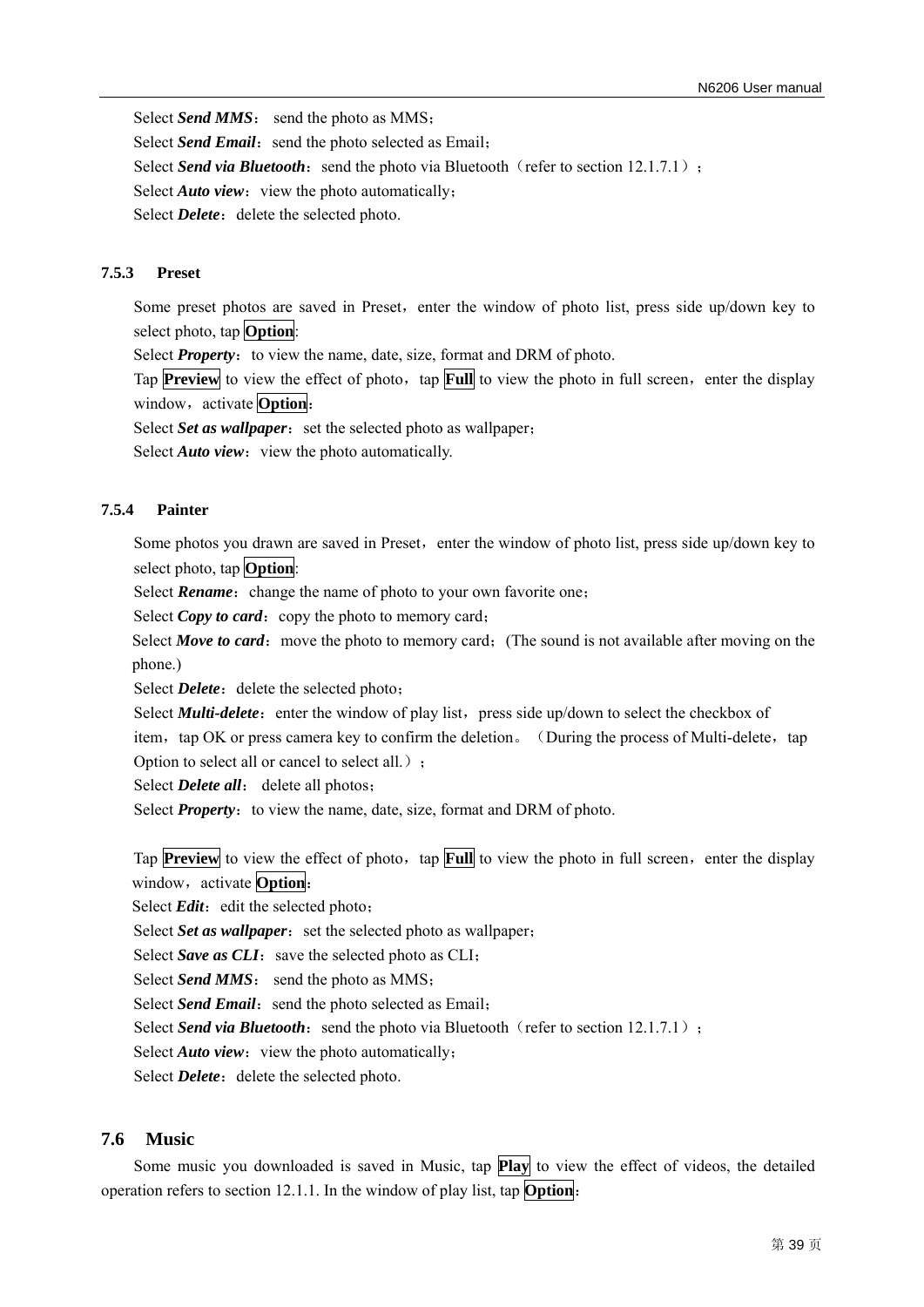Select ***Send MMS***： send the photo as MMS；

Select ***Send Email***：send the photo selected as Email；

Select ***Send via Bluetooth***：send the photo via Bluetooth（refer to section 12.1.7.1）；

Select ***Auto view***：view the photo automatically；

Select ***Delete***：delete the selected photo.

### 7.5.3 Preset

Some preset photos are saved in Preset，enter the window of photo list, press side up/down key to select photo, tap **Option**:

Select ***Property***：to view the name, date, size, format and DRM of photo.

Tap **Preview** to view the effect of photo，tap **Full** to view the photo in full screen，enter the display window，activate **Option**：

Select ***Set as wallpaper***：set the selected photo as wallpaper；

Select ***Auto view***：view the photo automatically.

### 7.5.4 Painter

Some photos you drawn are saved in Preset，enter the window of photo list, press side up/down key to select photo, tap **Option**:

Select ***Rename***：change the name of photo to your own favorite one；

Select ***Copy to card***：copy the photo to memory card；

Select ***Move to card***：move the photo to memory card；(The sound is not available after moving on the phone.)

Select ***Delete***：delete the selected photo；

Select ***Multi-delete***：enter the window of play list，press side up/down to select the checkbox of item，tap OK or press camera key to confirm the deletion。（During the process of Multi-delete，tap Option to select all or cancel to select all.）；

Select ***Delete all***： delete all photos；

Select ***Property***：to view the name, date, size, format and DRM of photo.

Tap **Preview** to view the effect of photo，tap **Full** to view the photo in full screen，enter the display window，activate **Option**：

Select ***Edit***：edit the selected photo；

Select ***Set as wallpaper***：set the selected photo as wallpaper；

Select ***Save as CLI***：save the selected photo as CLI；

Select ***Send MMS***： send the photo as MMS；

Select ***Send Email***：send the photo selected as Email；

Select ***Send via Bluetooth***：send the photo via Bluetooth（refer to section 12.1.7.1）；

Select ***Auto view***：view the photo automatically；

Select ***Delete***：delete the selected photo.

## 7.6 Music

Some music you downloaded is saved in Music, tap **Play** to view the effect of videos, the detailed operation refers to section 12.1.1. In the window of play list, tap **Option**：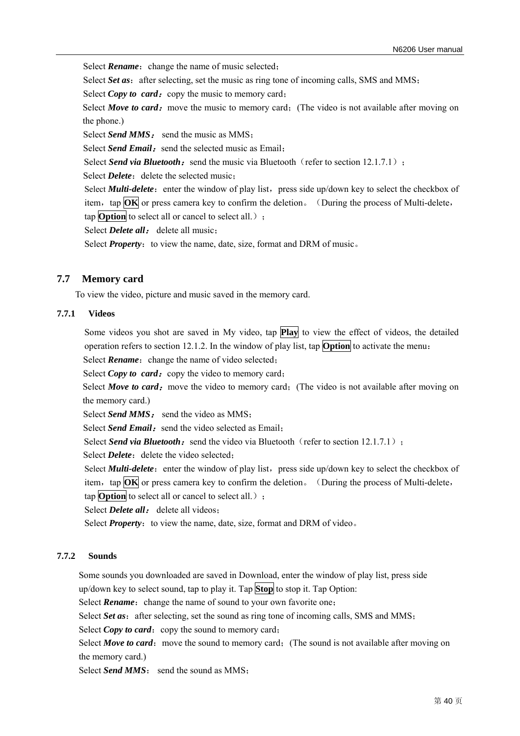Select ***Rename***：change the name of music selected；

Select ***Set as***：after selecting, set the music as ring tone of incoming calls, SMS and MMS；

Select ***Copy to card***：copy the music to memory card；

Select ***Move to card***：move the music to memory card；(The video is not available after moving on the phone.)

Select ***Send MMS***： send the music as MMS；

Select ***Send Email***：send the selected music as Email；

Select ***Send via Bluetooth***：send the music via Bluetooth（refer to section 12.1.7.1）；

Select ***Delete***：delete the selected music；

Select ***Multi-delete***：enter the window of play list，press side up/down key to select the checkbox of item，tap **OK** or press camera key to confirm the deletion。（During the process of Multi-delete，tap **Option** to select all or cancel to select all.）；

Select ***Delete all***： delete all music；

Select ***Property***：to view the name, date, size, format and DRM of music。

## 7.7 Memory card

To view the video, picture and music saved in the memory card.

### 7.7.1 Videos

Some videos you shot are saved in My video, tap **Play** to view the effect of videos, the detailed operation refers to section 12.1.2. In the window of play list, tap **Option** to activate the menu：

Select ***Rename***：change the name of video selected；

Select ***Copy to card***：copy the video to memory card；

Select ***Move to card***：move the video to memory card；(The video is not available after moving on the memory card.)

Select ***Send MMS***： send the video as MMS；

Select ***Send Email***：send the video selected as Email；

Select ***Send via Bluetooth***：send the video via Bluetooth（refer to section 12.1.7.1）；

Select ***Delete***：delete the video selected；

Select ***Multi-delete***：enter the window of play list，press side up/down key to select the checkbox of item，tap **OK** or press camera key to confirm the deletion。（During the process of Multi-delete，tap **Option** to select all or cancel to select all.）；

Select ***Delete all***： delete all videos；

Select ***Property***：to view the name, date, size, format and DRM of video。

### 7.7.2 Sounds

Some sounds you downloaded are saved in Download, enter the window of play list, press side up/down key to select sound, tap to play it. Tap **Stop** to stop it. Tap Option:

Select ***Rename***：change the name of sound to your own favorite one；

Select ***Set as***：after selecting, set the sound as ring tone of incoming calls, SMS and MMS；

Select ***Copy to card***：copy the sound to memory card；

Select ***Move to card***：move the sound to memory card；(The sound is not available after moving on the memory card.)

Select ***Send MMS***： send the sound as MMS；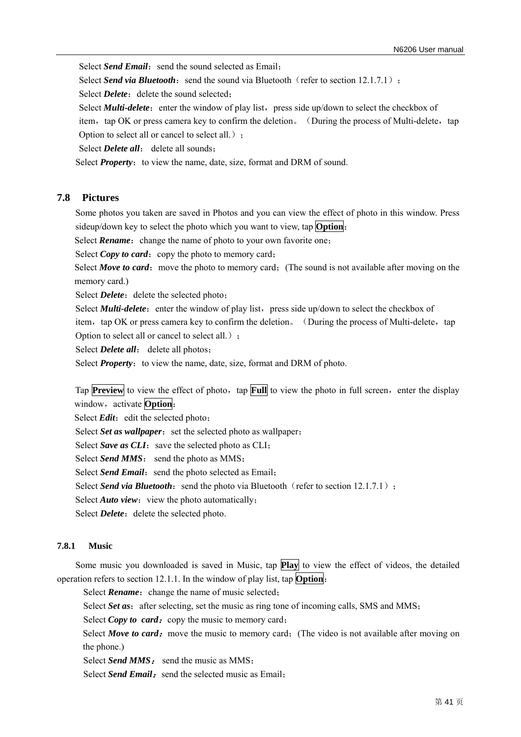Select ***Send Email***：send the sound selected as Email；

Select ***Send via Bluetooth***：send the sound via Bluetooth（refer to section 12.1.7.1）；

Select ***Delete***：delete the sound selected；

Select ***Multi-delete***：enter the window of play list，press side up/down to select the checkbox of item，tap OK or press camera key to confirm the deletion。（During the process of Multi-delete，tap Option to select all or cancel to select all.）；

Select ***Delete all***： delete all sounds；

Select ***Property***：to view the name, date, size, format and DRM of sound.

## 7.8 Pictures

Some photos you taken are saved in Photos and you can view the effect of photo in this window. Press sideup/down key to select the photo which you want to view, tap **Option**：

Select ***Rename***：change the name of photo to your own favorite one；

Select ***Copy to card***：copy the photo to memory card；

Select ***Move to card***：move the photo to memory card；(The sound is not available after moving on the memory card.)

Select ***Delete***：delete the selected photo；

Select ***Multi-delete***：enter the window of play list，press side up/down to select the checkbox of item，tap OK or press camera key to confirm the deletion。（During the process of Multi-delete，tap Option to select all or cancel to select all.）；

Select ***Delete all***： delete all photos；

Select ***Property***：to view the name, date, size, format and DRM of photo.

Tap **Preview** to view the effect of photo，tap **Full** to view the photo in full screen，enter the display window，activate **Option**：

Select ***Edit***：edit the selected photo；

Select ***Set as wallpaper***：set the selected photo as wallpaper；

Select ***Save as CLI***：save the selected photo as CLI；

Select ***Send MMS***： send the photo as MMS；

Select ***Send Email***：send the photo selected as Email；

Select ***Send via Bluetooth***：send the photo via Bluetooth（refer to section 12.1.7.1）；

Select ***Auto view***：view the photo automatically；

Select ***Delete***：delete the selected photo.

### 7.8.1 Music

Some music you downloaded is saved in Music, tap **Play** to view the effect of videos, the detailed operation refers to section 12.1.1. In the window of play list, tap **Option**：

Select ***Rename***：change the name of music selected；

Select ***Set as***：after selecting, set the music as ring tone of incoming calls, SMS and MMS；

Select ***Copy to card***：copy the music to memory card；

Select ***Move to card***：move the music to memory card；(The video is not available after moving on the phone.)

Select ***Send MMS***： send the music as MMS；

Select ***Send Email***：send the selected music as Email；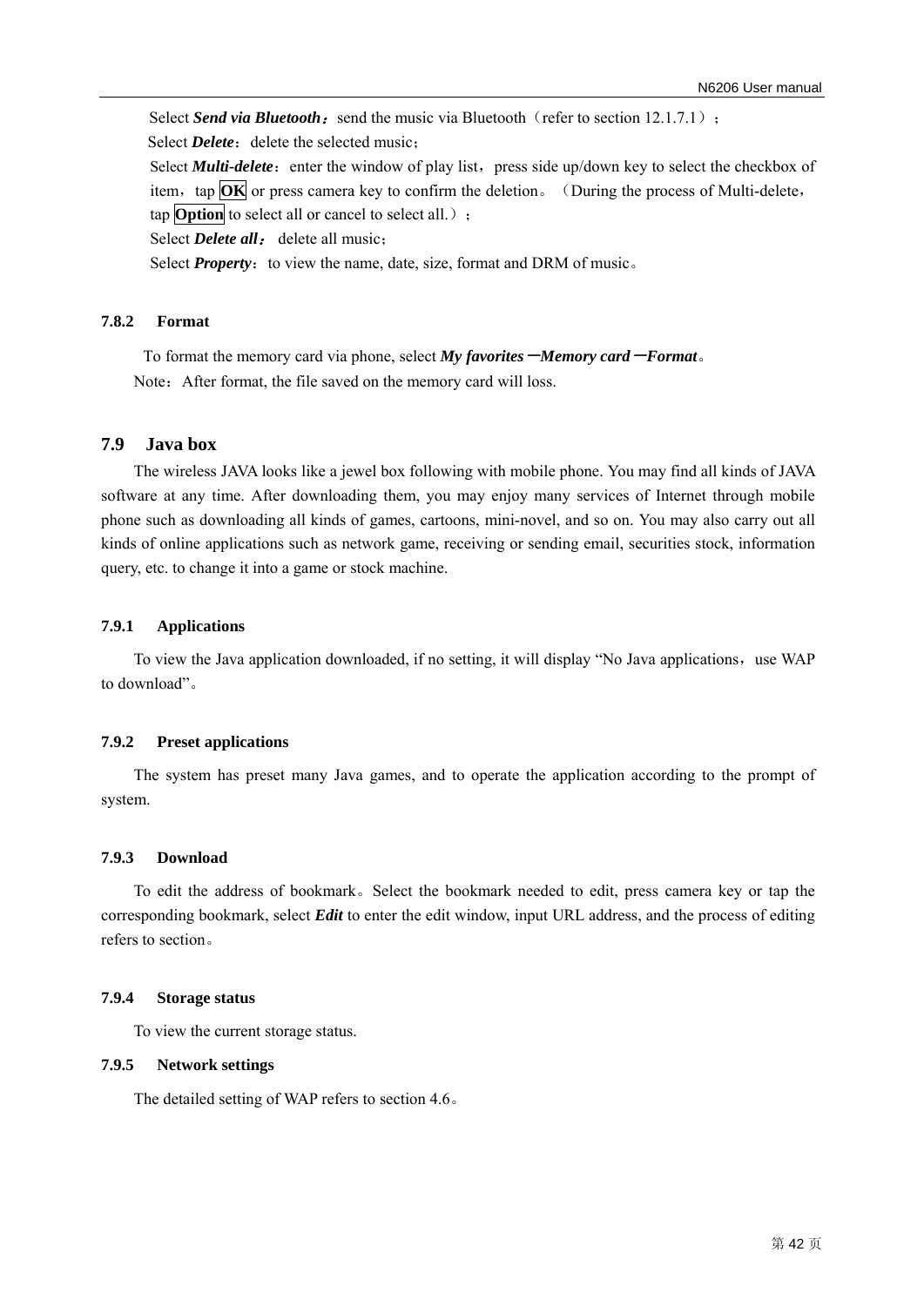Select ***Send via Bluetooth***：send the music via Bluetooth（refer to section 12.1.7.1）；

Select ***Delete***：delete the selected music；

Select ***Multi-delete***：enter the window of play list，press side up/down key to select the checkbox of item，tap **OK** or press camera key to confirm the deletion。（During the process of Multi-delete，tap **Option** to select all or cancel to select all.）；

Select ***Delete all***： delete all music；

Select ***Property***：to view the name, date, size, format and DRM of music。

### 7.8.2 Format

To format the memory card via phone, select ***My favorites－Memory card－Format***。

Note：After format, the file saved on the memory card will loss.

## 7.9 Java box

The wireless JAVA looks like a jewel box following with mobile phone. You may find all kinds of JAVA software at any time. After downloading them, you may enjoy many services of Internet through mobile phone such as downloading all kinds of games, cartoons, mini-novel, and so on. You may also carry out all kinds of online applications such as network game, receiving or sending email, securities stock, information query, etc. to change it into a game or stock machine.

### 7.9.1 Applications

To view the Java application downloaded, if no setting, it will display "No Java applications，use WAP to download"。

### 7.9.2 Preset applications

The system has preset many Java games, and to operate the application according to the prompt of system.

### 7.9.3 Download

To edit the address of bookmark。Select the bookmark needed to edit, press camera key or tap the corresponding bookmark, select ***Edit*** to enter the edit window, input URL address, and the process of editing refers to section。

### 7.9.4 Storage status

To view the current storage status.

### 7.9.5 Network settings

The detailed setting of WAP refers to section 4.6。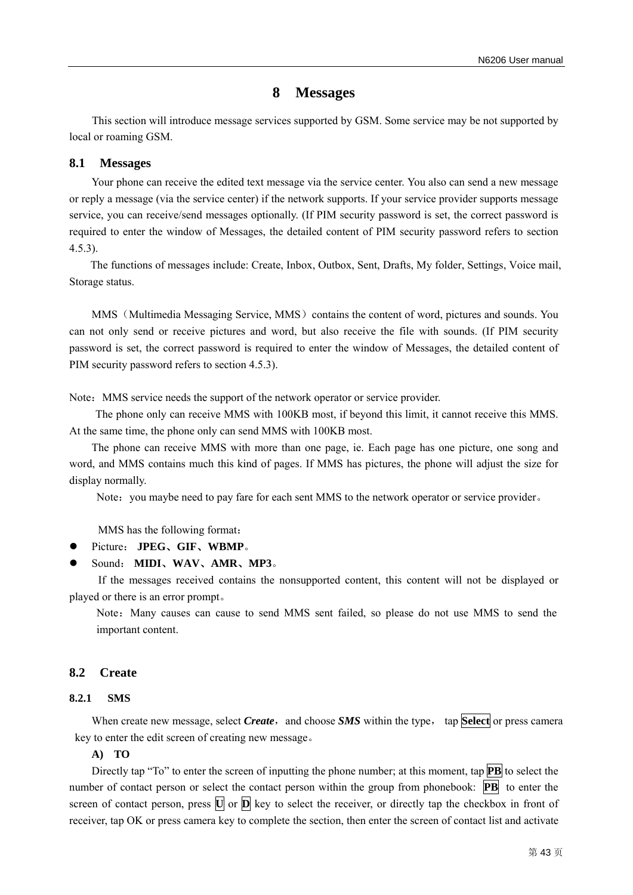# 8 Messages

This section will introduce message services supported by GSM. Some service may be not supported by local or roaming GSM.

## 8.1 Messages

Your phone can receive the edited text message via the service center. You also can send a new message or reply a message (via the service center) if the network supports. If your service provider supports message service, you can receive/send messages optionally. (If PIM security password is set, the correct password is required to enter the window of Messages, the detailed content of PIM security password refers to section 4.5.3).

The functions of messages include: Create, Inbox, Outbox, Sent, Drafts, My folder, Settings, Voice mail, Storage status.

MMS（Multimedia Messaging Service, MMS）contains the content of word, pictures and sounds. You can not only send or receive pictures and word, but also receive the file with sounds. (If PIM security password is set, the correct password is required to enter the window of Messages, the detailed content of PIM security password refers to section 4.5.3).

Note：MMS service needs the support of the network operator or service provider.

The phone only can receive MMS with 100KB most, if beyond this limit, it cannot receive this MMS. At the same time, the phone only can send MMS with 100KB most.

The phone can receive MMS with more than one page, ie. Each page has one picture, one song and word, and MMS contains much this kind of pages. If MMS has pictures, the phone will adjust the size for display normally.

Note：you maybe need to pay fare for each sent MMS to the network operator or service provider。

MMS has the following format：

- Picture： **JPEG、GIF、WBMP**。
- Sound： **MIDI、WAV、AMR、MP3**。

If the messages received contains the nonsupported content, this content will not be displayed or played or there is an error prompt。

Note：Many causes can cause to send MMS sent failed, so please do not use MMS to send the important content.

## 8.2 Create

### 8.2.1 SMS

When create new message, select ***Create***，and choose ***SMS*** within the type， tap **Select** or press camera key to enter the edit screen of creating new message。

**A) TO**

Directly tap “To” to enter the screen of inputting the phone number; at this moment, tap **PB** to select the number of contact person or select the contact person within the group from phonebook: **PB** to enter the screen of contact person, press **U** or **D** key to select the receiver, or directly tap the checkbox in front of receiver, tap OK or press camera key to complete the section, then enter the screen of contact list and activate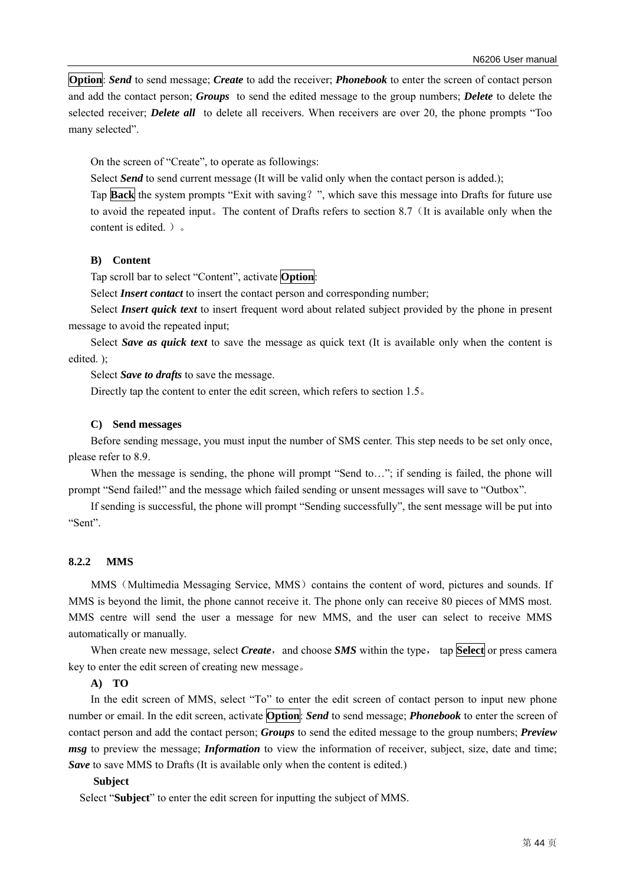**Option**: ***Send*** to send message; ***Create*** to add the receiver; ***Phonebook*** to enter the screen of contact person and add the contact person; ***Groups*** to send the edited message to the group numbers; ***Delete*** to delete the selected receiver; ***Delete all*** to delete all receivers. When receivers are over 20, the phone prompts "Too many selected".

On the screen of "Create", to operate as followings:

Select ***Send*** to send current message (It will be valid only when the contact person is added.);

Tap **Back** the system prompts "Exit with saving？", which save this message into Drafts for future use to avoid the repeated input。The content of Drafts refers to section 8.7（It is available only when the content is edited. ）。

**B) Content**

Tap scroll bar to select "Content", activate **Option**:

Select ***Insert contact*** to insert the contact person and corresponding number;

Select ***Insert quick text*** to insert frequent word about related subject provided by the phone in present message to avoid the repeated input;

Select ***Save as quick text*** to save the message as quick text (It is available only when the content is edited. );

Select ***Save to drafts*** to save the message.

Directly tap the content to enter the edit screen, which refers to section 1.5。

**C) Send messages**

Before sending message, you must input the number of SMS center. This step needs to be set only once, please refer to 8.9.

When the message is sending, the phone will prompt "Send to…"; if sending is failed, the phone will prompt "Send failed!" and the message which failed sending or unsent messages will save to "Outbox".

If sending is successful, the phone will prompt "Sending successfully", the sent message will be put into "Sent".

### 8.2.2 MMS

MMS（Multimedia Messaging Service, MMS）contains the content of word, pictures and sounds. If MMS is beyond the limit, the phone cannot receive it. The phone only can receive 80 pieces of MMS most. MMS centre will send the user a message for new MMS, and the user can select to receive MMS automatically or manually.

When create new message, select ***Create***，and choose ***SMS*** within the type， tap **Select** or press camera key to enter the edit screen of creating new message。

**A) TO**

In the edit screen of MMS, select "To" to enter the edit screen of contact person to input new phone number or email. In the edit screen, activate **Option**: ***Send*** to send message; ***Phonebook*** to enter the screen of contact person and add the contact person; ***Groups*** to send the edited message to the group numbers; ***Preview msg*** to preview the message; ***Information*** to view the information of receiver, subject, size, date and time; ***Save*** to save MMS to Drafts (It is available only when the content is edited.)

**Subject**

Select "**Subject**" to enter the edit screen for inputting the subject of MMS.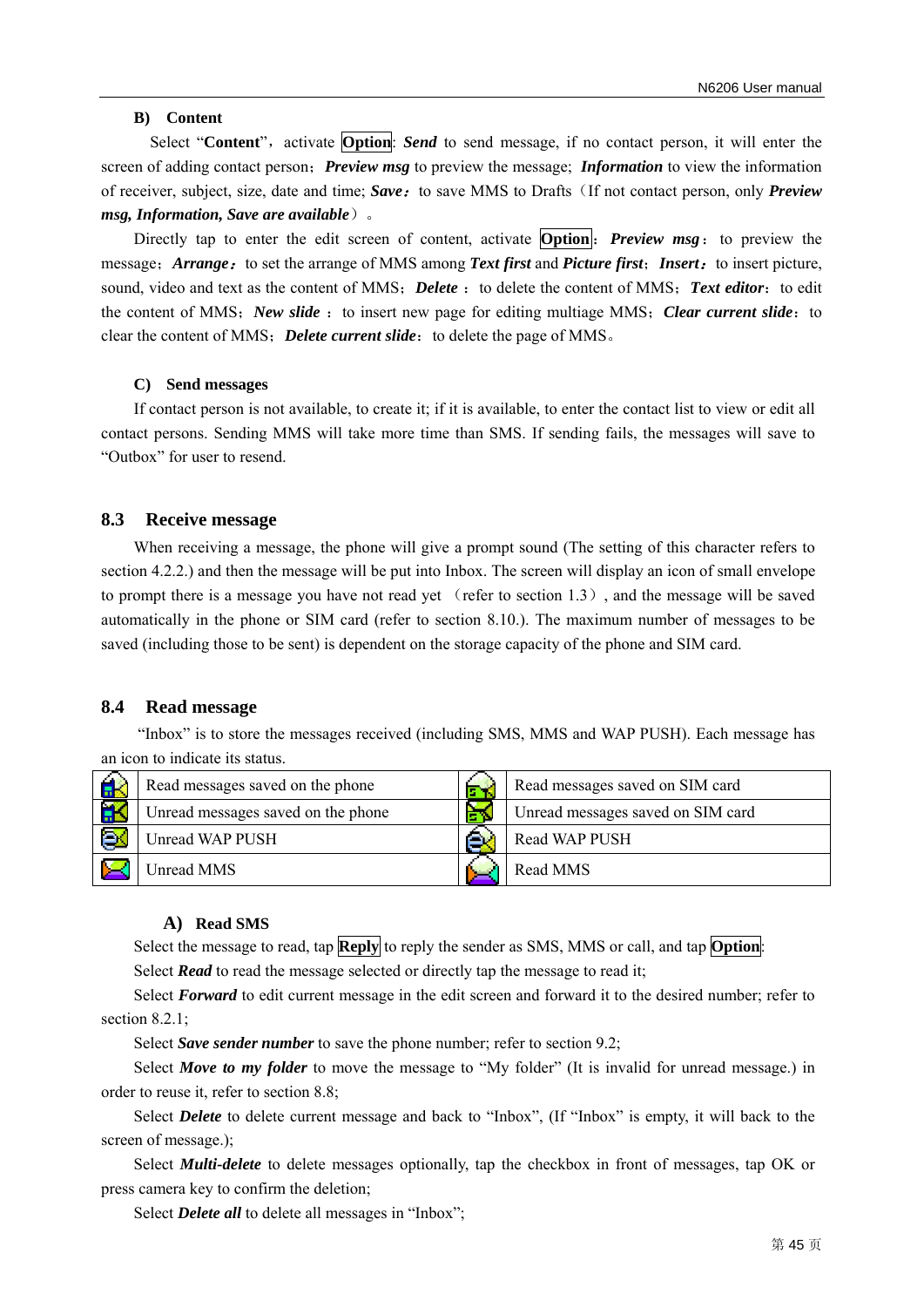**B) Content**

Select "**Content**", activate **Option**: ***Send*** to send message, if no contact person, it will enter the screen of adding contact person；***Preview msg*** to preview the message; ***Information*** to view the information of receiver, subject, size, date and time; ***Save：*** to save MMS to Drafts（If not contact person, only ***Preview msg, Information, Save are available***）。

Directly tap to enter the edit screen of content, activate **Option**：***Preview msg***：to preview the message；***Arrange：*** to set the arrange of MMS among ***Text first*** and ***Picture first***；***Insert：*** to insert picture, sound, video and text as the content of MMS；***Delete*** ：to delete the content of MMS；***Text editor***：to edit the content of MMS；***New slide*** ：to insert new page for editing multiage MMS；***Clear current slide***：to clear the content of MMS；***Delete current slide***：to delete the page of MMS。

**C) Send messages**

If contact person is not available, to create it; if it is available, to enter the contact list to view or edit all contact persons. Sending MMS will take more time than SMS. If sending fails, the messages will save to "Outbox" for user to resend.

## 8.3 Receive message

When receiving a message, the phone will give a prompt sound (The setting of this character refers to section 4.2.2.) and then the message will be put into Inbox. The screen will display an icon of small envelope to prompt there is a message you have not read yet （refer to section 1.3）, and the message will be saved automatically in the phone or SIM card (refer to section 8.10.). The maximum number of messages to be saved (including those to be sent) is dependent on the storage capacity of the phone and SIM card.

## 8.4 Read message

"Inbox" is to store the messages received (including SMS, MMS and WAP PUSH). Each message has an icon to indicate its status.

| | | | |
|---|---|---|---|
| | Read messages saved on the phone | | Read messages saved on SIM card |
| | Unread messages saved on the phone | | Unread messages saved on SIM card |
| | Unread WAP PUSH | | Read WAP PUSH |
| | Unread MMS | | Read MMS |

**A) Read SMS**

Select the message to read, tap **Reply** to reply the sender as SMS, MMS or call, and tap **Option**:

Select ***Read*** to read the message selected or directly tap the message to read it;

Select ***Forward*** to edit current message in the edit screen and forward it to the desired number; refer to section 8.2.1;

Select ***Save sender number*** to save the phone number; refer to section 9.2;

Select ***Move to my folder*** to move the message to "My folder" (It is invalid for unread message.) in order to reuse it, refer to section 8.8;

Select ***Delete*** to delete current message and back to "Inbox", (If "Inbox" is empty, it will back to the screen of message.);

Select ***Multi-delete*** to delete messages optionally, tap the checkbox in front of messages, tap OK or press camera key to confirm the deletion;

Select ***Delete all*** to delete all messages in "Inbox";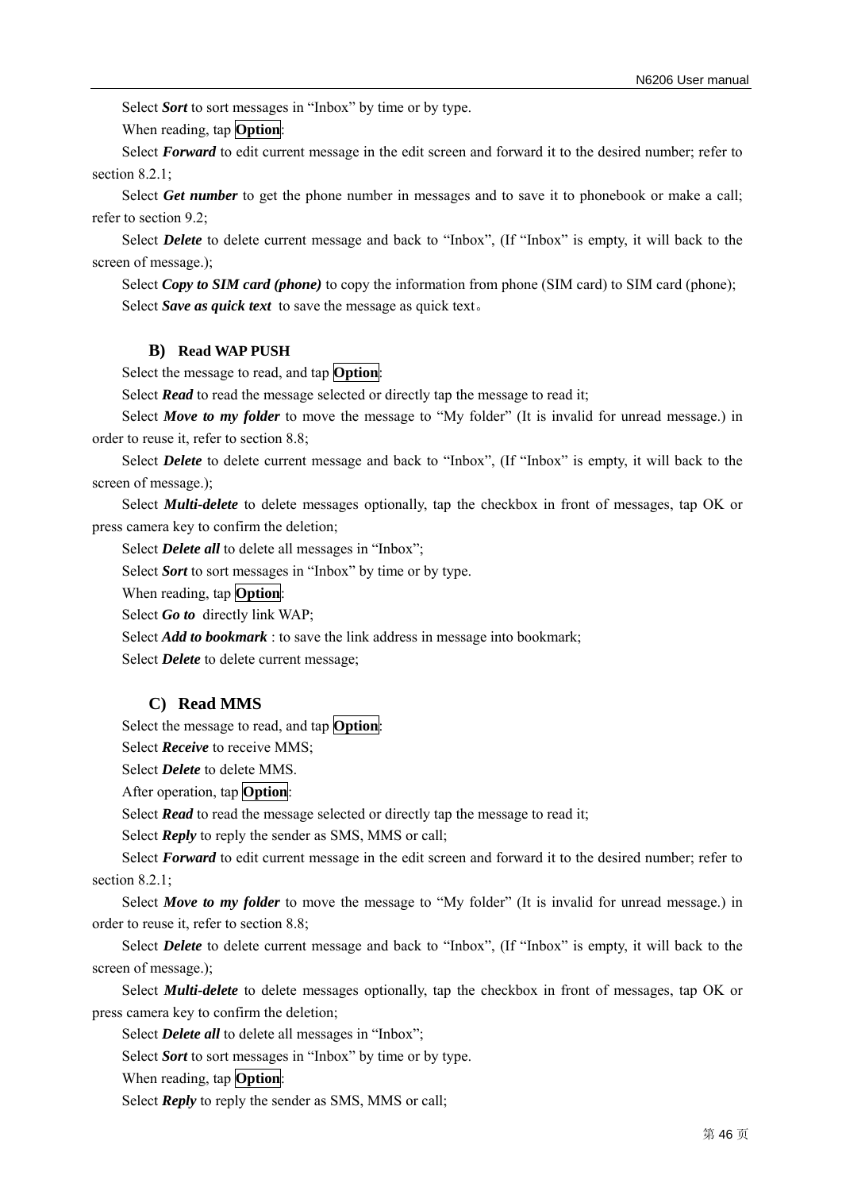Select ***Sort*** to sort messages in "Inbox" by time or by type.

When reading, tap **Option**:

Select ***Forward*** to edit current message in the edit screen and forward it to the desired number; refer to section 8.2.1;

Select ***Get number*** to get the phone number in messages and to save it to phonebook or make a call; refer to section 9.2;

Select ***Delete*** to delete current message and back to "Inbox", (If "Inbox" is empty, it will back to the screen of message.);

Select ***Copy to SIM card (phone)*** to copy the information from phone (SIM card) to SIM card (phone);

Select ***Save as quick text*** to save the message as quick text。

### B) Read WAP PUSH

Select the message to read, and tap **Option**:

Select ***Read*** to read the message selected or directly tap the message to read it;

Select ***Move to my folder*** to move the message to "My folder" (It is invalid for unread message.) in order to reuse it, refer to section 8.8;

Select ***Delete*** to delete current message and back to "Inbox", (If "Inbox" is empty, it will back to the screen of message.);

Select ***Multi-delete*** to delete messages optionally, tap the checkbox in front of messages, tap OK or press camera key to confirm the deletion;

Select ***Delete all*** to delete all messages in "Inbox";

Select ***Sort*** to sort messages in "Inbox" by time or by type.

When reading, tap **Option**:

Select ***Go to*** directly link WAP;

Select ***Add to bookmark*** : to save the link address in message into bookmark;

Select ***Delete*** to delete current message;

### C) Read MMS

Select the message to read, and tap **Option**:

Select ***Receive*** to receive MMS;

Select ***Delete*** to delete MMS.

After operation, tap **Option**:

Select ***Read*** to read the message selected or directly tap the message to read it;

Select ***Reply*** to reply the sender as SMS, MMS or call;

Select ***Forward*** to edit current message in the edit screen and forward it to the desired number; refer to section 8.2.1;

Select ***Move to my folder*** to move the message to "My folder" (It is invalid for unread message.) in order to reuse it, refer to section 8.8;

Select ***Delete*** to delete current message and back to "Inbox", (If "Inbox" is empty, it will back to the screen of message.);

Select ***Multi-delete*** to delete messages optionally, tap the checkbox in front of messages, tap OK or press camera key to confirm the deletion;

Select ***Delete all*** to delete all messages in "Inbox";

Select ***Sort*** to sort messages in "Inbox" by time or by type.

When reading, tap **Option**:

Select ***Reply*** to reply the sender as SMS, MMS or call;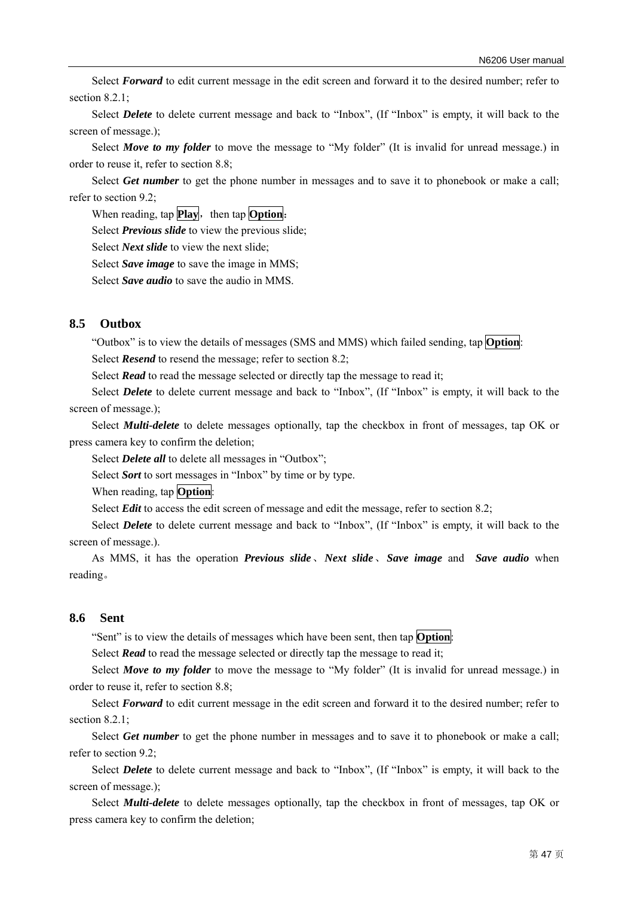Select ***Forward*** to edit current message in the edit screen and forward it to the desired number; refer to section 8.2.1;

Select ***Delete*** to delete current message and back to “Inbox”, (If “Inbox” is empty, it will back to the screen of message.);

Select ***Move to my folder*** to move the message to “My folder” (It is invalid for unread message.) in order to reuse it, refer to section 8.8;

Select ***Get number*** to get the phone number in messages and to save it to phonebook or make a call; refer to section 9.2;

When reading, tap **Play**，then tap **Option**：

Select ***Previous slide*** to view the previous slide;

Select ***Next slide*** to view the next slide;

Select ***Save image*** to save the image in MMS;

Select ***Save audio*** to save the audio in MMS.

## 8.5 Outbox

“Outbox” is to view the details of messages (SMS and MMS) which failed sending, tap **Option**:

Select ***Resend*** to resend the message; refer to section 8.2;

Select ***Read*** to read the message selected or directly tap the message to read it;

Select ***Delete*** to delete current message and back to “Inbox”, (If “Inbox” is empty, it will back to the screen of message.);

Select ***Multi-delete*** to delete messages optionally, tap the checkbox in front of messages, tap OK or press camera key to confirm the deletion;

Select ***Delete all*** to delete all messages in “Outbox”;

Select ***Sort*** to sort messages in “Inbox” by time or by type.

When reading, tap **Option**:

Select ***Edit*** to access the edit screen of message and edit the message, refer to section 8.2;

Select ***Delete*** to delete current message and back to “Inbox”, (If “Inbox” is empty, it will back to the screen of message.).

As MMS, it has the operation ***Previous slide***、***Next slide***、***Save image*** and ***Save audio*** when reading。

## 8.6 Sent

“Sent” is to view the details of messages which have been sent, then tap **Option**:

Select ***Read*** to read the message selected or directly tap the message to read it;

Select ***Move to my folder*** to move the message to “My folder” (It is invalid for unread message.) in order to reuse it, refer to section 8.8;

Select ***Forward*** to edit current message in the edit screen and forward it to the desired number; refer to section 8.2.1;

Select ***Get number*** to get the phone number in messages and to save it to phonebook or make a call; refer to section 9.2;

Select ***Delete*** to delete current message and back to “Inbox”, (If “Inbox” is empty, it will back to the screen of message.);

Select ***Multi-delete*** to delete messages optionally, tap the checkbox in front of messages, tap OK or press camera key to confirm the deletion;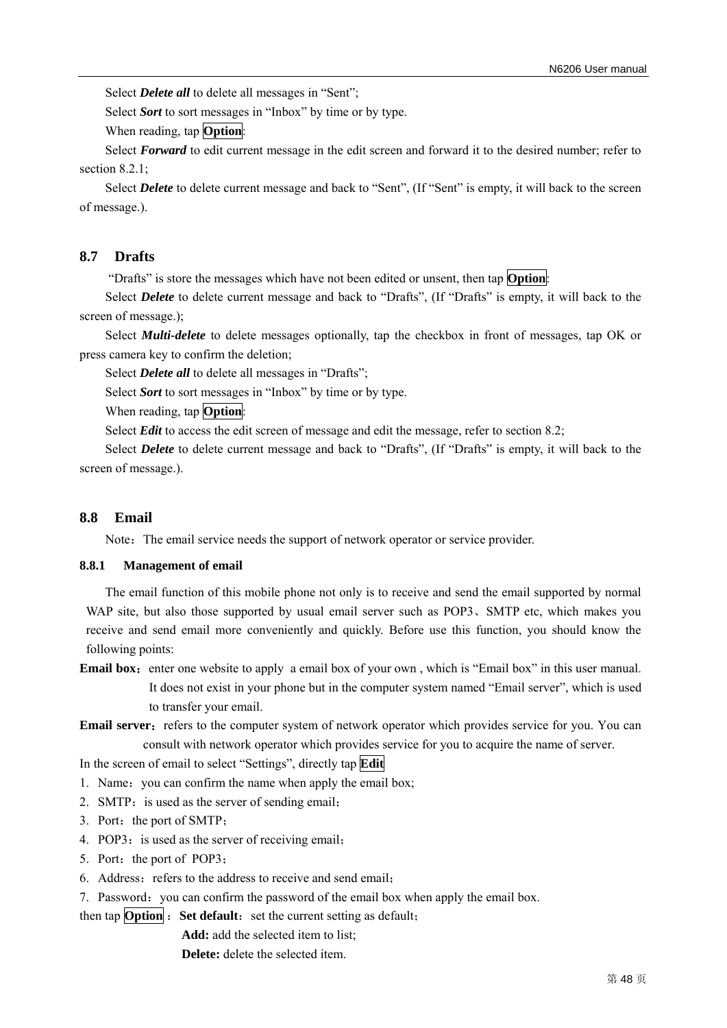Select ***Delete all*** to delete all messages in "Sent";

Select ***Sort*** to sort messages in "Inbox" by time or by type.

When reading, tap **Option**:

Select ***Forward*** to edit current message in the edit screen and forward it to the desired number; refer to section 8.2.1;

Select ***Delete*** to delete current message and back to "Sent", (If "Sent" is empty, it will back to the screen of message.).

## 8.7 Drafts

"Drafts" is store the messages which have not been edited or unsent, then tap **Option**:

Select ***Delete*** to delete current message and back to "Drafts", (If "Drafts" is empty, it will back to the screen of message.);

Select ***Multi-delete*** to delete messages optionally, tap the checkbox in front of messages, tap OK or press camera key to confirm the deletion;

Select ***Delete all*** to delete all messages in "Drafts";

Select ***Sort*** to sort messages in "Inbox" by time or by type.

When reading, tap **Option**:

Select ***Edit*** to access the edit screen of message and edit the message, refer to section 8.2;

Select ***Delete*** to delete current message and back to "Drafts", (If "Drafts" is empty, it will back to the screen of message.).

## 8.8 Email

Note：The email service needs the support of network operator or service provider.

### 8.8.1 Management of email

The email function of this mobile phone not only is to receive and send the email supported by normal WAP site, but also those supported by usual email server such as POP3、SMTP etc, which makes you receive and send email more conveniently and quickly. Before use this function, you should know the following points:

**Email box**：enter one website to apply a email box of your own , which is "Email box" in this user manual. It does not exist in your phone but in the computer system named "Email server", which is used to transfer your email.

**Email server**：refers to the computer system of network operator which provides service for you. You can consult with network operator which provides service for you to acquire the name of server.

In the screen of email to select "Settings", directly tap **Edit**

1. Name：you can confirm the name when apply the email box;
2. SMTP：is used as the server of sending email；
3. Port：the port of SMTP；
4. POP3：is used as the server of receiving email；
5. Port：the port of POP3；
6. Address：refers to the address to receive and send email；
7. Password：you can confirm the password of the email box when apply the email box.

then tap **Option** ：**Set default**：set the current setting as default；

**Add:** add the selected item to list;

**Delete:** delete the selected item.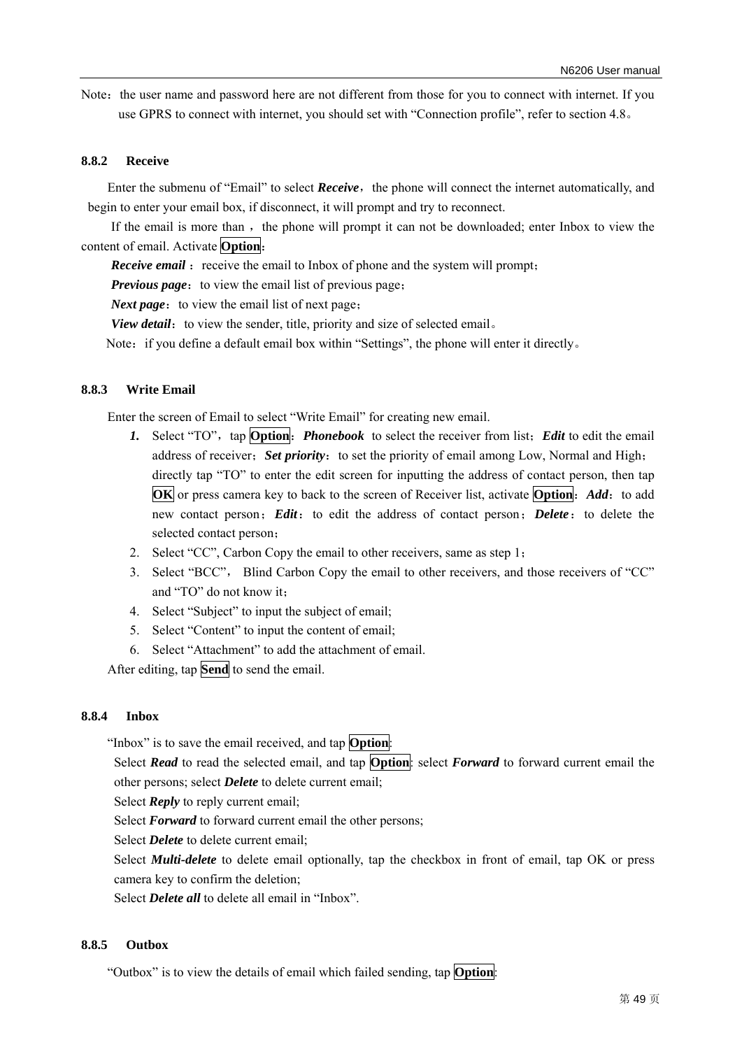Note：the user name and password here are not different from those for you to connect with internet. If you use GPRS to connect with internet, you should set with “Connection profile”, refer to section 4.8。

### 8.8.2 Receive

Enter the submenu of “Email” to select ***Receive***，the phone will connect the internet automatically, and begin to enter your email box, if disconnect, it will prompt and try to reconnect.

If the email is more than ，the phone will prompt it can not be downloaded; enter Inbox to view the content of email. Activate **Option**：

***Receive email***：receive the email to Inbox of phone and the system will prompt；

***Previous page***：to view the email list of previous page；

***Next page***：to view the email list of next page；

***View detail***：to view the sender, title, priority and size of selected email。

Note：if you define a default email box within “Settings”, the phone will enter it directly。

### 8.8.3 Write Email

Enter the screen of Email to select “Write Email” for creating new email.

1. Select “TO”，tap **Option**：***Phonebook*** to select the receiver from list；***Edit*** to edit the email address of receiver；***Set priority***：to set the priority of email among Low, Normal and High；directly tap “TO” to enter the edit screen for inputting the address of contact person, then tap **OK** or press camera key to back to the screen of Receiver list, activate **Option**：***Add***：to add new contact person；***Edit***：to edit the address of contact person；***Delete***：to delete the selected contact person；
2. Select “CC”, Carbon Copy the email to other receivers, same as step 1；
3. Select “BCC”， Blind Carbon Copy the email to other receivers, and those receivers of “CC” and “TO” do not know it；
4. Select “Subject” to input the subject of email;
5. Select “Content” to input the content of email;
6. Select “Attachment” to add the attachment of email.

After editing, tap **Send** to send the email.

### 8.8.4 Inbox

“Inbox” is to save the email received, and tap **Option**:

Select ***Read*** to read the selected email, and tap **Option**; select ***Forward*** to forward current email the other persons; select ***Delete*** to delete current email;

Select ***Reply*** to reply current email;

Select ***Forward*** to forward current email the other persons;

Select ***Delete*** to delete current email;

Select ***Multi-delete*** to delete email optionally, tap the checkbox in front of email, tap OK or press camera key to confirm the deletion;

Select ***Delete all*** to delete all email in “Inbox”.

### 8.8.5 Outbox

“Outbox” is to view the details of email which failed sending, tap **Option**: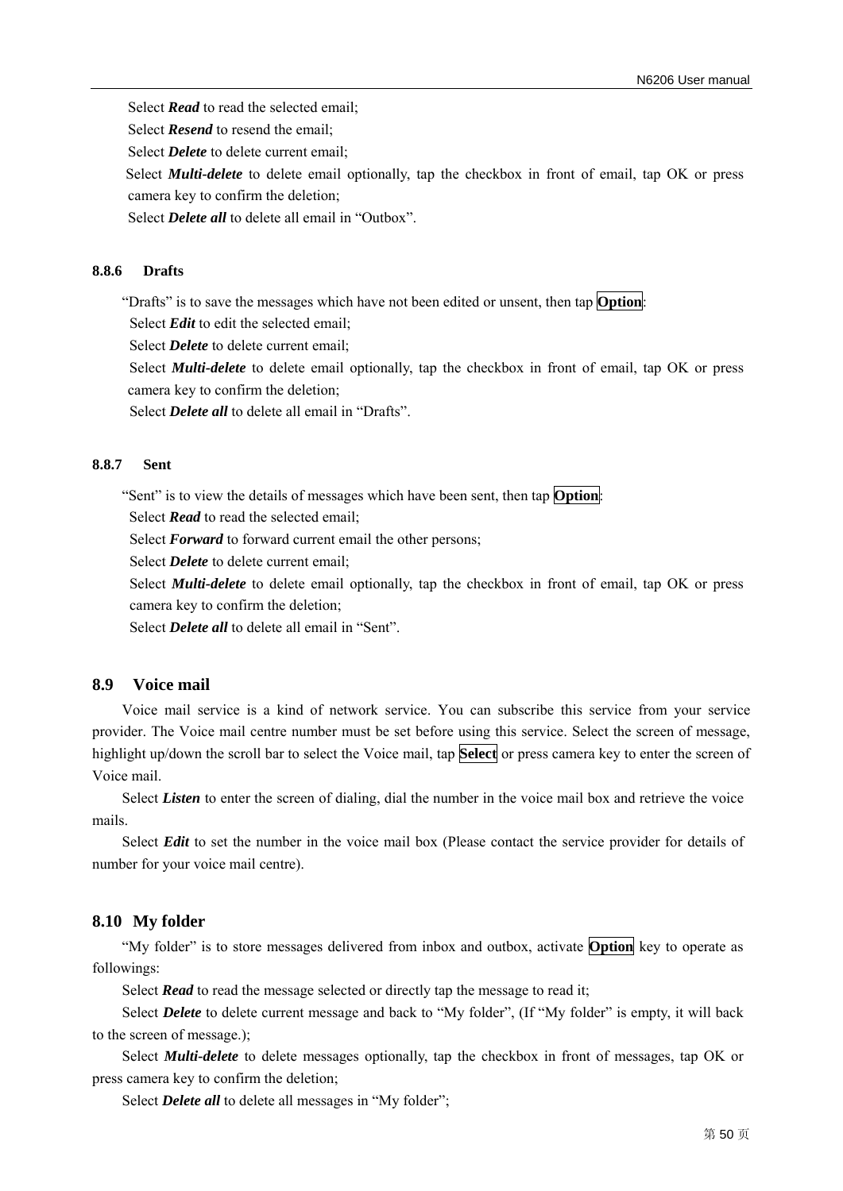Select ***Read*** to read the selected email;

Select ***Resend*** to resend the email;

Select ***Delete*** to delete current email;

Select ***Multi-delete*** to delete email optionally, tap the checkbox in front of email, tap OK or press camera key to confirm the deletion;

Select ***Delete all*** to delete all email in "Outbox".

### 8.8.6 Drafts

"Drafts" is to save the messages which have not been edited or unsent, then tap **Option**:

Select ***Edit*** to edit the selected email;

Select ***Delete*** to delete current email;

Select ***Multi-delete*** to delete email optionally, tap the checkbox in front of email, tap OK or press camera key to confirm the deletion;

Select ***Delete all*** to delete all email in "Drafts".

### 8.8.7 Sent

"Sent" is to view the details of messages which have been sent, then tap **Option**:

Select ***Read*** to read the selected email;

Select ***Forward*** to forward current email the other persons;

Select ***Delete*** to delete current email;

Select ***Multi-delete*** to delete email optionally, tap the checkbox in front of email, tap OK or press camera key to confirm the deletion;

Select ***Delete all*** to delete all email in "Sent".

## 8.9 Voice mail

Voice mail service is a kind of network service. You can subscribe this service from your service provider. The Voice mail centre number must be set before using this service. Select the screen of message, highlight up/down the scroll bar to select the Voice mail, tap **Select** or press camera key to enter the screen of Voice mail.

Select ***Listen*** to enter the screen of dialing, dial the number in the voice mail box and retrieve the voice mails.

Select ***Edit*** to set the number in the voice mail box (Please contact the service provider for details of number for your voice mail centre).

## 8.10 My folder

"My folder" is to store messages delivered from inbox and outbox, activate **Option** key to operate as followings:

Select ***Read*** to read the message selected or directly tap the message to read it;

Select ***Delete*** to delete current message and back to "My folder", (If "My folder" is empty, it will back to the screen of message.);

Select ***Multi-delete*** to delete messages optionally, tap the checkbox in front of messages, tap OK or press camera key to confirm the deletion;

Select ***Delete all*** to delete all messages in "My folder";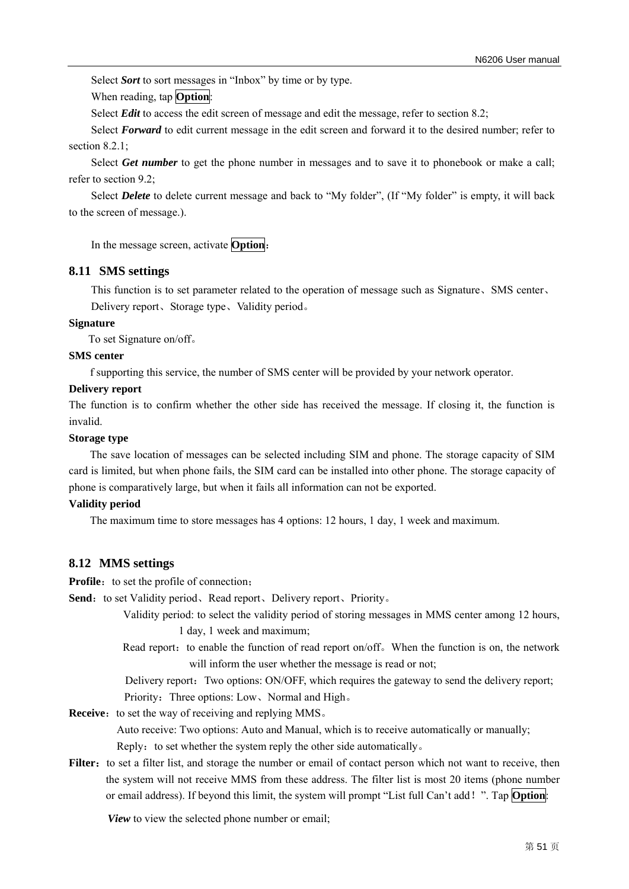Select ***Sort*** to sort messages in "Inbox" by time or by type.

When reading, tap **Option**:

Select ***Edit*** to access the edit screen of message and edit the message, refer to section 8.2;

Select ***Forward*** to edit current message in the edit screen and forward it to the desired number; refer to section 8.2.1;

Select ***Get number*** to get the phone number in messages and to save it to phonebook or make a call; refer to section 9.2;

Select ***Delete*** to delete current message and back to "My folder", (If "My folder" is empty, it will back to the screen of message.).

In the message screen, activate **Option**：

## 8.11 SMS settings

This function is to set parameter related to the operation of message such as Signature、SMS center、Delivery report、Storage type、Validity period。

**Signature**

To set Signature on/off。

**SMS center**

f supporting this service, the number of SMS center will be provided by your network operator.

**Delivery report**

The function is to confirm whether the other side has received the message. If closing it, the function is invalid.

**Storage type**

The save location of messages can be selected including SIM and phone. The storage capacity of SIM card is limited, but when phone fails, the SIM card can be installed into other phone. The storage capacity of phone is comparatively large, but when it fails all information can not be exported.

**Validity period**

The maximum time to store messages has 4 options: 12 hours, 1 day, 1 week and maximum.

## 8.12 MMS settings

**Profile**：to set the profile of connection；

**Send**：to set Validity period、Read report、Delivery report、Priority。

Validity period: to select the validity period of storing messages in MMS center among 12 hours, 1 day, 1 week and maximum;

Read report：to enable the function of read report on/off。When the function is on, the network will inform the user whether the message is read or not;

Delivery report：Two options: ON/OFF, which requires the gateway to send the delivery report;

Priority：Three options: Low、Normal and High。

**Receive**：to set the way of receiving and replying MMS。

Auto receive: Two options: Auto and Manual, which is to receive automatically or manually;

Reply：to set whether the system reply the other side automatically。

**Filter**：to set a filter list, and storage the number or email of contact person which not want to receive, then the system will not receive MMS from these address. The filter list is most 20 items (phone number or email address). If beyond this limit, the system will prompt "List full Can't add！". Tap **Option**:

***View*** to view the selected phone number or email;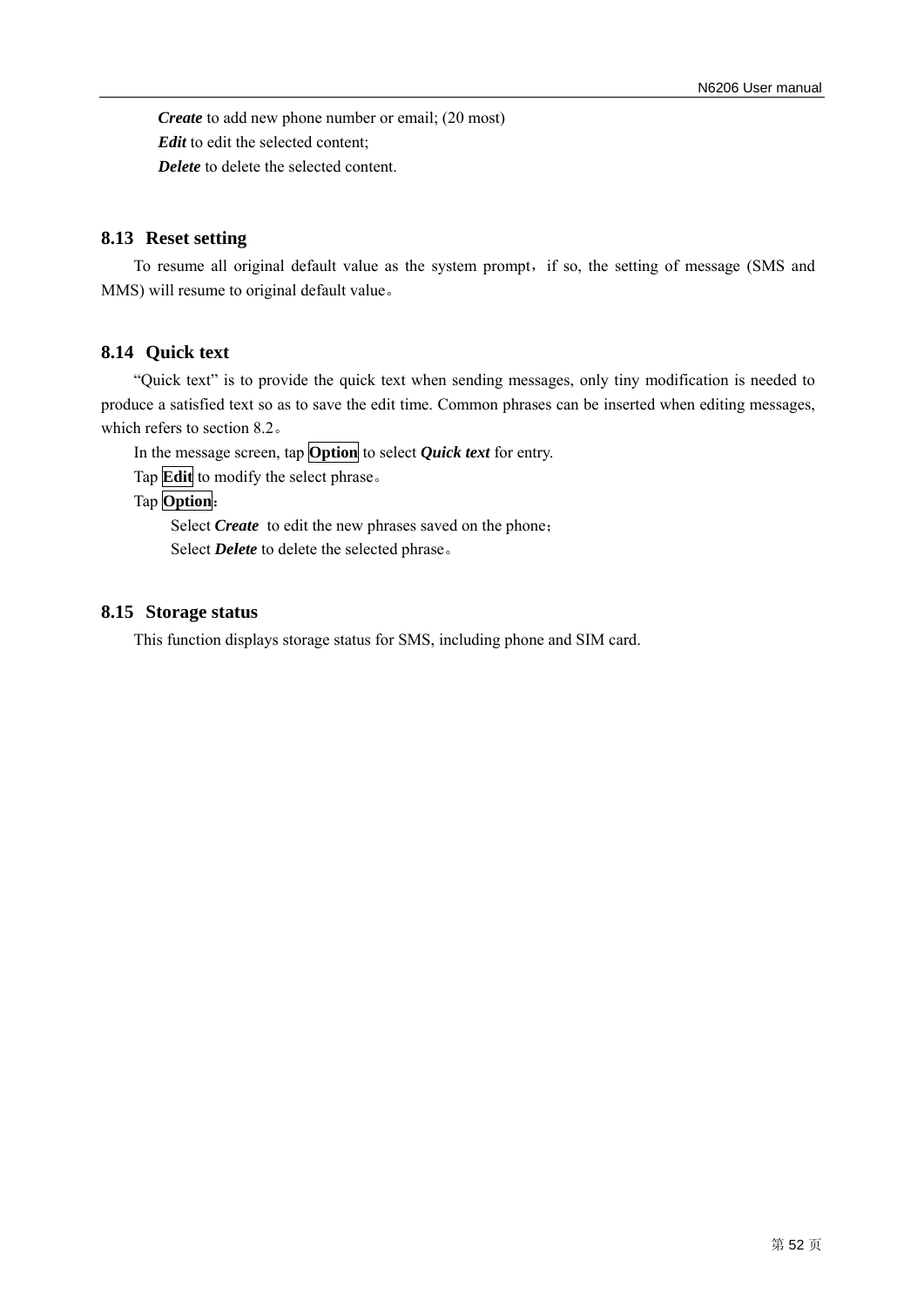***Create*** to add new phone number or email; (20 most)

***Edit*** to edit the selected content;

***Delete*** to delete the selected content.

## 8.13 Reset setting

To resume all original default value as the system prompt，if so, the setting of message (SMS and MMS) will resume to original default value。

## 8.14 Quick text

"Quick text" is to provide the quick text when sending messages, only tiny modification is needed to produce a satisfied text so as to save the edit time. Common phrases can be inserted when editing messages, which refers to section 8.2。

In the message screen, tap **Option** to select ***Quick text*** for entry.

Tap **Edit** to modify the select phrase。

Tap **Option**：

- Select ***Create*** to edit the new phrases saved on the phone；
- Select ***Delete*** to delete the selected phrase。

## 8.15 Storage status

This function displays storage status for SMS, including phone and SIM card.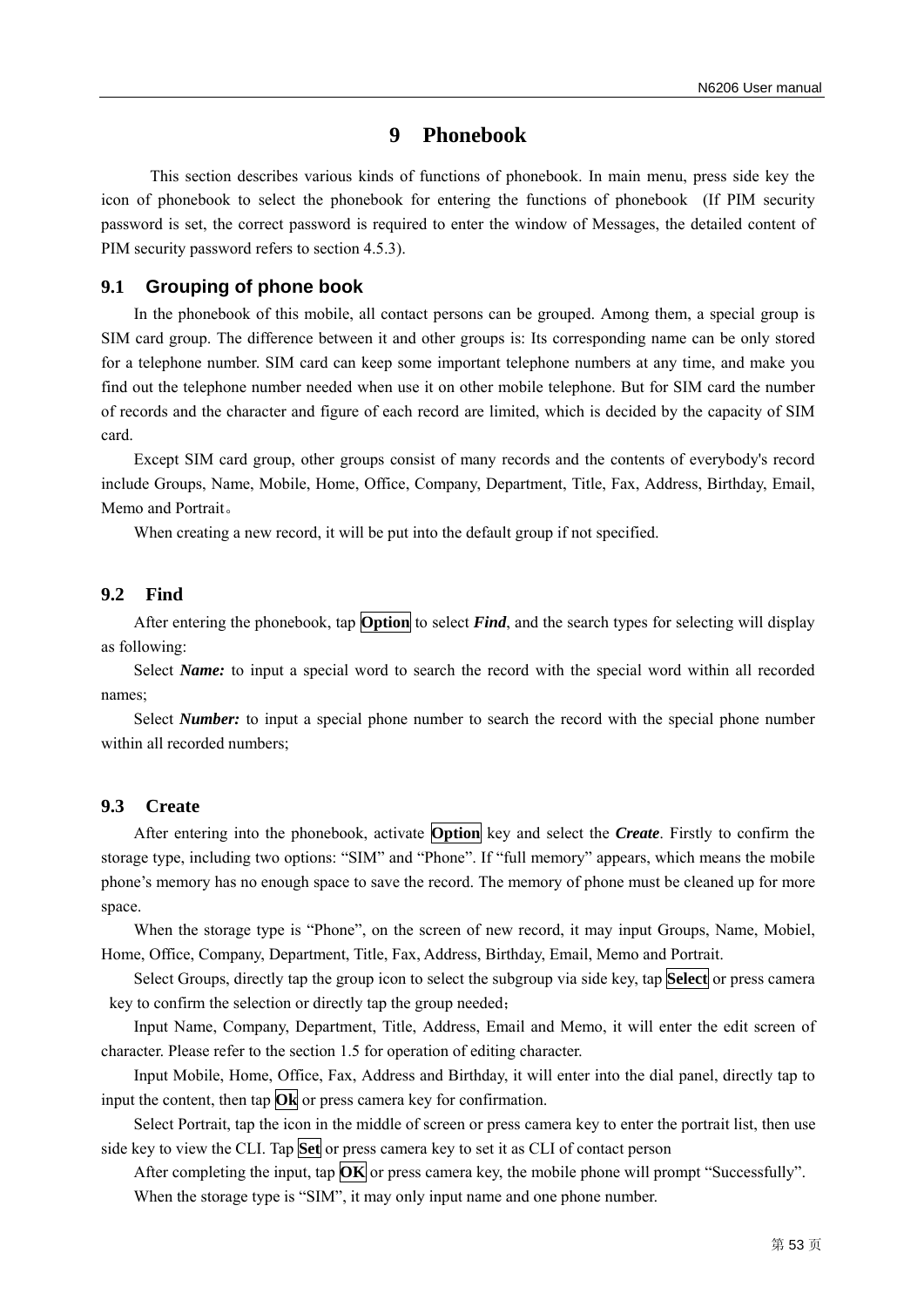# 9 Phonebook

This section describes various kinds of functions of phonebook. In main menu, press side key the icon of phonebook to select the phonebook for entering the functions of phonebook (If PIM security password is set, the correct password is required to enter the window of Messages, the detailed content of PIM security password refers to section 4.5.3).

## 9.1 Grouping of phone book

In the phonebook of this mobile, all contact persons can be grouped. Among them, a special group is SIM card group. The difference between it and other groups is: Its corresponding name can be only stored for a telephone number. SIM card can keep some important telephone numbers at any time, and make you find out the telephone number needed when use it on other mobile telephone. But for SIM card the number of records and the character and figure of each record are limited, which is decided by the capacity of SIM card.

Except SIM card group, other groups consist of many records and the contents of everybody's record include Groups, Name, Mobile, Home, Office, Company, Department, Title, Fax, Address, Birthday, Email, Memo and Portrait。

When creating a new record, it will be put into the default group if not specified.

## 9.2 Find

After entering the phonebook, tap **Option** to select ***Find***, and the search types for selecting will display as following:

Select ***Name:*** to input a special word to search the record with the special word within all recorded names;

Select ***Number:*** to input a special phone number to search the record with the special phone number within all recorded numbers;

## 9.3 Create

After entering into the phonebook, activate **Option** key and select the ***Create***. Firstly to confirm the storage type, including two options: "SIM" and "Phone". If "full memory" appears, which means the mobile phone's memory has no enough space to save the record. The memory of phone must be cleaned up for more space.

When the storage type is "Phone", on the screen of new record, it may input Groups, Name, Mobiel, Home, Office, Company, Department, Title, Fax, Address, Birthday, Email, Memo and Portrait.

Select Groups, directly tap the group icon to select the subgroup via side key, tap **Select** or press camera key to confirm the selection or directly tap the group needed；

Input Name, Company, Department, Title, Address, Email and Memo, it will enter the edit screen of character. Please refer to the section 1.5 for operation of editing character.

Input Mobile, Home, Office, Fax, Address and Birthday, it will enter into the dial panel, directly tap to input the content, then tap **Ok** or press camera key for confirmation.

Select Portrait, tap the icon in the middle of screen or press camera key to enter the portrait list, then use side key to view the CLI. Tap **Set** or press camera key to set it as CLI of contact person

After completing the input, tap **OK** or press camera key, the mobile phone will prompt "Successfully".

When the storage type is "SIM", it may only input name and one phone number.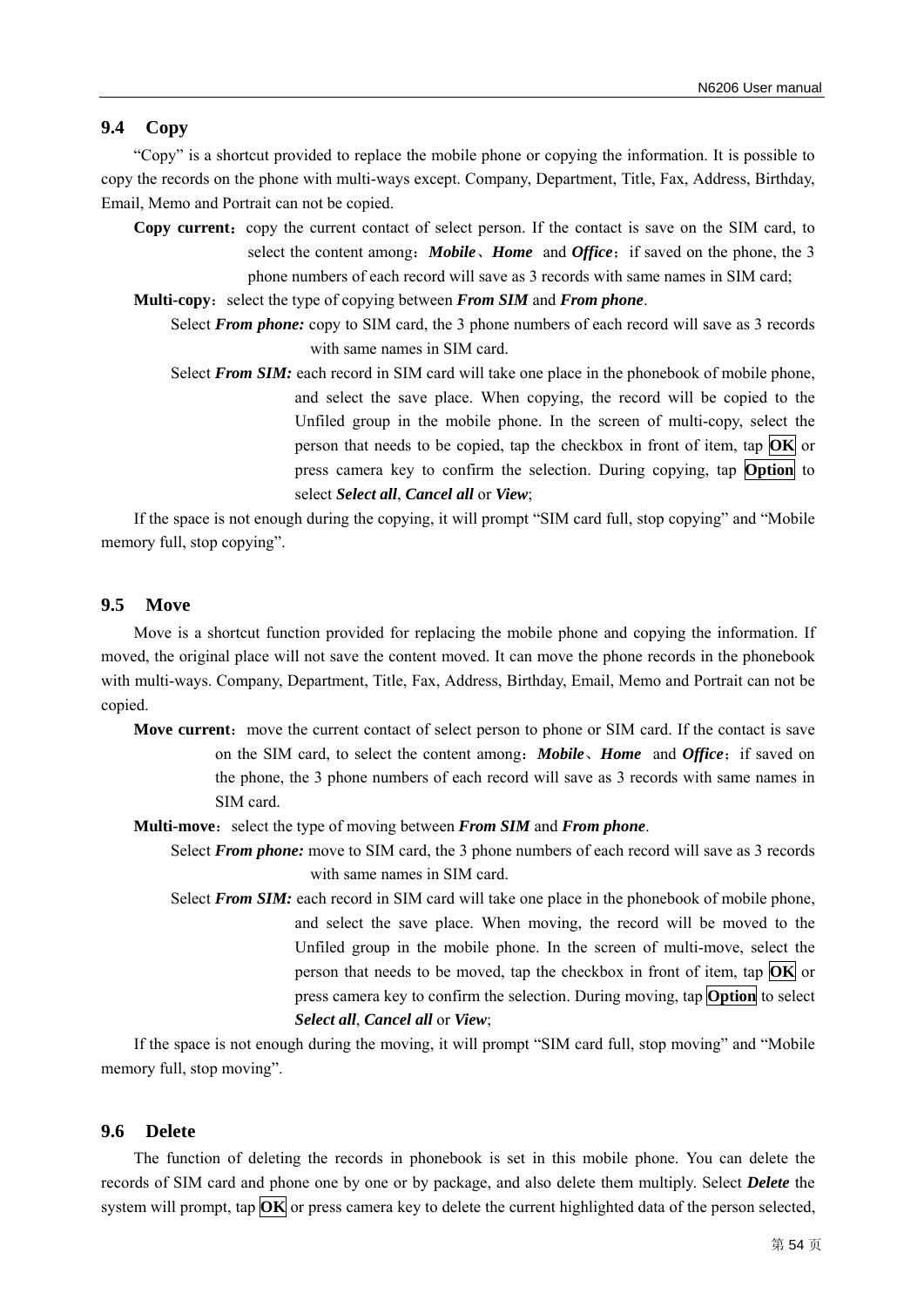## 9.4 Copy

"Copy" is a shortcut provided to replace the mobile phone or copying the information. It is possible to copy the records on the phone with multi-ways except. Company, Department, Title, Fax, Address, Birthday, Email, Memo and Portrait can not be copied.

**Copy current**：copy the current contact of select person. If the contact is save on the SIM card, to select the content among：***Mobile***、***Home*** and ***Office***；if saved on the phone, the 3 phone numbers of each record will save as 3 records with same names in SIM card;

**Multi-copy**：select the type of copying between ***From SIM*** and ***From phone***.

Select ***From phone:*** copy to SIM card, the 3 phone numbers of each record will save as 3 records with same names in SIM card.

Select ***From SIM:*** each record in SIM card will take one place in the phonebook of mobile phone, and select the save place. When copying, the record will be copied to the Unfiled group in the mobile phone. In the screen of multi-copy, select the person that needs to be copied, tap the checkbox in front of item, tap **OK** or press camera key to confirm the selection. During copying, tap **Option** to select ***Select all***, ***Cancel all*** or ***View***;

If the space is not enough during the copying, it will prompt "SIM card full, stop copying" and "Mobile memory full, stop copying".

## 9.5 Move

Move is a shortcut function provided for replacing the mobile phone and copying the information. If moved, the original place will not save the content moved. It can move the phone records in the phonebook with multi-ways. Company, Department, Title, Fax, Address, Birthday, Email, Memo and Portrait can not be copied.

**Move current**：move the current contact of select person to phone or SIM card. If the contact is save on the SIM card, to select the content among：***Mobile***、***Home*** and ***Office***；if saved on the phone, the 3 phone numbers of each record will save as 3 records with same names in SIM card.

**Multi-move**：select the type of moving between ***From SIM*** and ***From phone***.

Select ***From phone:*** move to SIM card, the 3 phone numbers of each record will save as 3 records with same names in SIM card.

Select ***From SIM:*** each record in SIM card will take one place in the phonebook of mobile phone, and select the save place. When moving, the record will be moved to the Unfiled group in the mobile phone. In the screen of multi-move, select the person that needs to be moved, tap the checkbox in front of item, tap **OK** or press camera key to confirm the selection. During moving, tap **Option** to select ***Select all***, ***Cancel all*** or ***View***;

If the space is not enough during the moving, it will prompt "SIM card full, stop moving" and "Mobile memory full, stop moving".

## 9.6 Delete

The function of deleting the records in phonebook is set in this mobile phone. You can delete the records of SIM card and phone one by one or by package, and also delete them multiply. Select ***Delete*** the system will prompt, tap **OK** or press camera key to delete the current highlighted data of the person selected,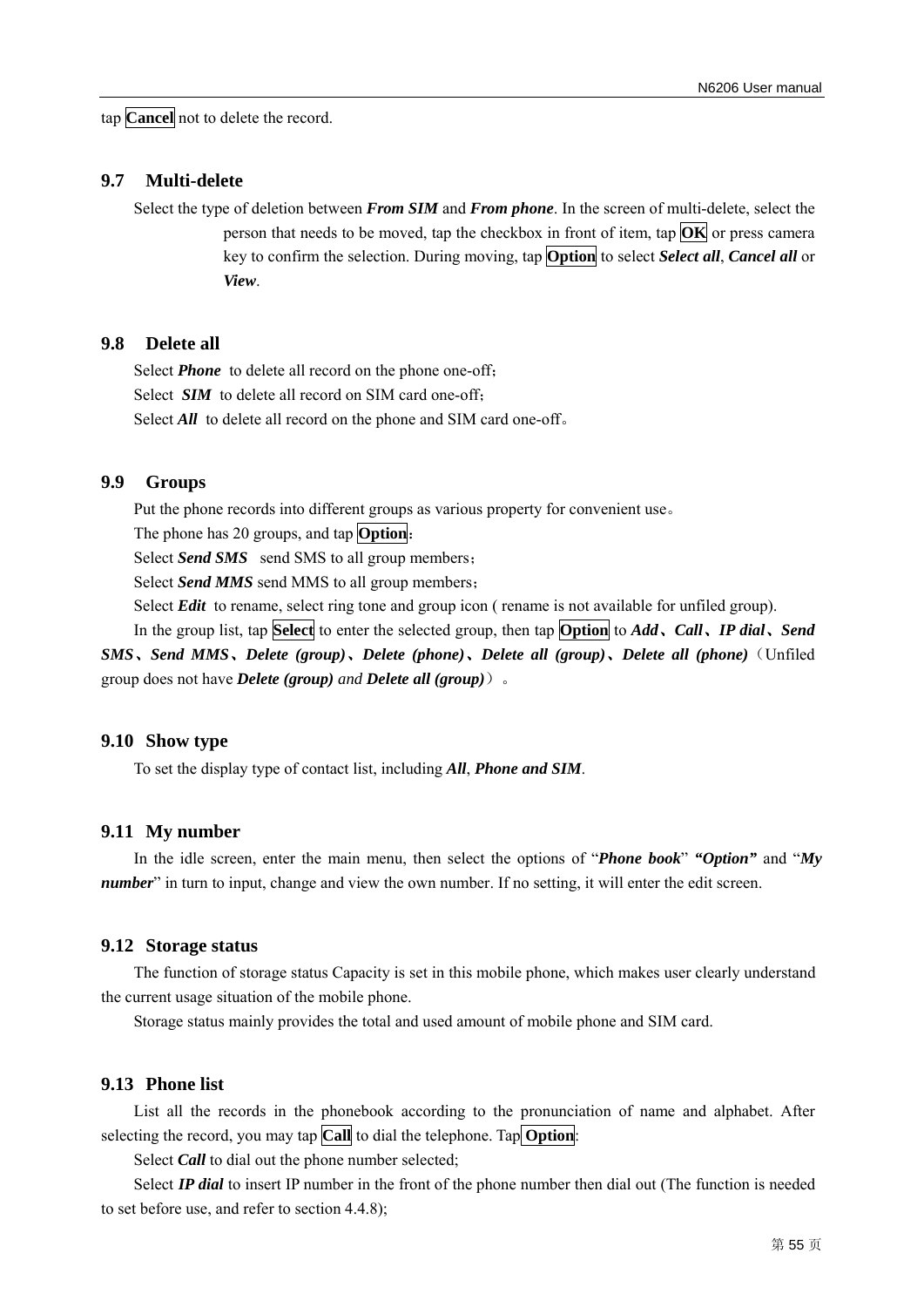tap **Cancel** not to delete the record.

## 9.7 Multi-delete

Select the type of deletion between ***From SIM*** and ***From phone***. In the screen of multi-delete, select the person that needs to be moved, tap the checkbox in front of item, tap **OK** or press camera key to confirm the selection. During moving, tap **Option** to select ***Select all***, ***Cancel all*** or ***View***.

## 9.8 Delete all

Select ***Phone*** to delete all record on the phone one-off;

Select ***SIM*** to delete all record on SIM card one-off;

Select ***All*** to delete all record on the phone and SIM card one-off。

## 9.9 Groups

Put the phone records into different groups as various property for convenient use。

The phone has 20 groups, and tap **Option**:

Select ***Send SMS*** send SMS to all group members;

Select ***Send MMS*** send MMS to all group members;

Select ***Edit*** to rename, select ring tone and group icon ( rename is not available for unfiled group).

In the group list, tap **Select** to enter the selected group, then tap **Option** to ***Add***、***Call***、***IP dial***、***Send SMS***、***Send MMS***、***Delete (group)***、***Delete (phone)***、***Delete all (group)***、***Delete all (phone)***（Unfiled group does not have ***Delete (group)*** *and* ***Delete all (group)***）。

## 9.10 Show type

To set the display type of contact list, including ***All***, ***Phone and SIM***.

## 9.11 My number

In the idle screen, enter the main menu, then select the options of "***Phone book***" ***"Option"*** and "***My number***" in turn to input, change and view the own number. If no setting, it will enter the edit screen.

## 9.12 Storage status

The function of storage status Capacity is set in this mobile phone, which makes user clearly understand the current usage situation of the mobile phone.

Storage status mainly provides the total and used amount of mobile phone and SIM card.

## 9.13 Phone list

List all the records in the phonebook according to the pronunciation of name and alphabet. After selecting the record, you may tap **Call** to dial the telephone. Tap **Option**:

Select ***Call*** to dial out the phone number selected;

Select ***IP dial*** to insert IP number in the front of the phone number then dial out (The function is needed to set before use, and refer to section 4.4.8);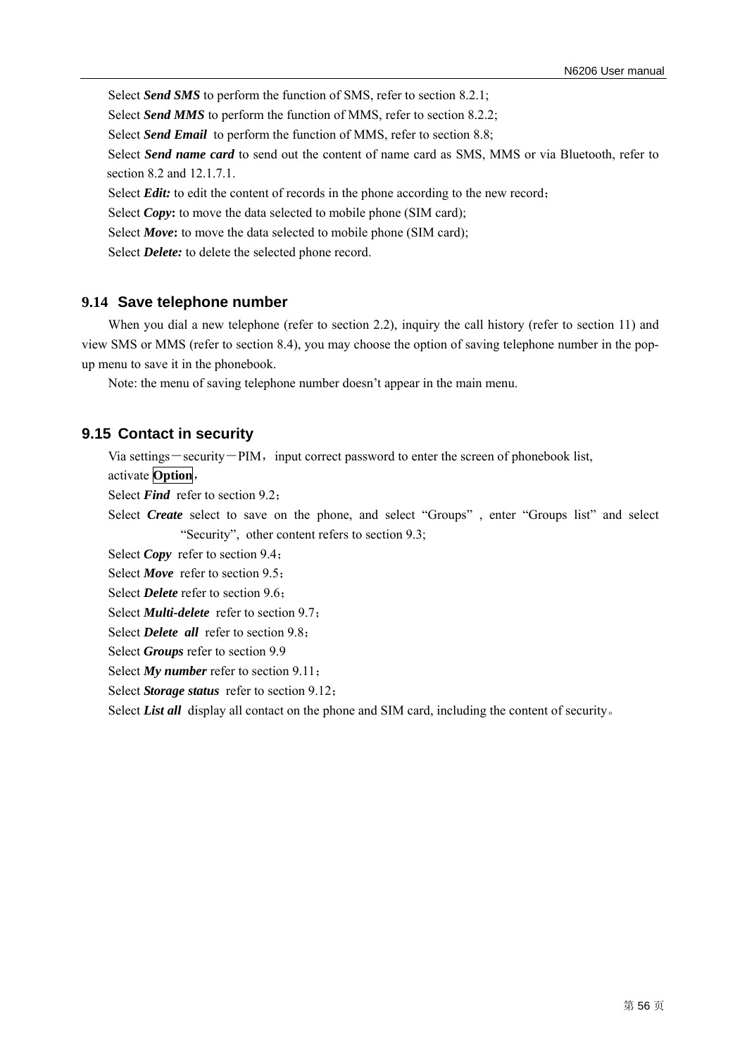Select ***Send SMS*** to perform the function of SMS, refer to section 8.2.1;

Select ***Send MMS*** to perform the function of MMS, refer to section 8.2.2;

Select ***Send Email*** to perform the function of MMS, refer to section 8.8;

Select ***Send name card*** to send out the content of name card as SMS, MMS or via Bluetooth, refer to section 8.2 and 12.1.7.1.

Select ***Edit:*** to edit the content of records in the phone according to the new record；

Select ***Copy*****:** to move the data selected to mobile phone (SIM card);

Select ***Move*****:** to move the data selected to mobile phone (SIM card);

Select ***Delete:*** to delete the selected phone record.

## 9.14 Save telephone number

When you dial a new telephone (refer to section 2.2), inquiry the call history (refer to section 11) and view SMS or MMS (refer to section 8.4), you may choose the option of saving telephone number in the pop-up menu to save it in the phonebook.

Note: the menu of saving telephone number doesn’t appear in the main menu.

## 9.15 Contact in security

Via settings－security－PIM，input correct password to enter the screen of phonebook list,

activate **Option**，

Select ***Find*** refer to section 9.2；

Select ***Create*** select to save on the phone, and select “Groups” , enter “Groups list” and select “Security”, other content refers to section 9.3;

Select ***Copy*** refer to section 9.4；

Select ***Move*** refer to section 9.5；

Select ***Delete*** refer to section 9.6；

Select ***Multi-delete*** refer to section 9.7；

Select ***Delete all*** refer to section 9.8；

Select ***Groups*** refer to section 9.9

Select ***My number*** refer to section 9.11；

Select ***Storage status*** refer to section 9.12；

Select ***List all*** display all contact on the phone and SIM card, including the content of security。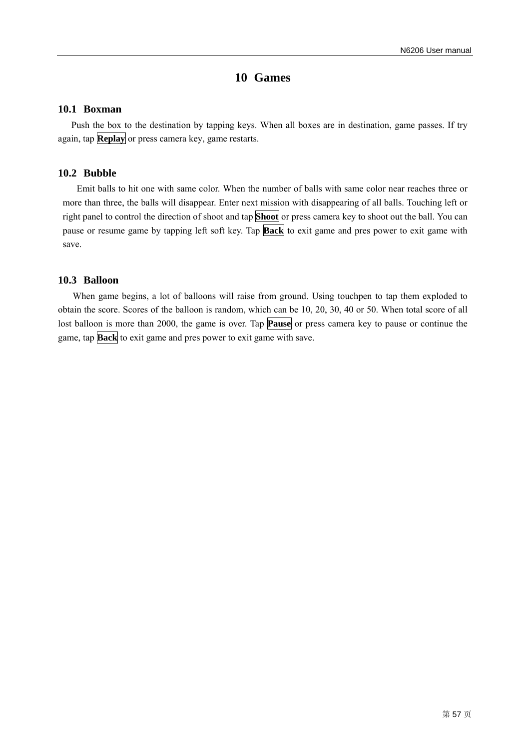# 10 Games

## 10.1 Boxman

Push the box to the destination by tapping keys. When all boxes are in destination, game passes. If try again, tap **Replay** or press camera key, game restarts.

## 10.2 Bubble

Emit balls to hit one with same color. When the number of balls with same color near reaches three or more than three, the balls will disappear. Enter next mission with disappearing of all balls. Touching left or right panel to control the direction of shoot and tap **Shoot** or press camera key to shoot out the ball. You can pause or resume game by tapping left soft key. Tap **Back** to exit game and pres power to exit game with save.

## 10.3 Balloon

When game begins, a lot of balloons will raise from ground. Using touchpen to tap them exploded to obtain the score. Scores of the balloon is random, which can be 10, 20, 30, 40 or 50. When total score of all lost balloon is more than 2000, the game is over. Tap **Pause** or press camera key to pause or continue the game, tap **Back** to exit game and pres power to exit game with save.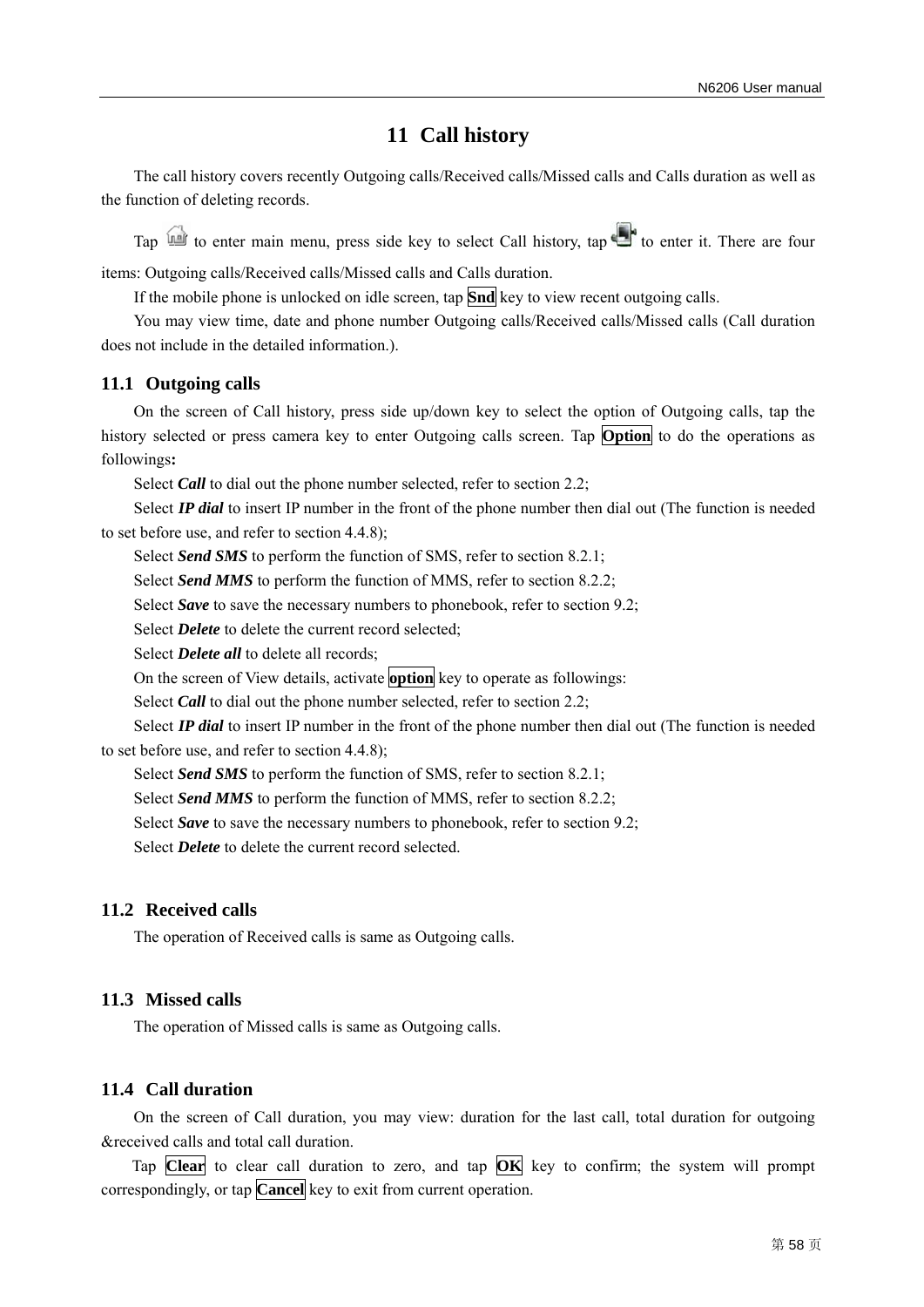# 11 Call history

The call history covers recently Outgoing calls/Received calls/Missed calls and Calls duration as well as the function of deleting records.

Tap to enter main menu, press side key to select Call history, tap to enter it. There are four items: Outgoing calls/Received calls/Missed calls and Calls duration.

If the mobile phone is unlocked on idle screen, tap **Snd** key to view recent outgoing calls.

You may view time, date and phone number Outgoing calls/Received calls/Missed calls (Call duration does not include in the detailed information.).

## 11.1 Outgoing calls

On the screen of Call history, press side up/down key to select the option of Outgoing calls, tap the history selected or press camera key to enter Outgoing calls screen. Tap **Option** to do the operations as followings**:**

Select ***Call*** to dial out the phone number selected, refer to section 2.2;

Select ***IP dial*** to insert IP number in the front of the phone number then dial out (The function is needed to set before use, and refer to section 4.4.8);

Select ***Send SMS*** to perform the function of SMS, refer to section 8.2.1;

Select ***Send MMS*** to perform the function of MMS, refer to section 8.2.2;

Select ***Save*** to save the necessary numbers to phonebook, refer to section 9.2;

Select ***Delete*** to delete the current record selected;

Select ***Delete all*** to delete all records;

On the screen of View details, activate **option** key to operate as followings:

Select ***Call*** to dial out the phone number selected, refer to section 2.2;

Select ***IP dial*** to insert IP number in the front of the phone number then dial out (The function is needed to set before use, and refer to section 4.4.8);

Select ***Send SMS*** to perform the function of SMS, refer to section 8.2.1;

Select ***Send MMS*** to perform the function of MMS, refer to section 8.2.2;

Select ***Save*** to save the necessary numbers to phonebook, refer to section 9.2;

Select ***Delete*** to delete the current record selected.

## 11.2 Received calls

The operation of Received calls is same as Outgoing calls.

## 11.3 Missed calls

The operation of Missed calls is same as Outgoing calls.

## 11.4 Call duration

On the screen of Call duration, you may view: duration for the last call, total duration for outgoing &received calls and total call duration.

Tap **Clear** to clear call duration to zero, and tap **OK** key to confirm; the system will prompt correspondingly, or tap **Cancel** key to exit from current operation.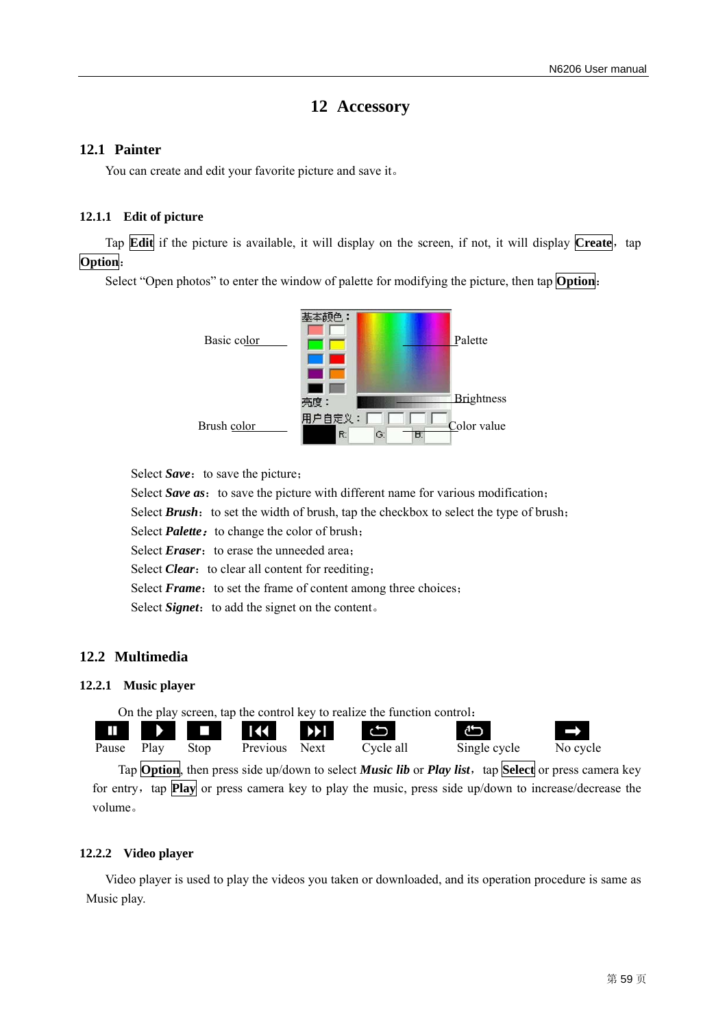# 12 Accessory

## 12.1 Painter

You can create and edit your favorite picture and save it。

### 12.1.1 Edit of picture

Tap **Edit** if the picture is available, it will display on the screen, if not, it will display **Create**，tap **Option**：

Select "Open photos" to enter the window of palette for modifying the picture, then tap **Option**：

Basic color

Palette

Brightness

Brush color

Color value

基本颜色：

亮度：

用户自定义：

R: G: B:

Select ***Save***：to save the picture；

Select ***Save as***：to save the picture with different name for various modification；

Select ***Brush***：to set the width of brush, tap the checkbox to select the type of brush；

Select ***Palette***；to change the color of brush；

Select ***Eraser***：to erase the unneeded area；

Select ***Clear***：to clear all content for reediting；

Select ***Frame***：to set the frame of content among three choices；

Select ***Signet***：to add the signet on the content。

## 12.2 Multimedia

### 12.2.1 Music player

On the play screen, tap the control key to realize the function control：

Pause　Play　Stop　Previous　Next　Cycle all　Single cycle　No cycle

Tap **Option**, then press side up/down to select ***Music lib*** or ***Play list***，tap **Select** or press camera key for entry，tap **Play** or press camera key to play the music, press side up/down to increase/decrease the volume。

### 12.2.2 Video player

Video player is used to play the videos you taken or downloaded, and its operation procedure is same as Music play.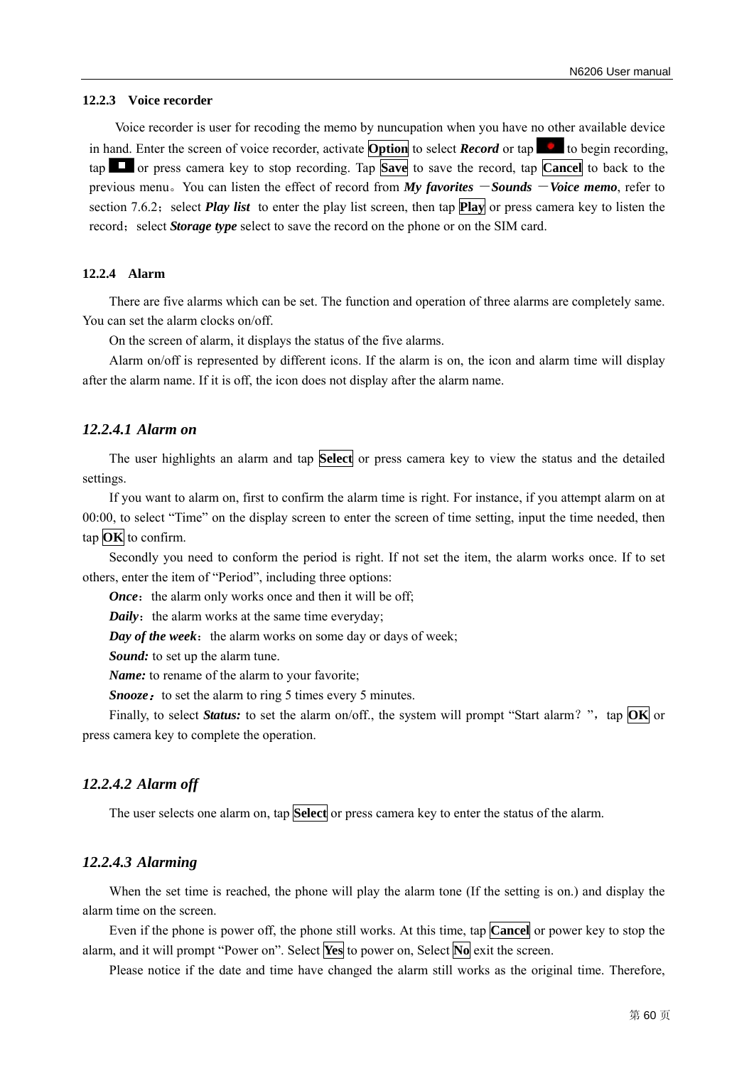### 12.2.3 Voice recorder

Voice recorder is user for recoding the memo by nuncupation when you have no other available device in hand. Enter the screen of voice recorder, activate **Option** to select ***Record*** or tap to begin recording, tap or press camera key to stop recording. Tap **Save** to save the record, tap **Cancel** to back to the previous menu。You can listen the effect of record from ***My favorites*** －***Sounds*** －***Voice memo***, refer to section 7.6.2；select ***Play list*** to enter the play list screen, then tap **Play** or press camera key to listen the record；select ***Storage type*** select to save the record on the phone or on the SIM card.

### 12.2.4 Alarm

There are five alarms which can be set. The function and operation of three alarms are completely same. You can set the alarm clocks on/off.

On the screen of alarm, it displays the status of the five alarms.

Alarm on/off is represented by different icons. If the alarm is on, the icon and alarm time will display after the alarm name. If it is off, the icon does not display after the alarm name.

#### *12.2.4.1 Alarm on*

The user highlights an alarm and tap **Select** or press camera key to view the status and the detailed settings.

If you want to alarm on, first to confirm the alarm time is right. For instance, if you attempt alarm on at 00:00, to select "Time" on the display screen to enter the screen of time setting, input the time needed, then tap **OK** to confirm.

Secondly you need to conform the period is right. If not set the item, the alarm works once. If to set others, enter the item of "Period", including three options:

***Once***：the alarm only works once and then it will be off;

***Daily***：the alarm works at the same time everyday;

***Day of the week***：the alarm works on some day or days of week;

***Sound:*** to set up the alarm tune.

***Name:*** to rename of the alarm to your favorite;

***Snooze***：to set the alarm to ring 5 times every 5 minutes.

Finally, to select ***Status:*** to set the alarm on/off., the system will prompt "Start alarm？"，tap **OK** or press camera key to complete the operation.

#### *12.2.4.2 Alarm off*

The user selects one alarm on, tap **Select** or press camera key to enter the status of the alarm.

#### *12.2.4.3 Alarming*

When the set time is reached, the phone will play the alarm tone (If the setting is on.) and display the alarm time on the screen.

Even if the phone is power off, the phone still works. At this time, tap **Cancel** or power key to stop the alarm, and it will prompt "Power on". Select **Yes** to power on, Select **No** exit the screen.

Please notice if the date and time have changed the alarm still works as the original time. Therefore,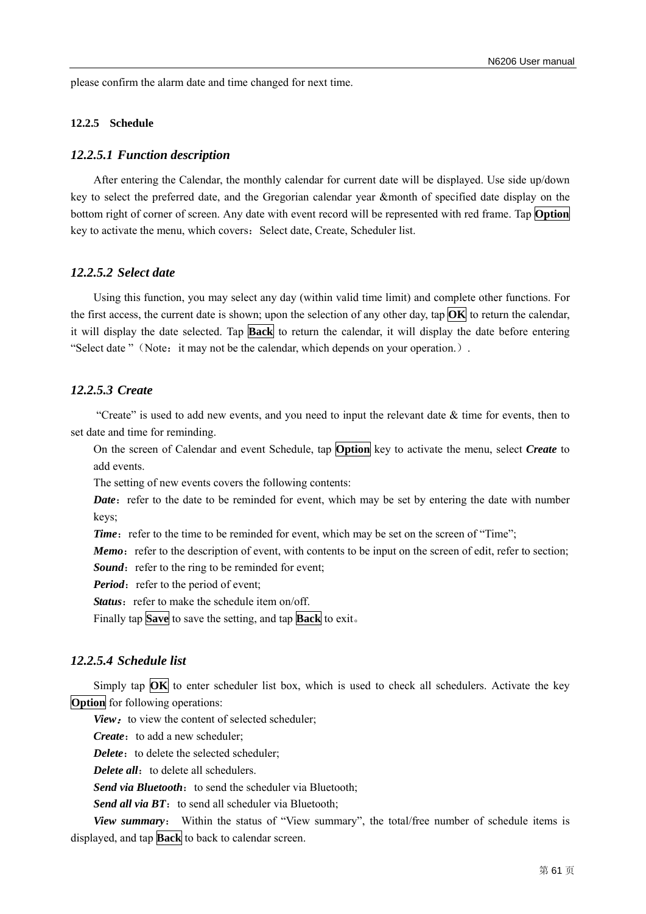please confirm the alarm date and time changed for next time.

### 12.2.5 Schedule

#### *12.2.5.1 Function description*

After entering the Calendar, the monthly calendar for current date will be displayed. Use side up/down key to select the preferred date, and the Gregorian calendar year &month of specified date display on the bottom right of corner of screen. Any date with event record will be represented with red frame. Tap **Option** key to activate the menu, which covers：Select date, Create, Scheduler list.

#### *12.2.5.2 Select date*

Using this function, you may select any day (within valid time limit) and complete other functions. For the first access, the current date is shown; upon the selection of any other day, tap **OK** to return the calendar, it will display the date selected. Tap **Back** to return the calendar, it will display the date before entering "Select date "（Note：it may not be the calendar, which depends on your operation.）.

#### *12.2.5.3 Create*

"Create" is used to add new events, and you need to input the relevant date & time for events, then to set date and time for reminding.

On the screen of Calendar and event Schedule, tap **Option** key to activate the menu, select ***Create*** to add events.

The setting of new events covers the following contents:

***Date***：refer to the date to be reminded for event, which may be set by entering the date with number keys;

***Time***：refer to the time to be reminded for event, which may be set on the screen of "Time";

***Memo***：refer to the description of event, with contents to be input on the screen of edit, refer to section;

***Sound***：refer to the ring to be reminded for event;

***Period***：refer to the period of event;

***Status***：refer to make the schedule item on/off.

Finally tap **Save** to save the setting, and tap **Back** to exit。

#### *12.2.5.4 Schedule list*

Simply tap **OK** to enter scheduler list box, which is used to check all schedulers. Activate the key **Option** for following operations:

***View*；**to view the content of selected scheduler;

***Create***：to add a new scheduler;

***Delete***：to delete the selected scheduler;

***Delete all***：to delete all schedulers.

***Send via Bluetooth***：to send the scheduler via Bluetooth;

***Send all via BT***：to send all scheduler via Bluetooth;

***View summary***： Within the status of "View summary", the total/free number of schedule items is displayed, and tap **Back** to back to calendar screen.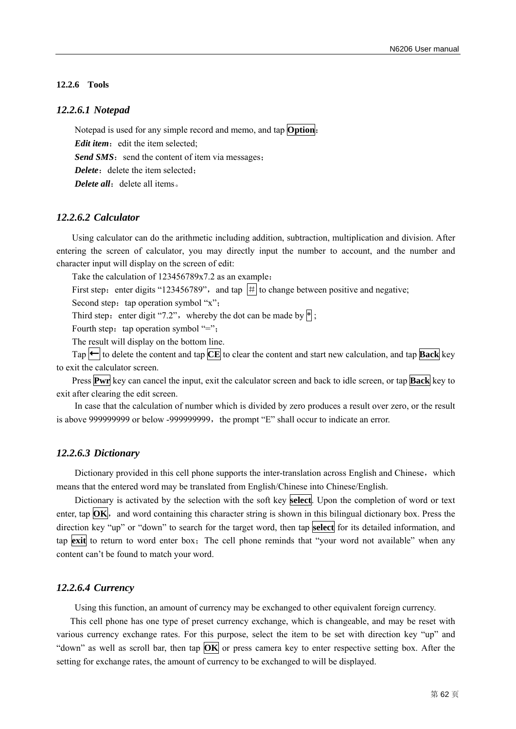### 12.2.6 Tools

#### *12.2.6.1 Notepad*

Notepad is used for any simple record and memo, and tap **Option**：

***Edit item***：edit the item selected;

***Send SMS***：send the content of item via messages；

***Delete***：delete the item selected；

***Delete all***：delete all items。

#### *12.2.6.2 Calculator*

Using calculator can do the arithmetic including addition, subtraction, multiplication and division. After entering the screen of calculator, you may directly input the number to account, and the number and character input will display on the screen of edit:

Take the calculation of 123456789x7.2 as an example：

First step：enter digits "123456789"，and tap # to change between positive and negative;

Second step：tap operation symbol "x"；

Third step：enter digit "7.2"，whereby the dot can be made by * ;

Fourth step：tap operation symbol "="；

The result will display on the bottom line.

Tap ← to delete the content and tap **CE** to clear the content and start new calculation, and tap **Back** key to exit the calculator screen.

Press **Pwr** key can cancel the input, exit the calculator screen and back to idle screen, or tap **Back** key to exit after clearing the edit screen.

In case that the calculation of number which is divided by zero produces a result over zero, or the result is above 999999999 or below -999999999，the prompt "E" shall occur to indicate an error.

#### *12.2.6.3 Dictionary*

Dictionary provided in this cell phone supports the inter-translation across English and Chinese，which means that the entered word may be translated from English/Chinese into Chinese/English.

Dictionary is activated by the selection with the soft key **select**. Upon the completion of word or text enter, tap **OK**，and word containing this character string is shown in this bilingual dictionary box. Press the direction key "up" or "down" to search for the target word, then tap **select** for its detailed information, and tap **exit** to return to word enter box；The cell phone reminds that "your word not available" when any content can't be found to match your word.

#### *12.2.6.4 Currency*

Using this function, an amount of currency may be exchanged to other equivalent foreign currency.

This cell phone has one type of preset currency exchange, which is changeable, and may be reset with various currency exchange rates. For this purpose, select the item to be set with direction key "up" and "down" as well as scroll bar, then tap **OK** or press camera key to enter respective setting box. After the setting for exchange rates, the amount of currency to be exchanged to will be displayed.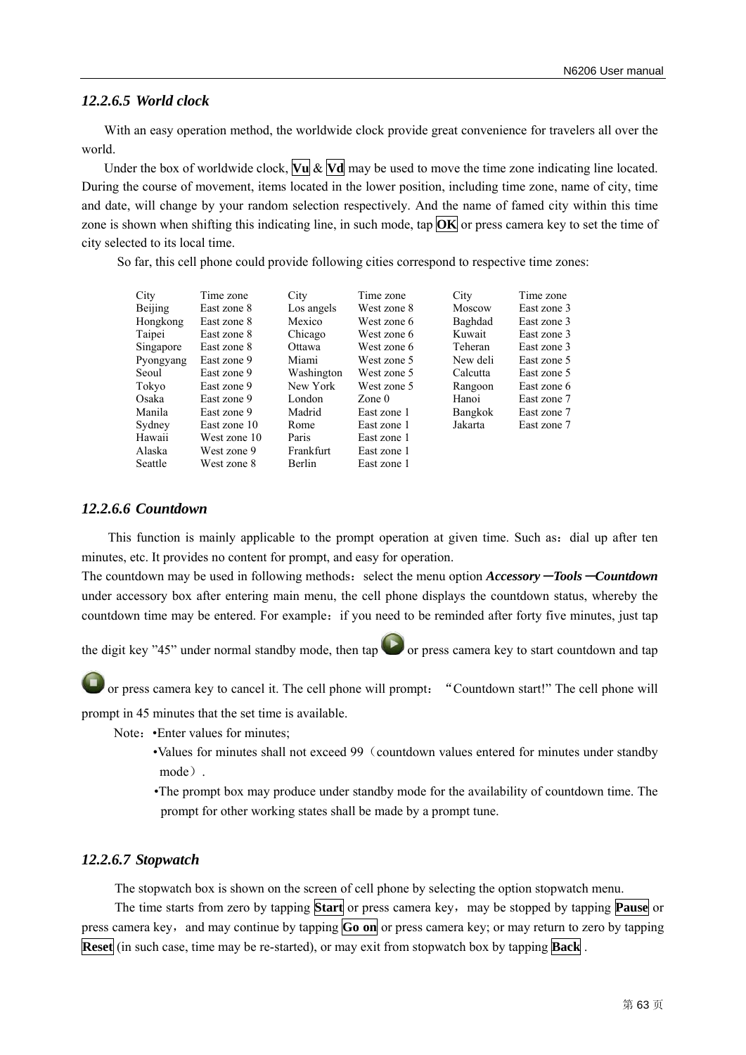### *12.2.6.5 World clock*

With an easy operation method, the worldwide clock provide great convenience for travelers all over the world.

Under the box of worldwide clock, **Vu** & **Vd** may be used to move the time zone indicating line located. During the course of movement, items located in the lower position, including time zone, name of city, time and date, will change by your random selection respectively. And the name of famed city within this time zone is shown when shifting this indicating line, in such mode, tap **OK** or press camera key to set the time of city selected to its local time.

So far, this cell phone could provide following cities correspond to respective time zones:

| City | Time zone | City | Time zone | City | Time zone |
|---|---|---|---|---|---|
| Beijing | East zone 8 | Los angels | West zone 8 | Moscow | East zone 3 |
| Hongkong | East zone 8 | Mexico | West zone 6 | Baghdad | East zone 3 |
| Taipei | East zone 8 | Chicago | West zone 6 | Kuwait | East zone 3 |
| Singapore | East zone 8 | Ottawa | West zone 6 | Teheran | East zone 3 |
| Pyongyang | East zone 9 | Miami | West zone 5 | New deli | East zone 5 |
| Seoul | East zone 9 | Washington | West zone 5 | Calcutta | East zone 5 |
| Tokyo | East zone 9 | New York | West zone 5 | Rangoon | East zone 6 |
| Osaka | East zone 9 | London | Zone 0 | Hanoi | East zone 7 |
| Manila | East zone 9 | Madrid | East zone 1 | Bangkok | East zone 7 |
| Sydney | East zone 10 | Rome | East zone 1 | Jakarta | East zone 7 |
| Hawaii | West zone 10 | Paris | East zone 1 | | |
| Alaska | West zone 9 | Frankfurt | East zone 1 | | |
| Seattle | West zone 8 | Berlin | East zone 1 | | |

### *12.2.6.6 Countdown*

This function is mainly applicable to the prompt operation at given time. Such as：dial up after ten minutes, etc. It provides no content for prompt, and easy for operation.

The countdown may be used in following methods：select the menu option ***Accessory*—*Tools*—*Countdown*** under accessory box after entering main menu, the cell phone displays the countdown status, whereby the countdown time may be entered. For example：if you need to be reminded after forty five minutes, just tap the digit key "45" under normal standby mode, then tap ▶ or press camera key to start countdown and tap ■ or press camera key to cancel it. The cell phone will prompt： "Countdown start!" The cell phone will prompt in 45 minutes that the set time is available.

Note：•Enter values for minutes;

•Values for minutes shall not exceed 99（countdown values entered for minutes under standby mode）.

•The prompt box may produce under standby mode for the availability of countdown time. The prompt for other working states shall be made by a prompt tune.

### *12.2.6.7 Stopwatch*

The stopwatch box is shown on the screen of cell phone by selecting the option stopwatch menu.

The time starts from zero by tapping **Start** or press camera key，may be stopped by tapping **Pause** or press camera key，and may continue by tapping **Go on** or press camera key; or may return to zero by tapping **Reset** (in such case, time may be re-started), or may exit from stopwatch box by tapping **Back** .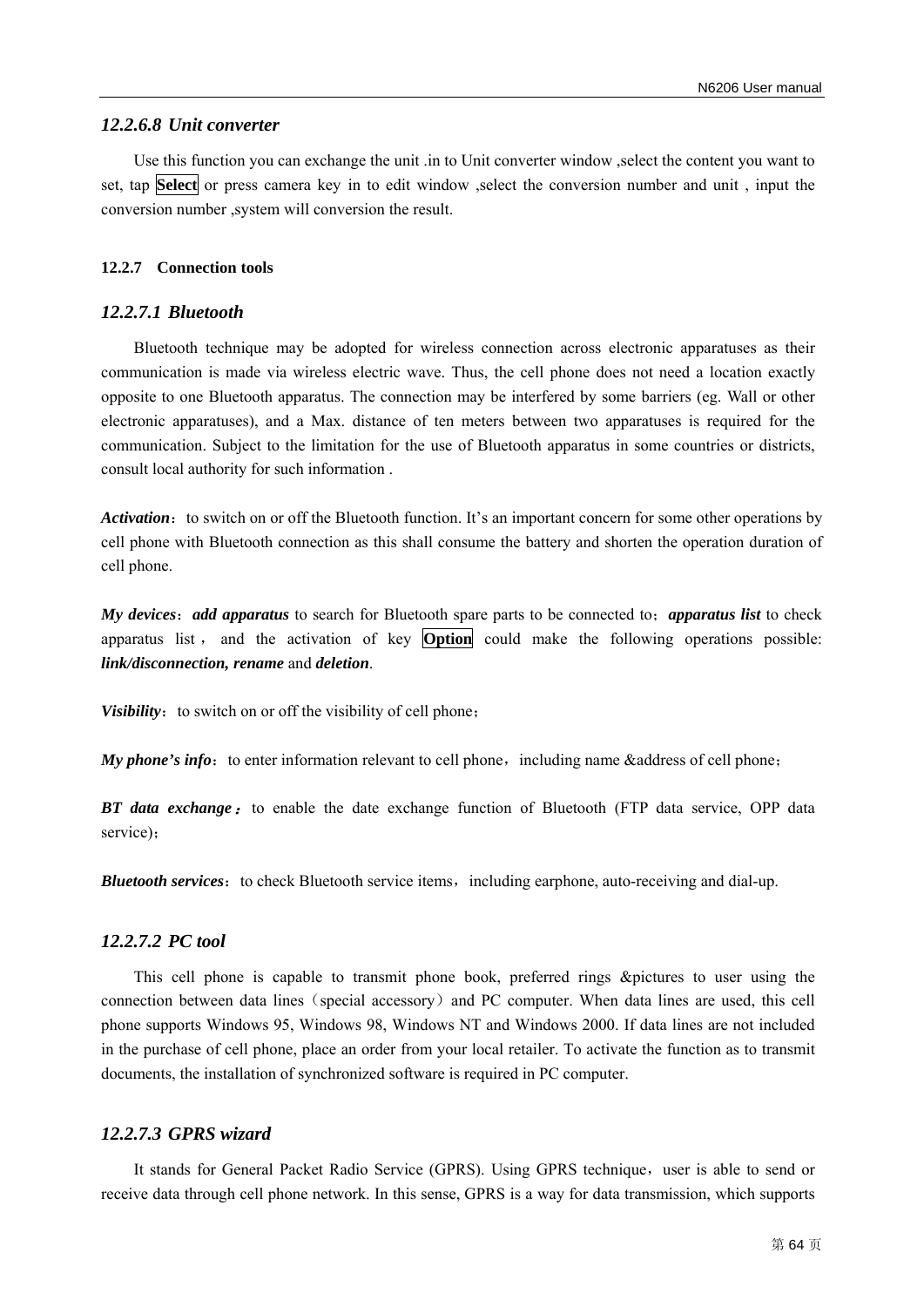### *12.2.6.8 Unit converter*

Use this function you can exchange the unit .in to Unit converter window ,select the content you want to set, tap **Select** or press camera key in to edit window ,select the conversion number and unit , input the conversion number ,system will conversion the result.

#### 12.2.7 Connection tools

### *12.2.7.1 Bluetooth*

Bluetooth technique may be adopted for wireless connection across electronic apparatuses as their communication is made via wireless electric wave. Thus, the cell phone does not need a location exactly opposite to one Bluetooth apparatus. The connection may be interfered by some barriers (eg. Wall or other electronic apparatuses), and a Max. distance of ten meters between two apparatuses is required for the communication. Subject to the limitation for the use of Bluetooth apparatus in some countries or districts, consult local authority for such information .

***Activation***：to switch on or off the Bluetooth function. It's an important concern for some other operations by cell phone with Bluetooth connection as this shall consume the battery and shorten the operation duration of cell phone.

***My devices***：***add apparatus*** to search for Bluetooth spare parts to be connected to；***apparatus list*** to check apparatus list ， and the activation of key **Option** could make the following operations possible: ***link/disconnection, rename*** and ***deletion***.

***Visibility***：to switch on or off the visibility of cell phone；

***My phone's info***：to enter information relevant to cell phone，including name &address of cell phone；

***BT data exchange***；to enable the date exchange function of Bluetooth (FTP data service, OPP data service)；

***Bluetooth services***：to check Bluetooth service items，including earphone, auto-receiving and dial-up.

### *12.2.7.2 PC tool*

This cell phone is capable to transmit phone book, preferred rings &pictures to user using the connection between data lines（special accessory）and PC computer. When data lines are used, this cell phone supports Windows 95, Windows 98, Windows NT and Windows 2000. If data lines are not included in the purchase of cell phone, place an order from your local retailer. To activate the function as to transmit documents, the installation of synchronized software is required in PC computer.

### *12.2.7.3 GPRS wizard*

It stands for General Packet Radio Service (GPRS). Using GPRS technique，user is able to send or receive data through cell phone network. In this sense, GPRS is a way for data transmission, which supports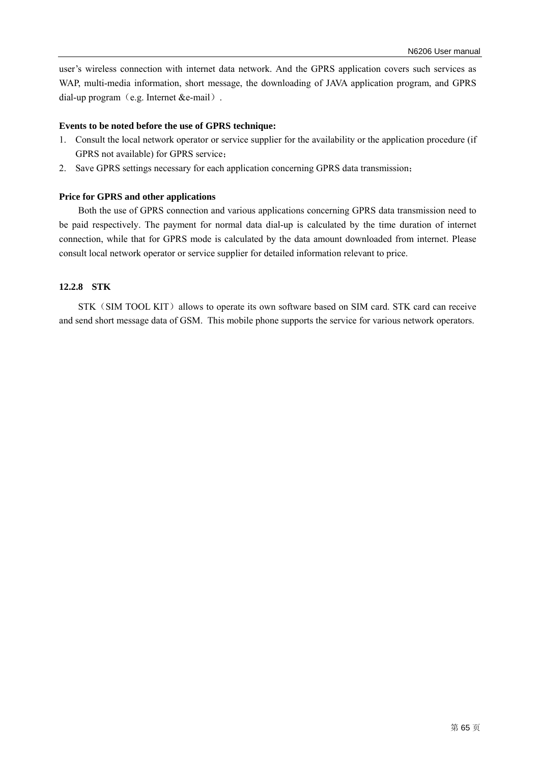user’s wireless connection with internet data network. And the GPRS application covers such services as WAP, multi-media information, short message, the downloading of JAVA application program, and GPRS dial-up program（e.g. Internet &e-mail）.

**Events to be noted before the use of GPRS technique:**

1. Consult the local network operator or service supplier for the availability or the application procedure (if GPRS not available) for GPRS service；
2. Save GPRS settings necessary for each application concerning GPRS data transmission；

**Price for GPRS and other applications**

Both the use of GPRS connection and various applications concerning GPRS data transmission need to be paid respectively. The payment for normal data dial-up is calculated by the time duration of internet connection, while that for GPRS mode is calculated by the data amount downloaded from internet. Please consult local network operator or service supplier for detailed information relevant to price.

### 12.2.8 STK

STK（SIM TOOL KIT）allows to operate its own software based on SIM card. STK card can receive and send short message data of GSM. This mobile phone supports the service for various network operators.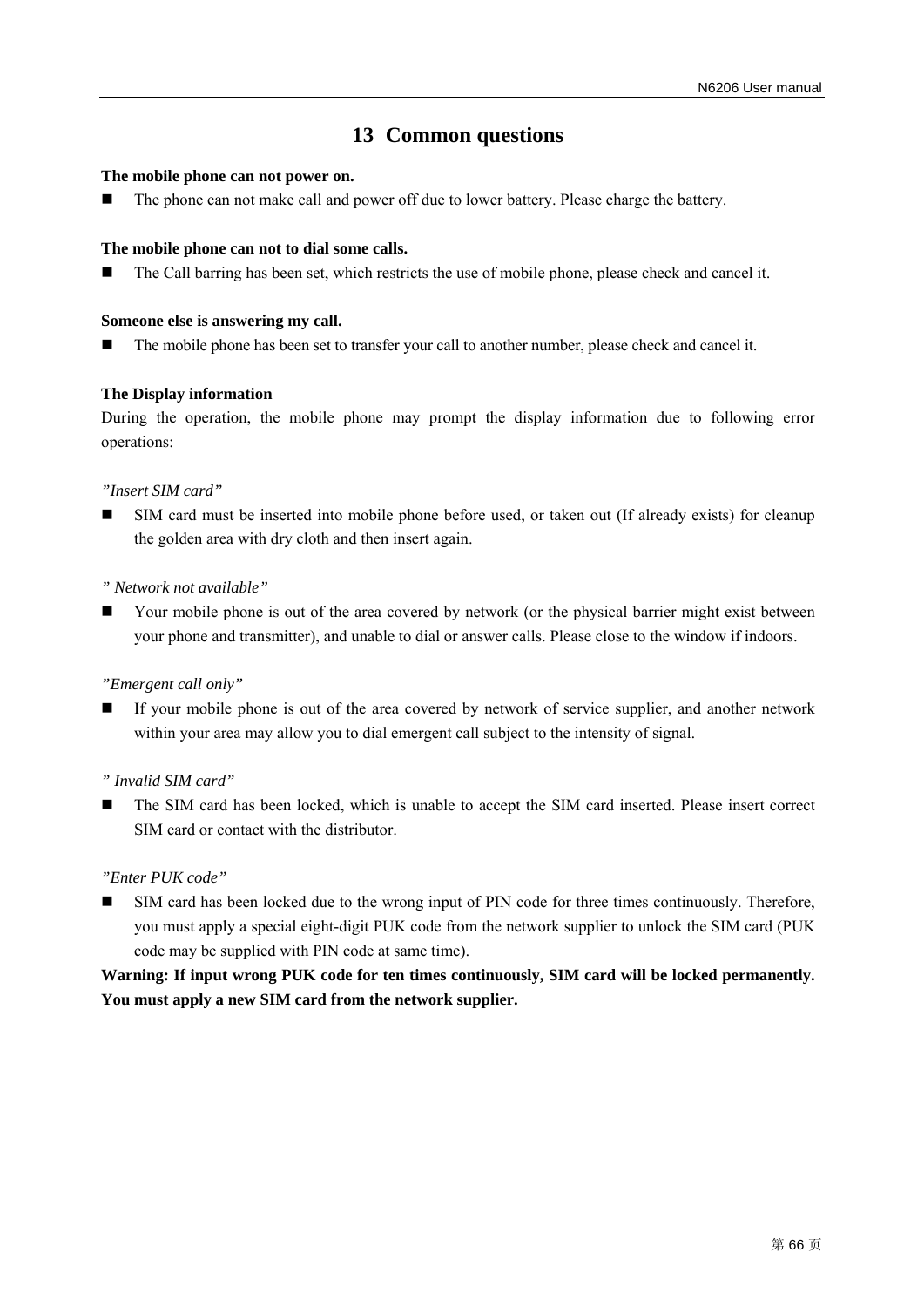# 13 Common questions

**The mobile phone can not power on.**

- The phone can not make call and power off due to lower battery. Please charge the battery.

**The mobile phone can not to dial some calls.**

- The Call barring has been set, which restricts the use of mobile phone, please check and cancel it.

**Someone else is answering my call.**

- The mobile phone has been set to transfer your call to another number, please check and cancel it.

**The Display information**

During the operation, the mobile phone may prompt the display information due to following error operations:

*"Insert SIM card"*

- SIM card must be inserted into mobile phone before used, or taken out (If already exists) for cleanup the golden area with dry cloth and then insert again.

*" Network not available"*

- Your mobile phone is out of the area covered by network (or the physical barrier might exist between your phone and transmitter), and unable to dial or answer calls. Please close to the window if indoors.

*"Emergent call only"*

- If your mobile phone is out of the area covered by network of service supplier, and another network within your area may allow you to dial emergent call subject to the intensity of signal.

*" Invalid SIM card"*

- The SIM card has been locked, which is unable to accept the SIM card inserted. Please insert correct SIM card or contact with the distributor.

*"Enter PUK code"*

- SIM card has been locked due to the wrong input of PIN code for three times continuously. Therefore, you must apply a special eight-digit PUK code from the network supplier to unlock the SIM card (PUK code may be supplied with PIN code at same time).

**Warning: If input wrong PUK code for ten times continuously, SIM card will be locked permanently. You must apply a new SIM card from the network supplier.**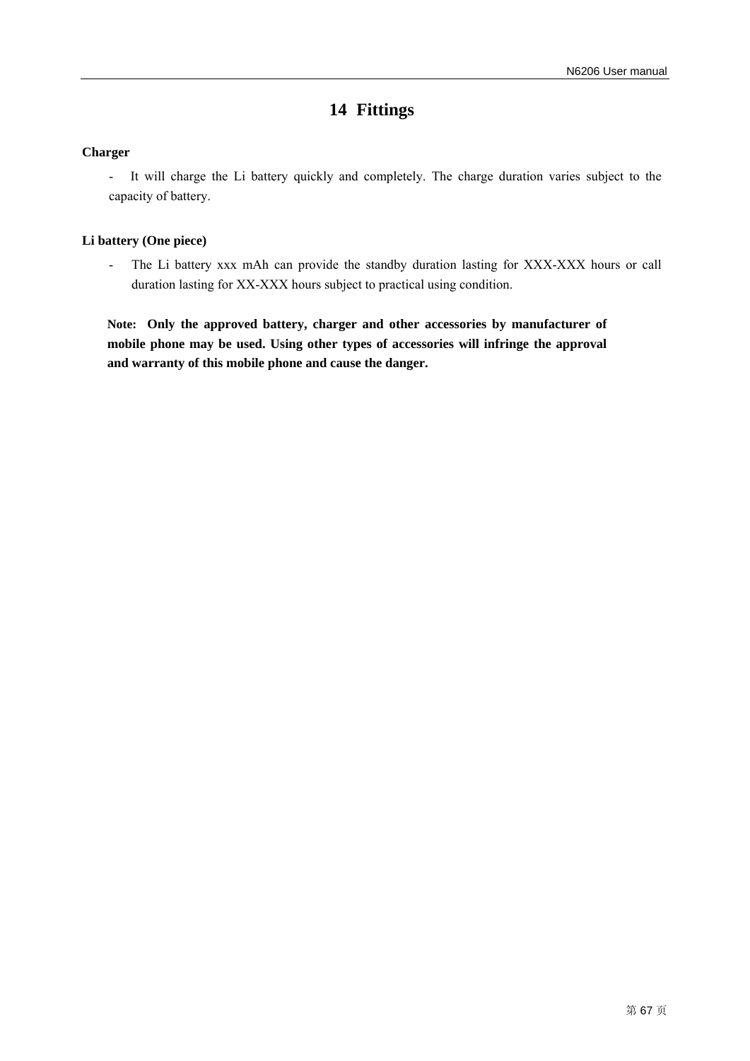# 14 Fittings

**Charger**

- It will charge the Li battery quickly and completely. The charge duration varies subject to the capacity of battery.

**Li battery (One piece)**

- The Li battery xxx mAh can provide the standby duration lasting for XXX-XXX hours or call duration lasting for XX-XXX hours subject to practical using condition.

**Note: Only the approved battery, charger and other accessories by manufacturer of mobile phone may be used. Using other types of accessories will infringe the approval and warranty of this mobile phone and cause the danger.**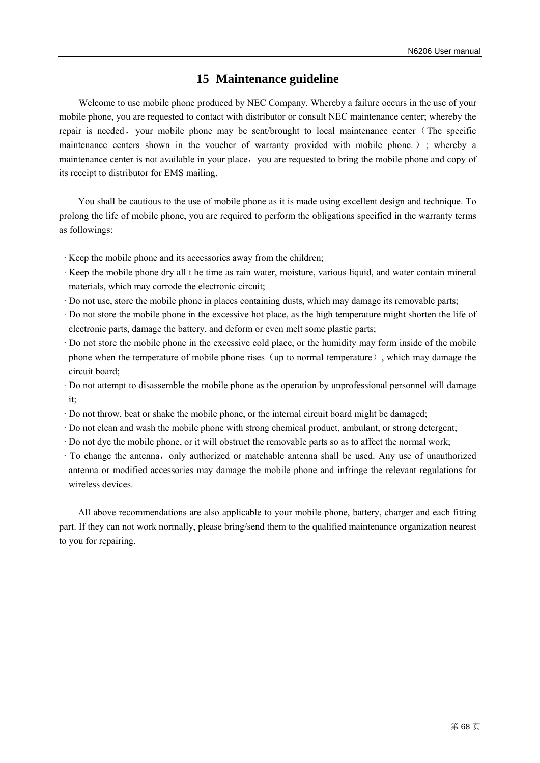# 15 Maintenance guideline

Welcome to use mobile phone produced by NEC Company. Whereby a failure occurs in the use of your mobile phone, you are requested to contact with distributor or consult NEC maintenance center; whereby the repair is needed，your mobile phone may be sent/brought to local maintenance center（The specific maintenance centers shown in the voucher of warranty provided with mobile phone.）; whereby a maintenance center is not available in your place，you are requested to bring the mobile phone and copy of its receipt to distributor for EMS mailing.

You shall be cautious to the use of mobile phone as it is made using excellent design and technique. To prolong the life of mobile phone, you are required to perform the obligations specified in the warranty terms as followings:

- Keep the mobile phone and its accessories away from the children;
- Keep the mobile phone dry all t he time as rain water, moisture, various liquid, and water contain mineral materials, which may corrode the electronic circuit;
- Do not use, store the mobile phone in places containing dusts, which may damage its removable parts;
- Do not store the mobile phone in the excessive hot place, as the high temperature might shorten the life of electronic parts, damage the battery, and deform or even melt some plastic parts;
- Do not store the mobile phone in the excessive cold place, or the humidity may form inside of the mobile phone when the temperature of mobile phone rises（up to normal temperature）, which may damage the circuit board;
- Do not attempt to disassemble the mobile phone as the operation by unprofessional personnel will damage it;
- Do not throw, beat or shake the mobile phone, or the internal circuit board might be damaged;
- Do not clean and wash the mobile phone with strong chemical product, ambulant, or strong detergent;
- Do not dye the mobile phone, or it will obstruct the removable parts so as to affect the normal work;
- To change the antenna，only authorized or matchable antenna shall be used. Any use of unauthorized antenna or modified accessories may damage the mobile phone and infringe the relevant regulations for wireless devices.

All above recommendations are also applicable to your mobile phone, battery, charger and each fitting part. If they can not work normally, please bring/send them to the qualified maintenance organization nearest to you for repairing.